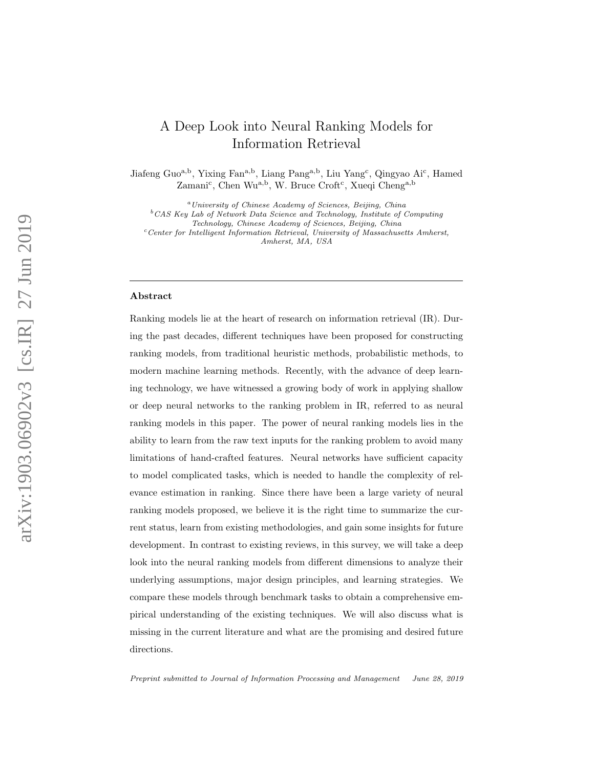# A Deep Look into Neural Ranking Models for Information Retrieval

Jiafeng Guo[a,b], Yixing Fan[a,b], Liang Pang[a,b], Liu Yang[c], Qingyao Ai[c], Hamed Zamani[c], Chen Wu[a,b], W. Bruce Croft[c], Xueqi Cheng[a,b]

[a] *University of Chinese Academy of Sciences, Beijing, China*
[b] *CAS Key Lab of Network Data Science and Technology, Institute of Computing Technology, Chinese Academy of Sciences, Beijing, China*
[c] *Center for Intelligent Information Retrieval, University of Massachusetts Amherst, Amherst, MA, USA*

## Abstract

Ranking models lie at the heart of research on information retrieval (IR). During the past decades, different techniques have been proposed for constructing ranking models, from traditional heuristic methods, probabilistic methods, to modern machine learning methods. Recently, with the advance of deep learning technology, we have witnessed a growing body of work in applying shallow or deep neural networks to the ranking problem in IR, referred to as neural ranking models in this paper. The power of neural ranking models lies in the ability to learn from the raw text inputs for the ranking problem to avoid many limitations of hand-crafted features. Neural networks have sufficient capacity to model complicated tasks, which is needed to handle the complexity of relevance estimation in ranking. Since there have been a large variety of neural ranking models proposed, we believe it is the right time to summarize the current status, learn from existing methodologies, and gain some insights for future development. In contrast to existing reviews, in this survey, we will take a deep look into the neural ranking models from different dimensions to analyze their underlying assumptions, major design principles, and learning strategies. We compare these models through benchmark tasks to obtain a comprehensive empirical understanding of the existing techniques. We will also discuss what is missing in the current literature and what are the promising and desired future directions.

*Preprint submitted to Journal of Information Processing and Management June 28, 2019*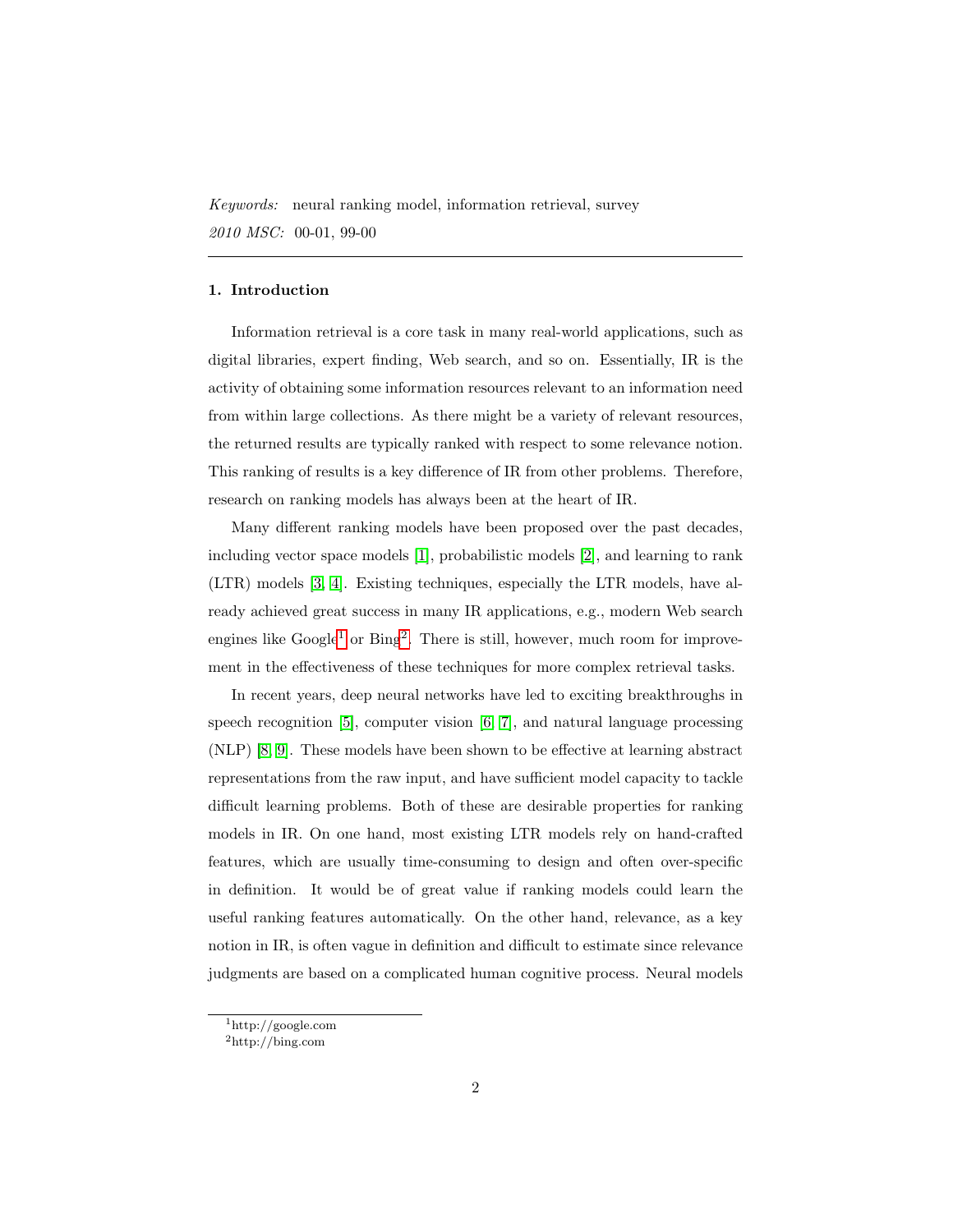*Keywords:* neural ranking model, information retrieval, survey

*2010 MSC:* 00-01, 99-00

---

## 1. Introduction

Information retrieval is a core task in many real-world applications, such as digital libraries, expert finding, Web search, and so on. Essentially, IR is the activity of obtaining some information resources relevant to an information need from within large collections. As there might be a variety of relevant resources, the returned results are typically ranked with respect to some relevance notion. This ranking of results is a key difference of IR from other problems. Therefore, research on ranking models has always been at the heart of IR.

Many different ranking models have been proposed over the past decades, including vector space models [1], probabilistic models [2], and learning to rank (LTR) models [3, 4]. Existing techniques, especially the LTR models, have already achieved great success in many IR applications, e.g., modern Web search engines like Google[1] or Bing[2]. There is still, however, much room for improvement in the effectiveness of these techniques for more complex retrieval tasks.

In recent years, deep neural networks have led to exciting breakthroughs in speech recognition [5], computer vision [6, 7], and natural language processing (NLP) [8, 9]. These models have been shown to be effective at learning abstract representations from the raw input, and have sufficient model capacity to tackle difficult learning problems. Both of these are desirable properties for ranking models in IR. On one hand, most existing LTR models rely on hand-crafted features, which are usually time-consuming to design and often over-specific in definition. It would be of great value if ranking models could learn the useful ranking features automatically. On the other hand, relevance, as a key notion in IR, is often vague in definition and difficult to estimate since relevance judgments are based on a complicated human cognitive process. Neural models

[1] http://google.com

[2] http://bing.com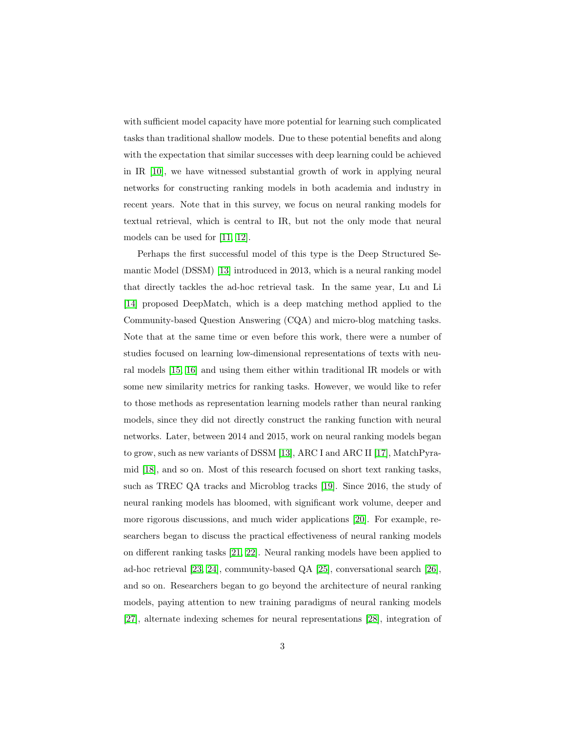with sufficient model capacity have more potential for learning such complicated tasks than traditional shallow models. Due to these potential benefits and along with the expectation that similar successes with deep learning could be achieved in IR [10], we have witnessed substantial growth of work in applying neural networks for constructing ranking models in both academia and industry in recent years. Note that in this survey, we focus on neural ranking models for textual retrieval, which is central to IR, but not the only mode that neural models can be used for [11, 12].

Perhaps the first successful model of this type is the Deep Structured Semantic Model (DSSM) [13] introduced in 2013, which is a neural ranking model that directly tackles the ad-hoc retrieval task. In the same year, Lu and Li [14] proposed DeepMatch, which is a deep matching method applied to the Community-based Question Answering (CQA) and micro-blog matching tasks. Note that at the same time or even before this work, there were a number of studies focused on learning low-dimensional representations of texts with neural models [15, 16] and using them either within traditional IR models or with some new similarity metrics for ranking tasks. However, we would like to refer to those methods as representation learning models rather than neural ranking models, since they did not directly construct the ranking function with neural networks. Later, between 2014 and 2015, work on neural ranking models began to grow, such as new variants of DSSM [13], ARC I and ARC II [17], MatchPyramid [18], and so on. Most of this research focused on short text ranking tasks, such as TREC QA tracks and Microblog tracks [19]. Since 2016, the study of neural ranking models has bloomed, with significant work volume, deeper and more rigorous discussions, and much wider applications [20]. For example, researchers began to discuss the practical effectiveness of neural ranking models on different ranking tasks [21, 22]. Neural ranking models have been applied to ad-hoc retrieval [23, 24], community-based QA [25], conversational search [26], and so on. Researchers began to go beyond the architecture of neural ranking models, paying attention to new training paradigms of neural ranking models [27], alternate indexing schemes for neural representations [28], integration of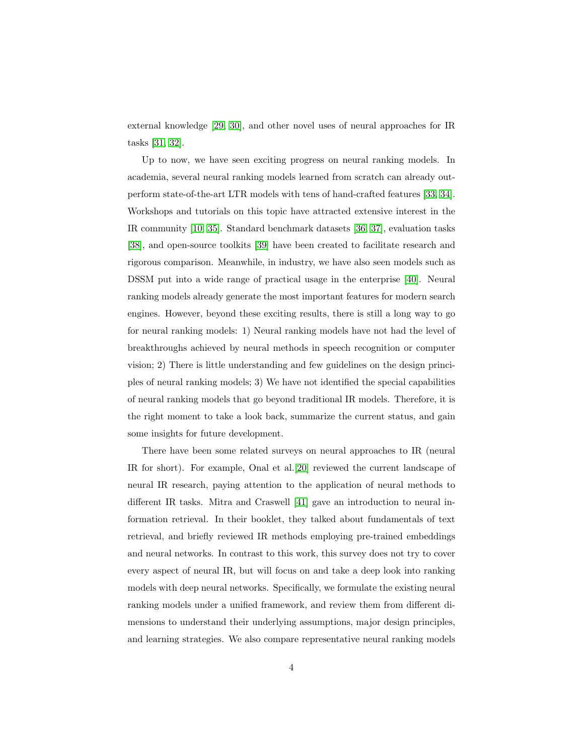external knowledge [29, 30], and other novel uses of neural approaches for IR tasks [31, 32].

Up to now, we have seen exciting progress on neural ranking models. In academia, several neural ranking models learned from scratch can already outperform state-of-the-art LTR models with tens of hand-crafted features [33, 34]. Workshops and tutorials on this topic have attracted extensive interest in the IR community [10, 35]. Standard benchmark datasets [36, 37], evaluation tasks [38], and open-source toolkits [39] have been created to facilitate research and rigorous comparison. Meanwhile, in industry, we have also seen models such as DSSM put into a wide range of practical usage in the enterprise [40]. Neural ranking models already generate the most important features for modern search engines. However, beyond these exciting results, there is still a long way to go for neural ranking models: 1) Neural ranking models have not had the level of breakthroughs achieved by neural methods in speech recognition or computer vision; 2) There is little understanding and few guidelines on the design principles of neural ranking models; 3) We have not identified the special capabilities of neural ranking models that go beyond traditional IR models. Therefore, it is the right moment to take a look back, summarize the current status, and gain some insights for future development.

There have been some related surveys on neural approaches to IR (neural IR for short). For example, Onal et al. [20] reviewed the current landscape of neural IR research, paying attention to the application of neural methods to different IR tasks. Mitra and Craswell [41] gave an introduction to neural information retrieval. In their booklet, they talked about fundamentals of text retrieval, and briefly reviewed IR methods employing pre-trained embeddings and neural networks. In contrast to this work, this survey does not try to cover every aspect of neural IR, but will focus on and take a deep look into ranking models with deep neural networks. Specifically, we formulate the existing neural ranking models under a unified framework, and review them from different dimensions to understand their underlying assumptions, major design principles, and learning strategies. We also compare representative neural ranking models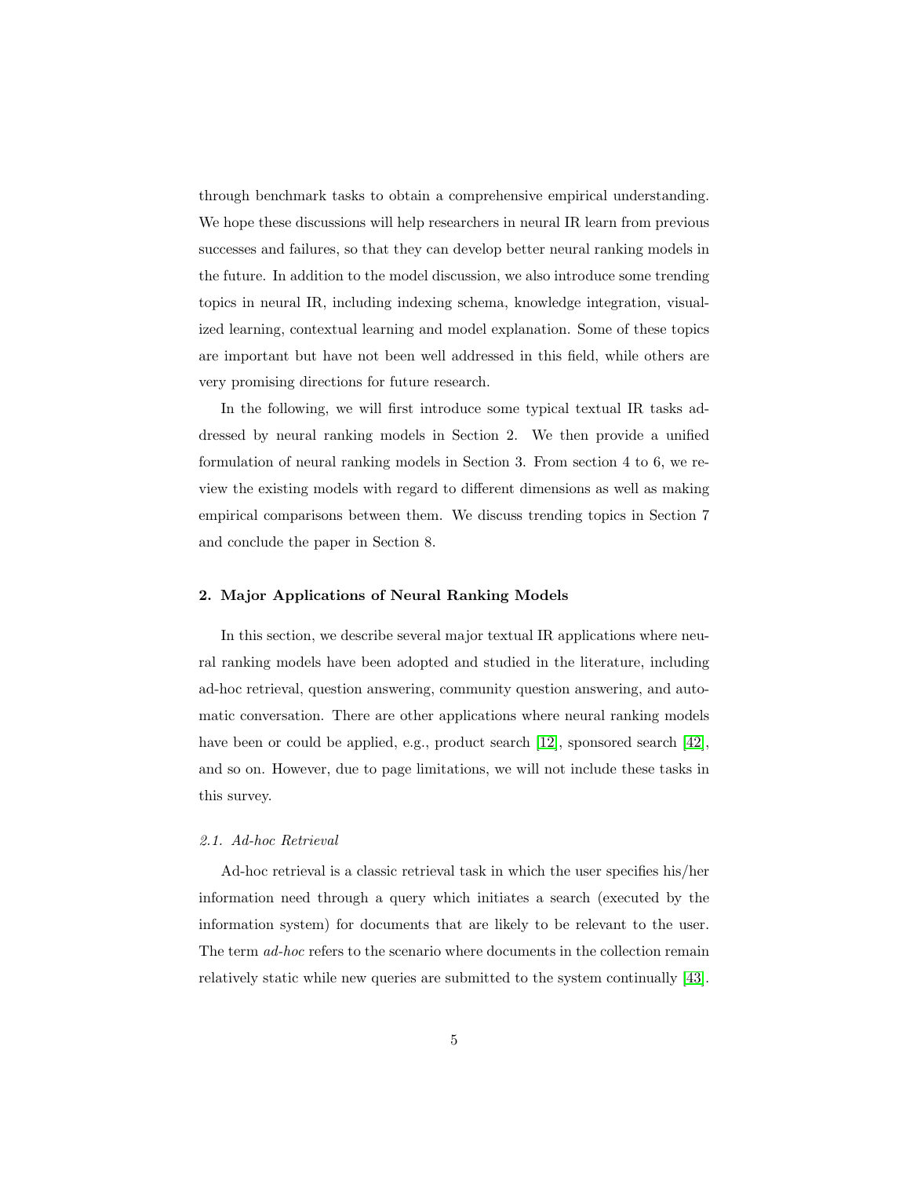through benchmark tasks to obtain a comprehensive empirical understanding. We hope these discussions will help researchers in neural IR learn from previous successes and failures, so that they can develop better neural ranking models in the future. In addition to the model discussion, we also introduce some trending topics in neural IR, including indexing schema, knowledge integration, visualized learning, contextual learning and model explanation. Some of these topics are important but have not been well addressed in this field, while others are very promising directions for future research.

In the following, we will first introduce some typical textual IR tasks addressed by neural ranking models in Section 2. We then provide a unified formulation of neural ranking models in Section 3. From section 4 to 6, we review the existing models with regard to different dimensions as well as making empirical comparisons between them. We discuss trending topics in Section 7 and conclude the paper in Section 8.

## 2. Major Applications of Neural Ranking Models

In this section, we describe several major textual IR applications where neural ranking models have been adopted and studied in the literature, including ad-hoc retrieval, question answering, community question answering, and automatic conversation. There are other applications where neural ranking models have been or could be applied, e.g., product search [12], sponsored search [42], and so on. However, due to page limitations, we will not include these tasks in this survey.

### *2.1. Ad-hoc Retrieval*

Ad-hoc retrieval is a classic retrieval task in which the user specifies his/her information need through a query which initiates a search (executed by the information system) for documents that are likely to be relevant to the user. The term *ad-hoc* refers to the scenario where documents in the collection remain relatively static while new queries are submitted to the system continually [43].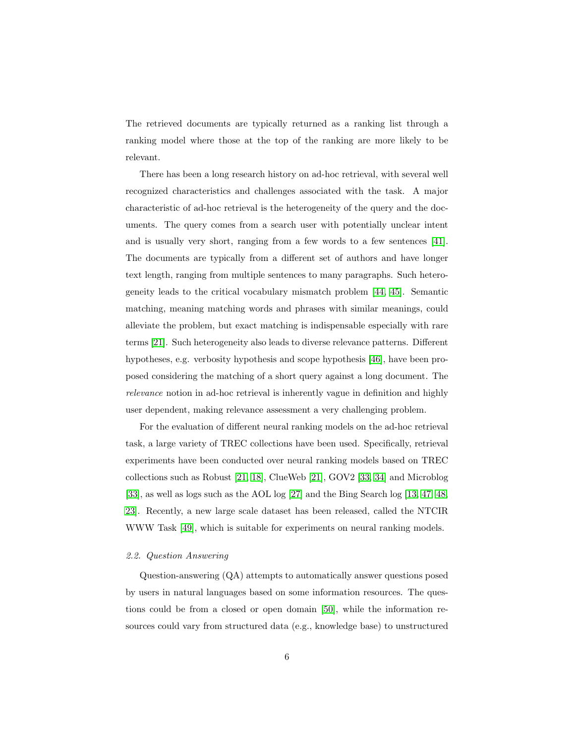The retrieved documents are typically returned as a ranking list through a ranking model where those at the top of the ranking are more likely to be relevant.

There has been a long research history on ad-hoc retrieval, with several well recognized characteristics and challenges associated with the task. A major characteristic of ad-hoc retrieval is the heterogeneity of the query and the documents. The query comes from a search user with potentially unclear intent and is usually very short, ranging from a few words to a few sentences [41]. The documents are typically from a different set of authors and have longer text length, ranging from multiple sentences to many paragraphs. Such heterogeneity leads to the critical vocabulary mismatch problem [44, 45]. Semantic matching, meaning matching words and phrases with similar meanings, could alleviate the problem, but exact matching is indispensable especially with rare terms [21]. Such heterogeneity also leads to diverse relevance patterns. Different hypotheses, e.g. verbosity hypothesis and scope hypothesis [46], have been proposed considering the matching of a short query against a long document. The *relevance* notion in ad-hoc retrieval is inherently vague in definition and highly user dependent, making relevance assessment a very challenging problem.

For the evaluation of different neural ranking models on the ad-hoc retrieval task, a large variety of TREC collections have been used. Specifically, retrieval experiments have been conducted over neural ranking models based on TREC collections such as Robust [21, 18], ClueWeb [21], GOV2 [33, 34] and Microblog [33], as well as logs such as the AOL log [27] and the Bing Search log [13, 47, 48, 23]. Recently, a new large scale dataset has been released, called the NTCIR WWW Task [49], which is suitable for experiments on neural ranking models.

### *2.2. Question Answering*

Question-answering (QA) attempts to automatically answer questions posed by users in natural languages based on some information resources. The questions could be from a closed or open domain [50], while the information resources could vary from structured data (e.g., knowledge base) to unstructured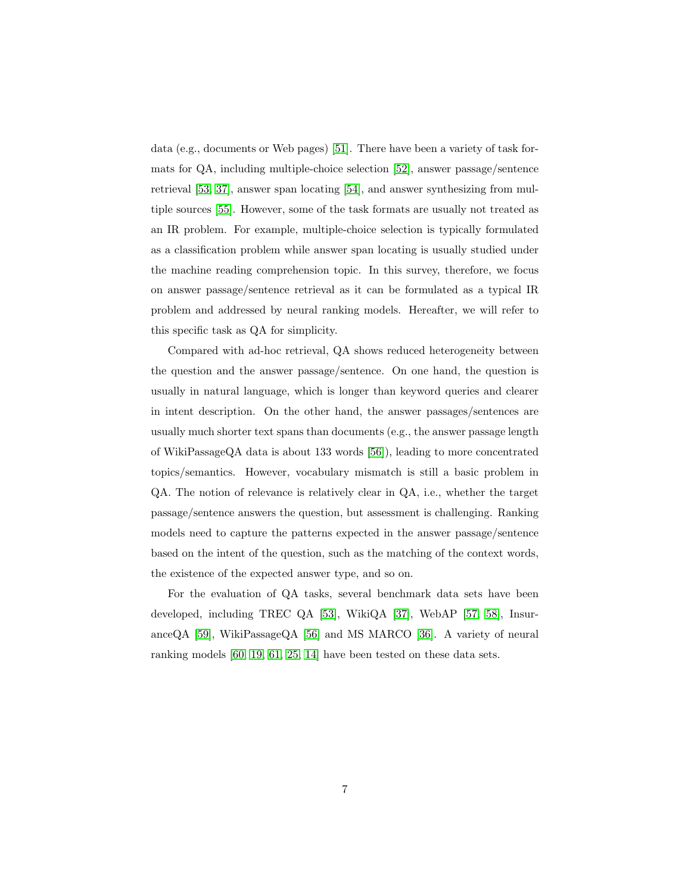data (e.g., documents or Web pages) [51]. There have been a variety of task formats for QA, including multiple-choice selection [52], answer passage/sentence retrieval [53, 37], answer span locating [54], and answer synthesizing from multiple sources [55]. However, some of the task formats are usually not treated as an IR problem. For example, multiple-choice selection is typically formulated as a classification problem while answer span locating is usually studied under the machine reading comprehension topic. In this survey, therefore, we focus on answer passage/sentence retrieval as it can be formulated as a typical IR problem and addressed by neural ranking models. Hereafter, we will refer to this specific task as QA for simplicity.

Compared with ad-hoc retrieval, QA shows reduced heterogeneity between the question and the answer passage/sentence. On one hand, the question is usually in natural language, which is longer than keyword queries and clearer in intent description. On the other hand, the answer passages/sentences are usually much shorter text spans than documents (e.g., the answer passage length of WikiPassageQA data is about 133 words [56]), leading to more concentrated topics/semantics. However, vocabulary mismatch is still a basic problem in QA. The notion of relevance is relatively clear in QA, i.e., whether the target passage/sentence answers the question, but assessment is challenging. Ranking models need to capture the patterns expected in the answer passage/sentence based on the intent of the question, such as the matching of the context words, the existence of the expected answer type, and so on.

For the evaluation of QA tasks, several benchmark data sets have been developed, including TREC QA [53], WikiQA [37], WebAP [57, 58], InsuranceQA [59], WikiPassageQA [56] and MS MARCO [36]. A variety of neural ranking models [60, 19, 61, 25, 14] have been tested on these data sets.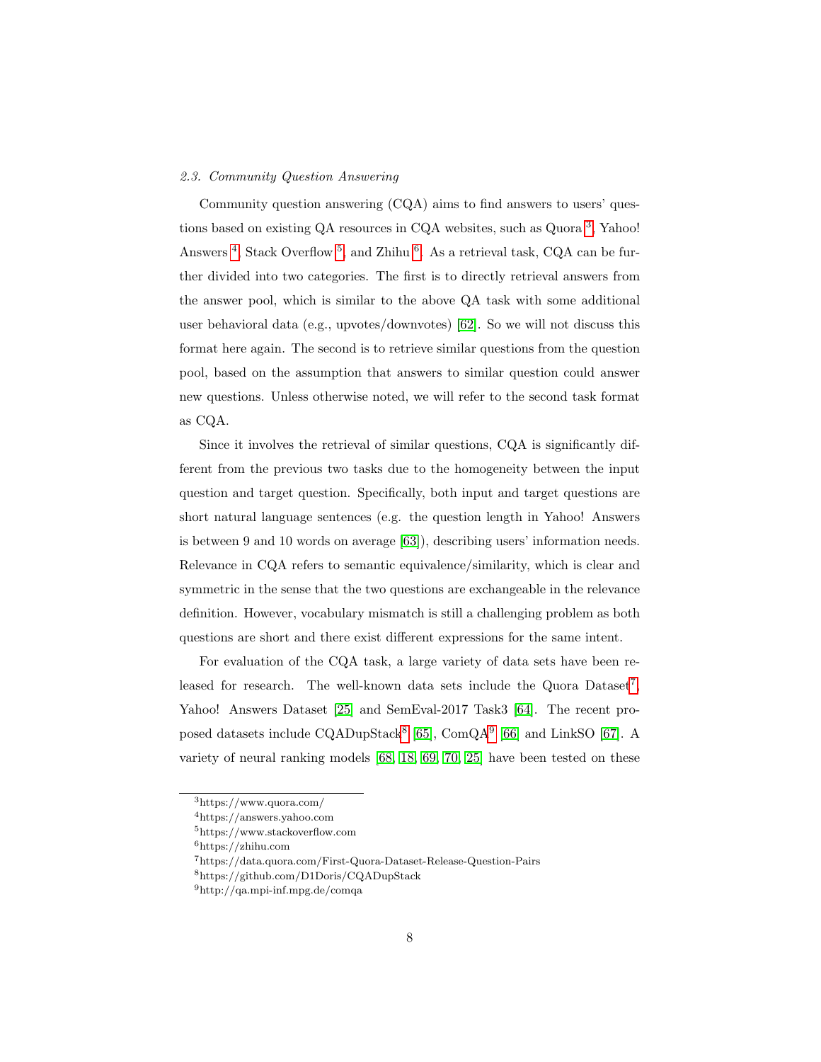### 2.3. Community Question Answering

Community question answering (CQA) aims to find answers to users' questions based on existing QA resources in CQA websites, such as Quora [3], Yahoo! Answers [4], Stack Overflow [5], and Zhihu [6]. As a retrieval task, CQA can be further divided into two categories. The first is to directly retrieval answers from the answer pool, which is similar to the above QA task with some additional user behavioral data (e.g., upvotes/downvotes) [62]. So we will not discuss this format here again. The second is to retrieve similar questions from the question pool, based on the assumption that answers to similar question could answer new questions. Unless otherwise noted, we will refer to the second task format as CQA.

Since it involves the retrieval of similar questions, CQA is significantly different from the previous two tasks due to the homogeneity between the input question and target question. Specifically, both input and target questions are short natural language sentences (e.g. the question length in Yahoo! Answers is between 9 and 10 words on average [63]), describing users' information needs. Relevance in CQA refers to semantic equivalence/similarity, which is clear and symmetric in the sense that the two questions are exchangeable in the relevance definition. However, vocabulary mismatch is still a challenging problem as both questions are short and there exist different expressions for the same intent.

For evaluation of the CQA task, a large variety of data sets have been released for research. The well-known data sets include the Quora Dataset[7], Yahoo! Answers Dataset [25] and SemEval-2017 Task3 [64]. The recent proposed datasets include CQADupStack[8] [65], ComQA[9] [66] and LinkSO [67]. A variety of neural ranking models [68, 18, 69, 70, 25] have been tested on these

[3] https://www.quora.com/

[4] https://answers.yahoo.com

[5] https://www.stackoverflow.com

[6] https://zhihu.com

[7] https://data.quora.com/First-Quora-Dataset-Release-Question-Pairs

[8] https://github.com/D1Doris/CQADupStack

[9] http://qa.mpi-inf.mpg.de/comqa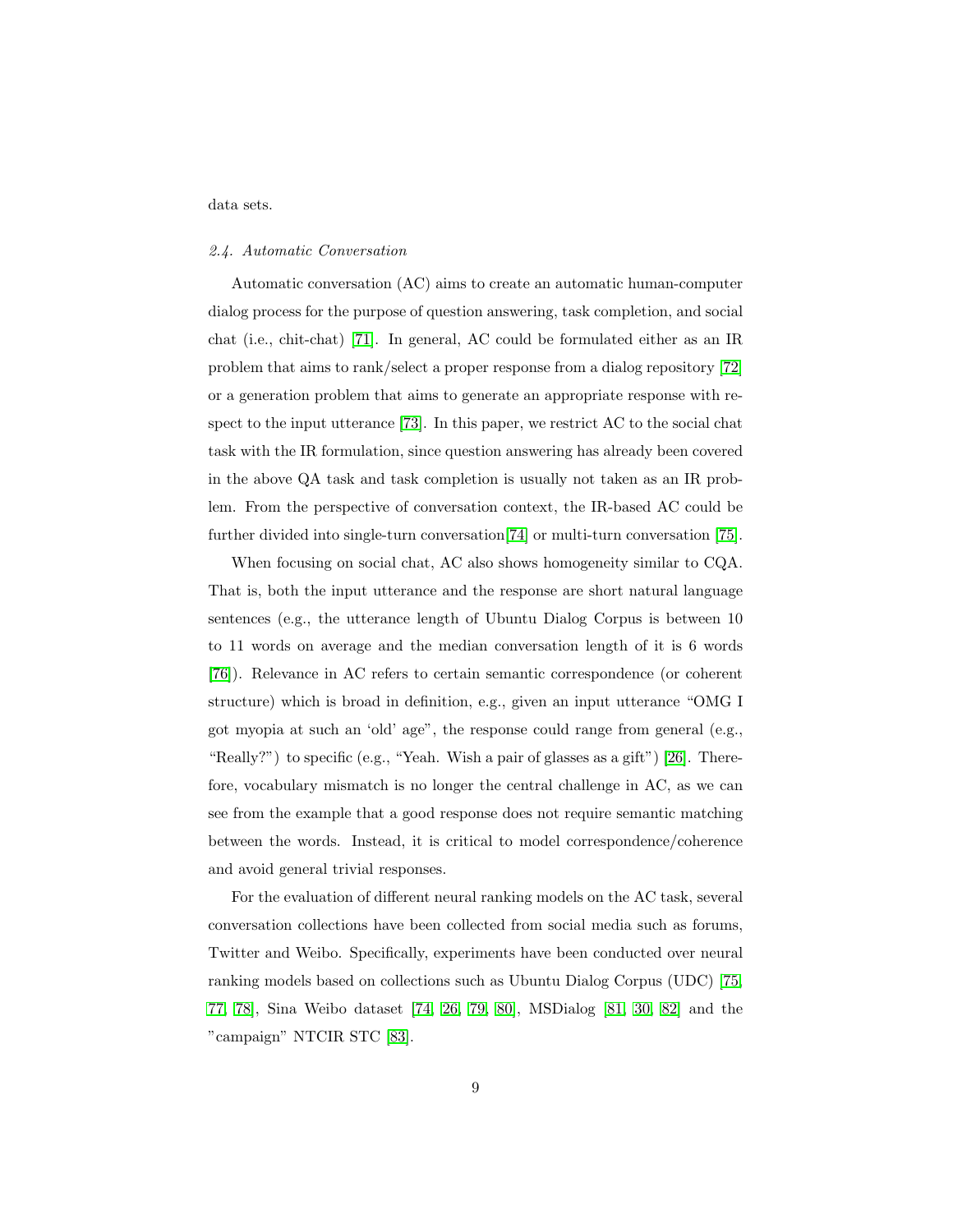data sets.

### *2.4. Automatic Conversation*

Automatic conversation (AC) aims to create an automatic human-computer dialog process for the purpose of question answering, task completion, and social chat (i.e., chit-chat) [71]. In general, AC could be formulated either as an IR problem that aims to rank/select a proper response from a dialog repository [72] or a generation problem that aims to generate an appropriate response with respect to the input utterance [73]. In this paper, we restrict AC to the social chat task with the IR formulation, since question answering has already been covered in the above QA task and task completion is usually not taken as an IR problem. From the perspective of conversation context, the IR-based AC could be further divided into single-turn conversation[74] or multi-turn conversation [75].

When focusing on social chat, AC also shows homogeneity similar to CQA. That is, both the input utterance and the response are short natural language sentences (e.g., the utterance length of Ubuntu Dialog Corpus is between 10 to 11 words on average and the median conversation length of it is 6 words [76]). Relevance in AC refers to certain semantic correspondence (or coherent structure) which is broad in definition, e.g., given an input utterance "OMG I got myopia at such an 'old' age", the response could range from general (e.g., "Really?") to specific (e.g., "Yeah. Wish a pair of glasses as a gift") [26]. Therefore, vocabulary mismatch is no longer the central challenge in AC, as we can see from the example that a good response does not require semantic matching between the words. Instead, it is critical to model correspondence/coherence and avoid general trivial responses.

For the evaluation of different neural ranking models on the AC task, several conversation collections have been collected from social media such as forums, Twitter and Weibo. Specifically, experiments have been conducted over neural ranking models based on collections such as Ubuntu Dialog Corpus (UDC) [75, 77, 78], Sina Weibo dataset [74, 26, 79, 80], MSDialog [81, 30, 82] and the "campaign" NTCIR STC [83].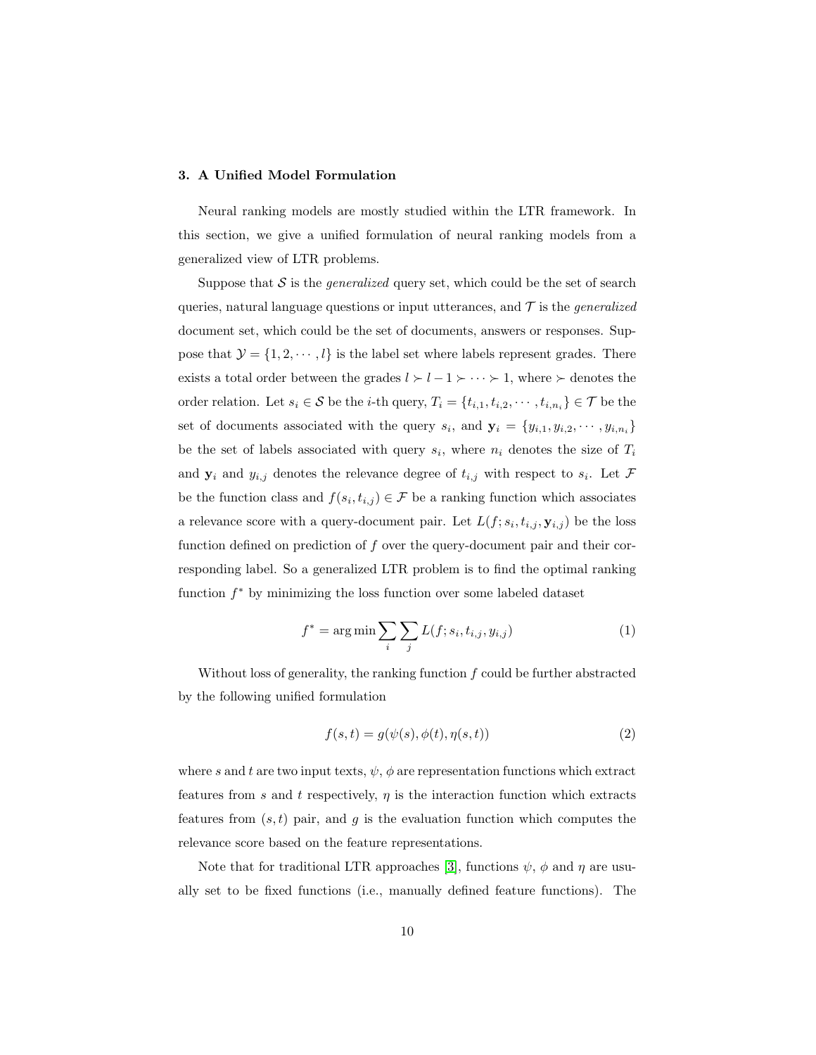## 3. A Unified Model Formulation

Neural ranking models are mostly studied within the LTR framework. In this section, we give a unified formulation of neural ranking models from a generalized view of LTR problems.

Suppose that $\mathcal{S}$ is the *generalized* query set, which could be the set of search queries, natural language questions or input utterances, and $\mathcal{T}$ is the *generalized* document set, which could be the set of documents, answers or responses. Suppose that $\mathcal{Y} = \{1, 2, \cdots, l\}$ is the label set where labels represent grades. There exists a total order between the grades $l \succ l-1 \succ \cdots \succ 1$, where $\succ$ denotes the order relation. Let $s_i \in \mathcal{S}$ be the $i$-th query, $T_i = \{t_{i,1}, t_{i,2}, \cdots, t_{i,n_i}\} \in \mathcal{T}$ be the set of documents associated with the query $s_i$, and $\mathbf{y}_i = \{y_{i,1}, y_{i,2}, \cdots, y_{i,n_i}\}$ be the set of labels associated with query $s_i$, where $n_i$ denotes the size of $T_i$ and $\mathbf{y}_i$ and $y_{i,j}$ denotes the relevance degree of $t_{i,j}$ with respect to $s_i$. Let $\mathcal{F}$ be the function class and $f(s_i, t_{i,j}) \in \mathcal{F}$ be a ranking function which associates a relevance score with a query-document pair. Let $L(f; s_i, t_{i,j}, \mathbf{y}_{i,j})$ be the loss function defined on prediction of $f$ over the query-document pair and their corresponding label. So a generalized LTR problem is to find the optimal ranking function $f^*$ by minimizing the loss function over some labeled dataset

$$f^* = \arg\min \sum_i \sum_j L(f; s_i, t_{i,j}, y_{i,j}) \tag{1}$$

Without loss of generality, the ranking function $f$ could be further abstracted by the following unified formulation

$$f(s, t) = g(\psi(s), \phi(t), \eta(s, t)) \tag{2}$$

where $s$ and $t$ are two input texts, $\psi$, $\phi$ are representation functions which extract features from $s$ and $t$ respectively, $\eta$ is the interaction function which extracts features from $(s, t)$ pair, and $g$ is the evaluation function which computes the relevance score based on the feature representations.

Note that for traditional LTR approaches [3], functions $\psi$, $\phi$ and $\eta$ are usually set to be fixed functions (i.e., manually defined feature functions). The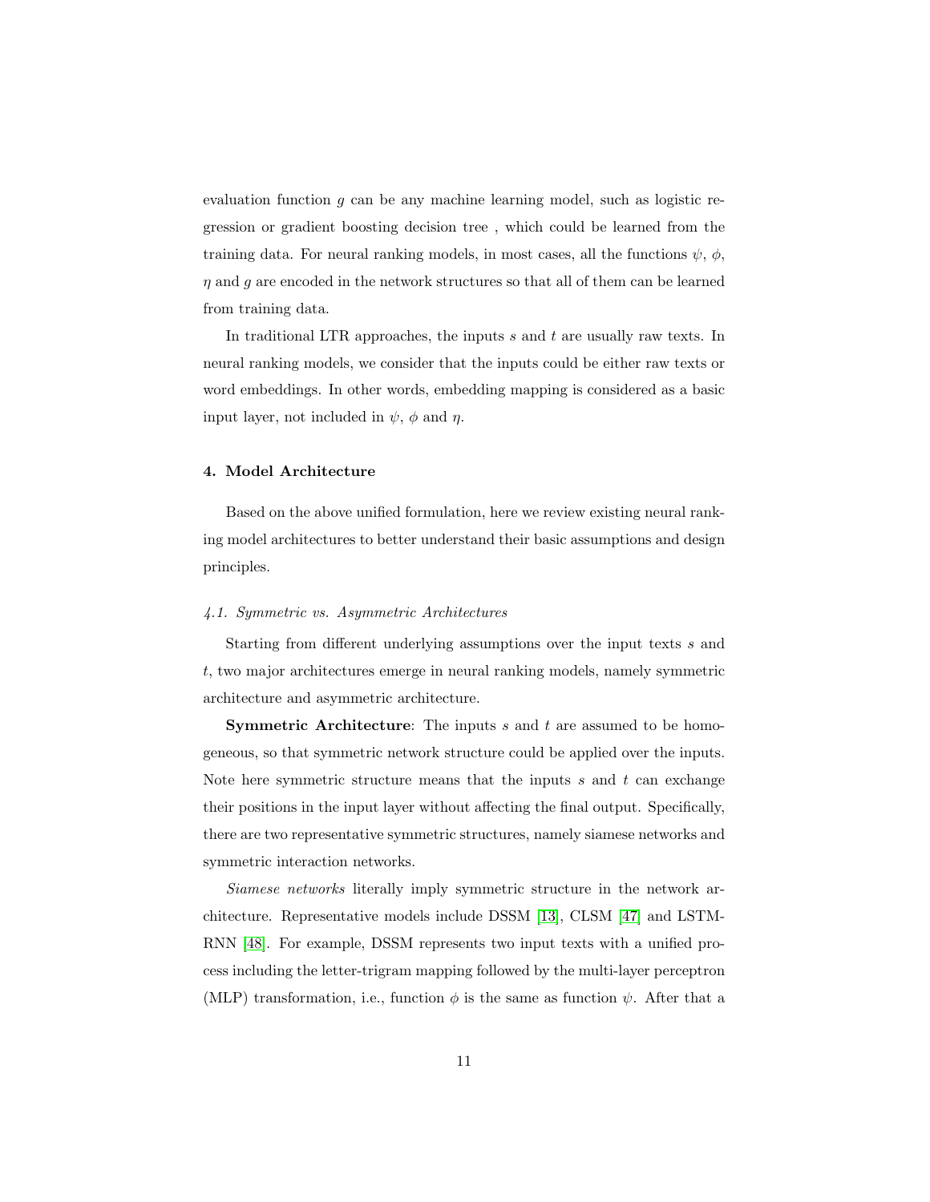evaluation function $g$ can be any machine learning model, such as logistic regression or gradient boosting decision tree , which could be learned from the training data. For neural ranking models, in most cases, all the functions $\psi$, $\phi$, $\eta$ and $g$ are encoded in the network structures so that all of them can be learned from training data.

In traditional LTR approaches, the inputs $s$ and $t$ are usually raw texts. In neural ranking models, we consider that the inputs could be either raw texts or word embeddings. In other words, embedding mapping is considered as a basic input layer, not included in $\psi$, $\phi$ and $\eta$.

## 4. Model Architecture

Based on the above unified formulation, here we review existing neural ranking model architectures to better understand their basic assumptions and design principles.

### 4.1. Symmetric vs. Asymmetric Architectures

Starting from different underlying assumptions over the input texts $s$ and $t$, two major architectures emerge in neural ranking models, namely symmetric architecture and asymmetric architecture.

**Symmetric Architecture**: The inputs $s$ and $t$ are assumed to be homogeneous, so that symmetric network structure could be applied over the inputs. Note here symmetric structure means that the inputs $s$ and $t$ can exchange their positions in the input layer without affecting the final output. Specifically, there are two representative symmetric structures, namely siamese networks and symmetric interaction networks.

*Siamese networks* literally imply symmetric structure in the network architecture. Representative models include DSSM [13], CLSM [47] and LSTM-RNN [48]. For example, DSSM represents two input texts with a unified process including the letter-trigram mapping followed by the multi-layer perceptron (MLP) transformation, i.e., function $\phi$ is the same as function $\psi$. After that a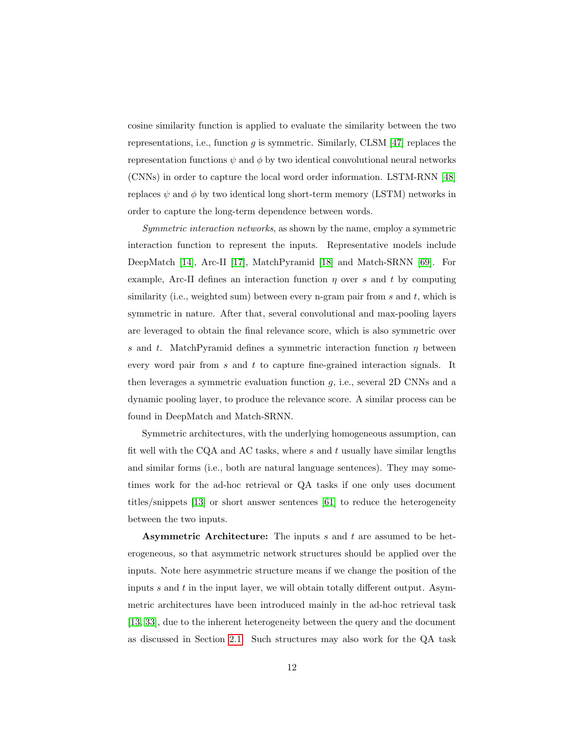cosine similarity function is applied to evaluate the similarity between the two representations, i.e., function $g$ is symmetric. Similarly, CLSM [47] replaces the representation functions $\psi$ and $\phi$ by two identical convolutional neural networks (CNNs) in order to capture the local word order information. LSTM-RNN [48] replaces $\psi$ and $\phi$ by two identical long short-term memory (LSTM) networks in order to capture the long-term dependence between words.

*Symmetric interaction networks*, as shown by the name, employ a symmetric interaction function to represent the inputs. Representative models include DeepMatch [14], Arc-II [17], MatchPyramid [18] and Match-SRNN [69]. For example, Arc-II defines an interaction function $\eta$ over $s$ and $t$ by computing similarity (i.e., weighted sum) between every n-gram pair from $s$ and $t$, which is symmetric in nature. After that, several convolutional and max-pooling layers are leveraged to obtain the final relevance score, which is also symmetric over $s$ and $t$. MatchPyramid defines a symmetric interaction function $\eta$ between every word pair from $s$ and $t$ to capture fine-grained interaction signals. It then leverages a symmetric evaluation function $g$, i.e., several 2D CNNs and a dynamic pooling layer, to produce the relevance score. A similar process can be found in DeepMatch and Match-SRNN.

Symmetric architectures, with the underlying homogeneous assumption, can fit well with the CQA and AC tasks, where $s$ and $t$ usually have similar lengths and similar forms (i.e., both are natural language sentences). They may sometimes work for the ad-hoc retrieval or QA tasks if one only uses document titles/snippets [13] or short answer sentences [61] to reduce the heterogeneity between the two inputs.

**Asymmetric Architecture:** The inputs $s$ and $t$ are assumed to be heterogeneous, so that asymmetric network structures should be applied over the inputs. Note here asymmetric structure means if we change the position of the inputs $s$ and $t$ in the input layer, we will obtain totally different output. Asymmetric architectures have been introduced mainly in the ad-hoc retrieval task [13, 33], due to the inherent heterogeneity between the query and the document as discussed in Section 2.1. Such structures may also work for the QA task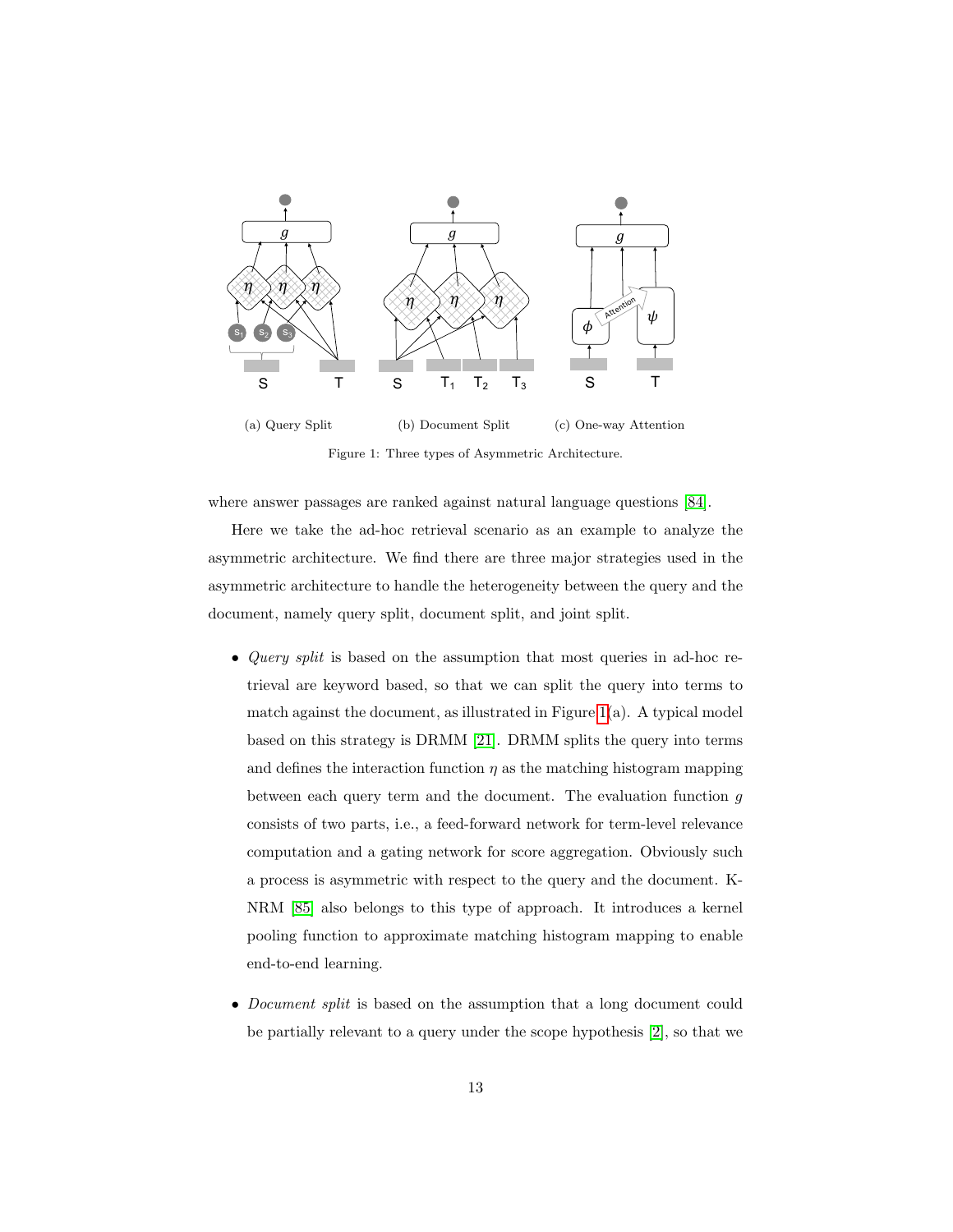(a) Query Split (b) Document Split (c) One-way Attention

Figure 1: Three types of Asymmetric Architecture.

where answer passages are ranked against natural language questions [84].

Here we take the ad-hoc retrieval scenario as an example to analyze the asymmetric architecture. We find there are three major strategies used in the asymmetric architecture to handle the heterogeneity between the query and the document, namely query split, document split, and joint split.

- *Query split* is based on the assumption that most queries in ad-hoc retrieval are keyword based, so that we can split the query into terms to match against the document, as illustrated in Figure 1(a). A typical model based on this strategy is DRMM [21]. DRMM splits the query into terms and defines the interaction function $\eta$ as the matching histogram mapping between each query term and the document. The evaluation function $g$ consists of two parts, i.e., a feed-forward network for term-level relevance computation and a gating network for score aggregation. Obviously such a process is asymmetric with respect to the query and the document. K-NRM [85] also belongs to this type of approach. It introduces a kernel pooling function to approximate matching histogram mapping to enable end-to-end learning.

- *Document split* is based on the assumption that a long document could be partially relevant to a query under the scope hypothesis [2], so that we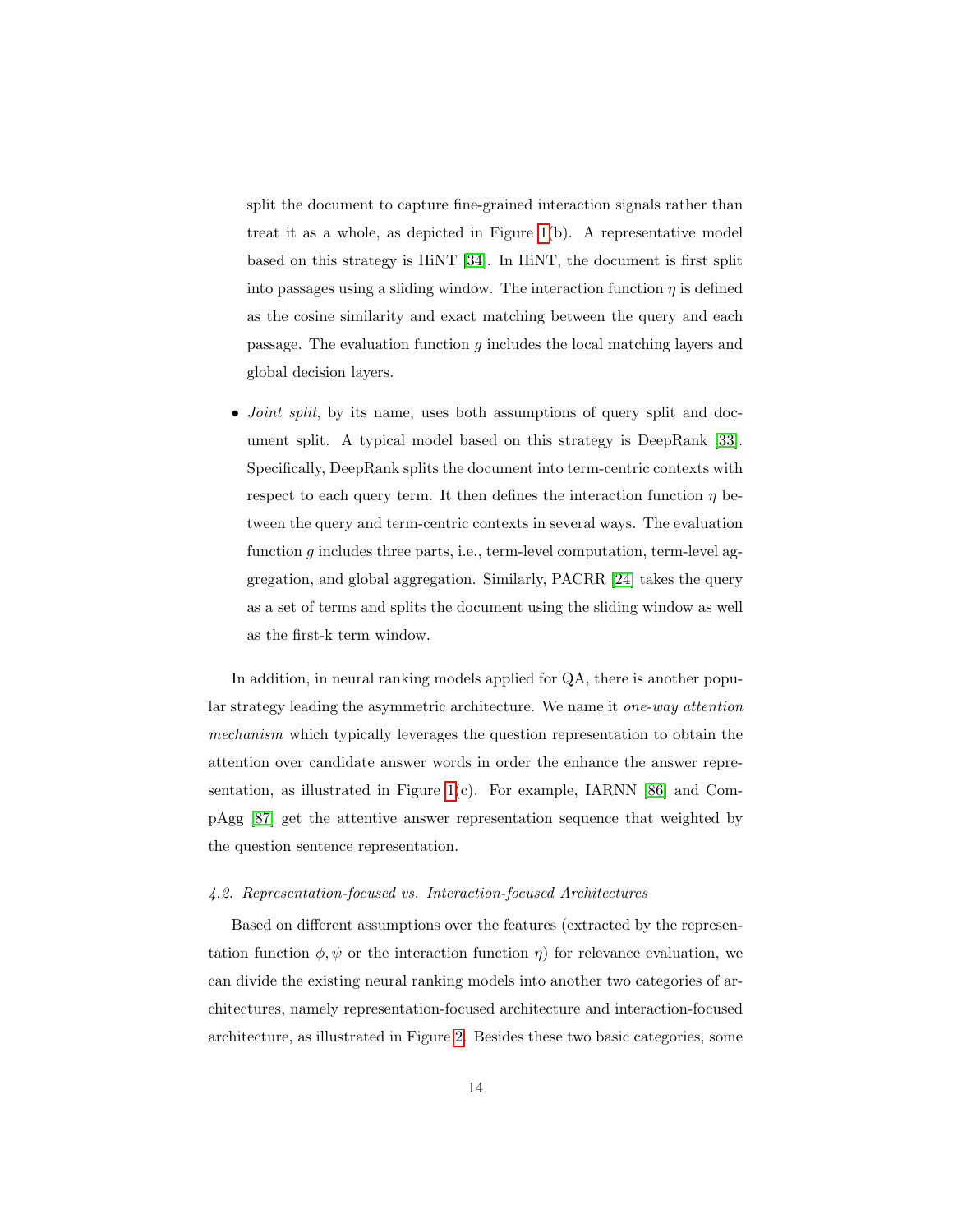split the document to capture fine-grained interaction signals rather than treat it as a whole, as depicted in Figure 1(b). A representative model based on this strategy is HiNT [34]. In HiNT, the document is first split into passages using a sliding window. The interaction function $\eta$ is defined as the cosine similarity and exact matching between the query and each passage. The evaluation function $g$ includes the local matching layers and global decision layers.

- *Joint split*, by its name, uses both assumptions of query split and document split. A typical model based on this strategy is DeepRank [33]. Specifically, DeepRank splits the document into term-centric contexts with respect to each query term. It then defines the interaction function $\eta$ between the query and term-centric contexts in several ways. The evaluation function $g$ includes three parts, i.e., term-level computation, term-level aggregation, and global aggregation. Similarly, PACRR [24] takes the query as a set of terms and splits the document using the sliding window as well as the first-k term window.

In addition, in neural ranking models applied for QA, there is another popular strategy leading the asymmetric architecture. We name it *one-way attention mechanism* which typically leverages the question representation to obtain the attention over candidate answer words in order the enhance the answer representation, as illustrated in Figure 1(c). For example, IARNN [86] and CompAgg [87] get the attentive answer representation sequence that weighted by the question sentence representation.

### *4.2. Representation-focused vs. Interaction-focused Architectures*

Based on different assumptions over the features (extracted by the representation function $\phi, \psi$ or the interaction function $\eta$) for relevance evaluation, we can divide the existing neural ranking models into another two categories of architectures, namely representation-focused architecture and interaction-focused architecture, as illustrated in Figure 2. Besides these two basic categories, some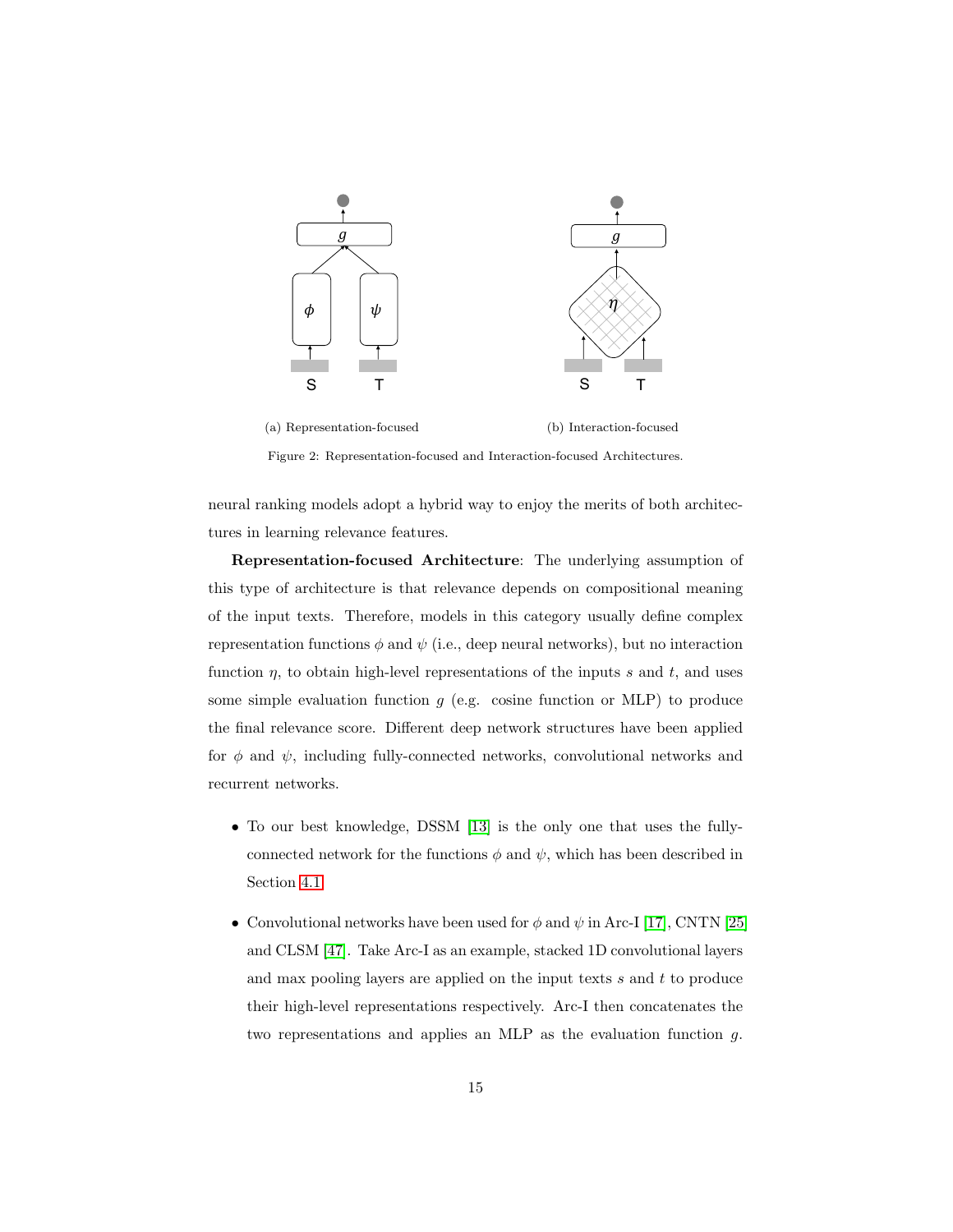(a) Representation-focused

(b) Interaction-focused

Figure 2: Representation-focused and Interaction-focused Architectures.

neural ranking models adopt a hybrid way to enjoy the merits of both architectures in learning relevance features.

**Representation-focused Architecture**: The underlying assumption of this type of architecture is that relevance depends on compositional meaning of the input texts. Therefore, models in this category usually define complex representation functions $\phi$ and $\psi$ (i.e., deep neural networks), but no interaction function $\eta$, to obtain high-level representations of the inputs $s$ and $t$, and uses some simple evaluation function $g$ (e.g. cosine function or MLP) to produce the final relevance score. Different deep network structures have been applied for $\phi$ and $\psi$, including fully-connected networks, convolutional networks and recurrent networks.

- To our best knowledge, DSSM [13] is the only one that uses the fully-connected network for the functions $\phi$ and $\psi$, which has been described in Section 4.1.
- Convolutional networks have been used for $\phi$ and $\psi$ in Arc-I [17], CNTN [25] and CLSM [47]. Take Arc-I as an example, stacked 1D convolutional layers and max pooling layers are applied on the input texts $s$ and $t$ to produce their high-level representations respectively. Arc-I then concatenates the two representations and applies an MLP as the evaluation function $g$.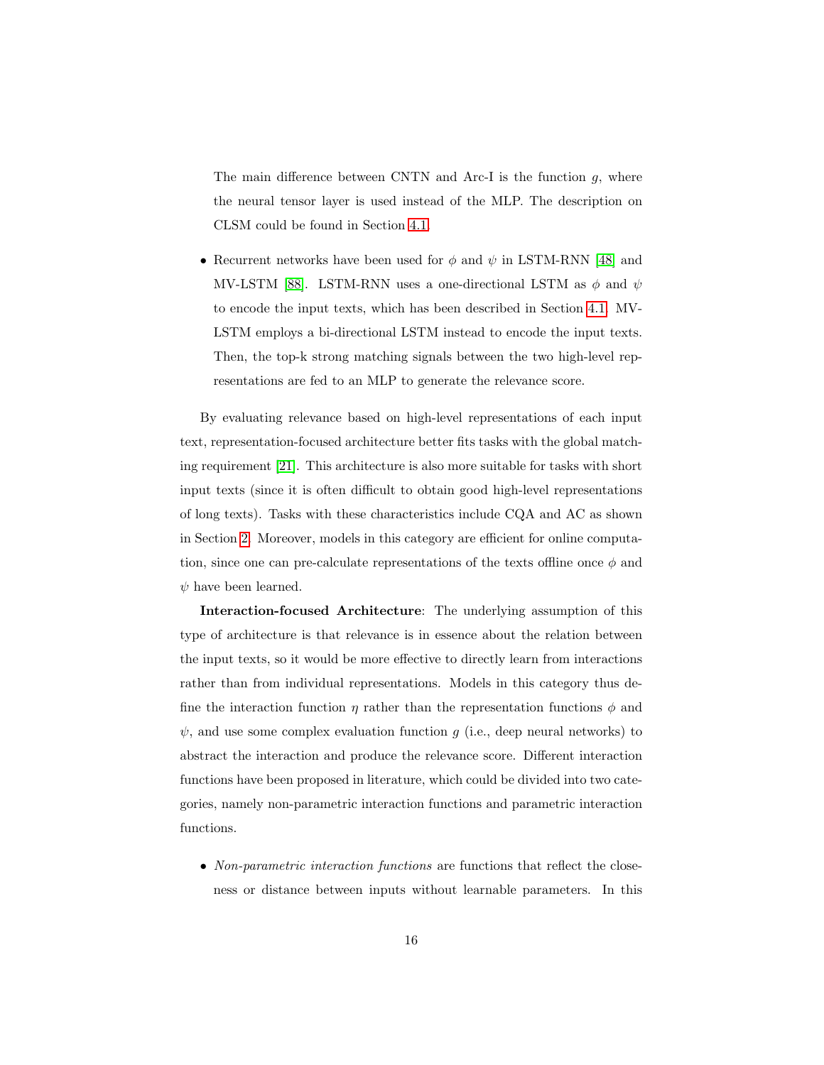The main difference between CNTN and Arc-I is the function $g$, where the neural tensor layer is used instead of the MLP. The description on CLSM could be found in Section 4.1.

- Recurrent networks have been used for $\phi$ and $\psi$ in LSTM-RNN [48] and MV-LSTM [88]. LSTM-RNN uses a one-directional LSTM as $\phi$ and $\psi$ to encode the input texts, which has been described in Section 4.1. MV-LSTM employs a bi-directional LSTM instead to encode the input texts. Then, the top-k strong matching signals between the two high-level representations are fed to an MLP to generate the relevance score.

By evaluating relevance based on high-level representations of each input text, representation-focused architecture better fits tasks with the global matching requirement [21]. This architecture is also more suitable for tasks with short input texts (since it is often difficult to obtain good high-level representations of long texts). Tasks with these characteristics include CQA and AC as shown in Section 2. Moreover, models in this category are efficient for online computation, since one can pre-calculate representations of the texts offline once $\phi$ and $\psi$ have been learned.

**Interaction-focused Architecture**: The underlying assumption of this type of architecture is that relevance is in essence about the relation between the input texts, so it would be more effective to directly learn from interactions rather than from individual representations. Models in this category thus define the interaction function $\eta$ rather than the representation functions $\phi$ and $\psi$, and use some complex evaluation function $g$ (i.e., deep neural networks) to abstract the interaction and produce the relevance score. Different interaction functions have been proposed in literature, which could be divided into two categories, namely non-parametric interaction functions and parametric interaction functions.

- *Non-parametric interaction functions* are functions that reflect the closeness or distance between inputs without learnable parameters. In this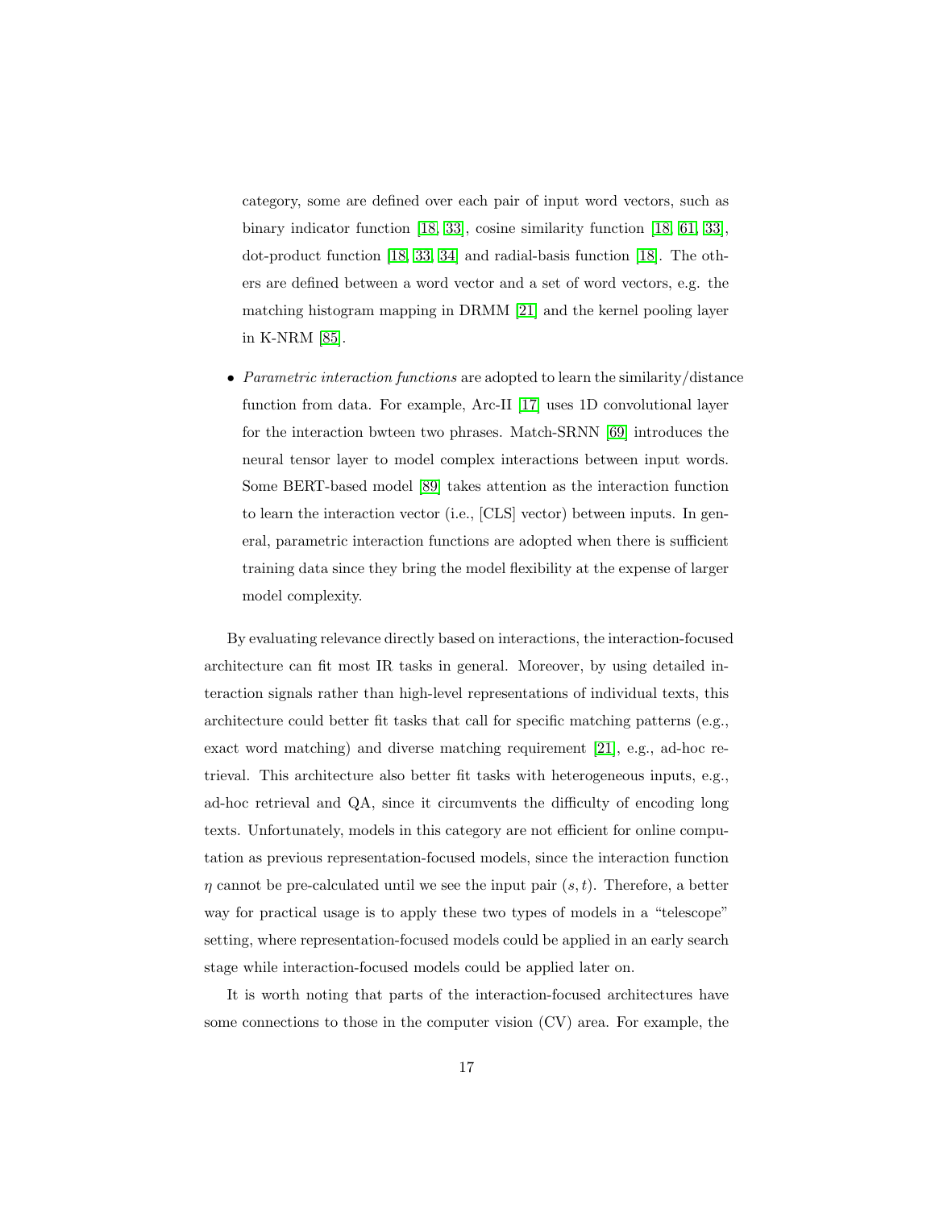category, some are defined over each pair of input word vectors, such as binary indicator function [18, 33], cosine similarity function [18, 61, 33], dot-product function [18, 33, 34] and radial-basis function [18]. The others are defined between a word vector and a set of word vectors, e.g. the matching histogram mapping in DRMM [21] and the kernel pooling layer in K-NRM [85].

- *Parametric interaction functions* are adopted to learn the similarity/distance function from data. For example, Arc-II [17] uses 1D convolutional layer for the interaction bwteen two phrases. Match-SRNN [69] introduces the neural tensor layer to model complex interactions between input words. Some BERT-based model [89] takes attention as the interaction function to learn the interaction vector (i.e., [CLS] vector) between inputs. In general, parametric interaction functions are adopted when there is sufficient training data since they bring the model flexibility at the expense of larger model complexity.

By evaluating relevance directly based on interactions, the interaction-focused architecture can fit most IR tasks in general. Moreover, by using detailed interaction signals rather than high-level representations of individual texts, this architecture could better fit tasks that call for specific matching patterns (e.g., exact word matching) and diverse matching requirement [21], e.g., ad-hoc retrieval. This architecture also better fit tasks with heterogeneous inputs, e.g., ad-hoc retrieval and QA, since it circumvents the difficulty of encoding long texts. Unfortunately, models in this category are not efficient for online computation as previous representation-focused models, since the interaction function $\eta$ cannot be pre-calculated until we see the input pair $(s, t)$. Therefore, a better way for practical usage is to apply these two types of models in a "telescope" setting, where representation-focused models could be applied in an early search stage while interaction-focused models could be applied later on.

It is worth noting that parts of the interaction-focused architectures have some connections to those in the computer vision (CV) area. For example, the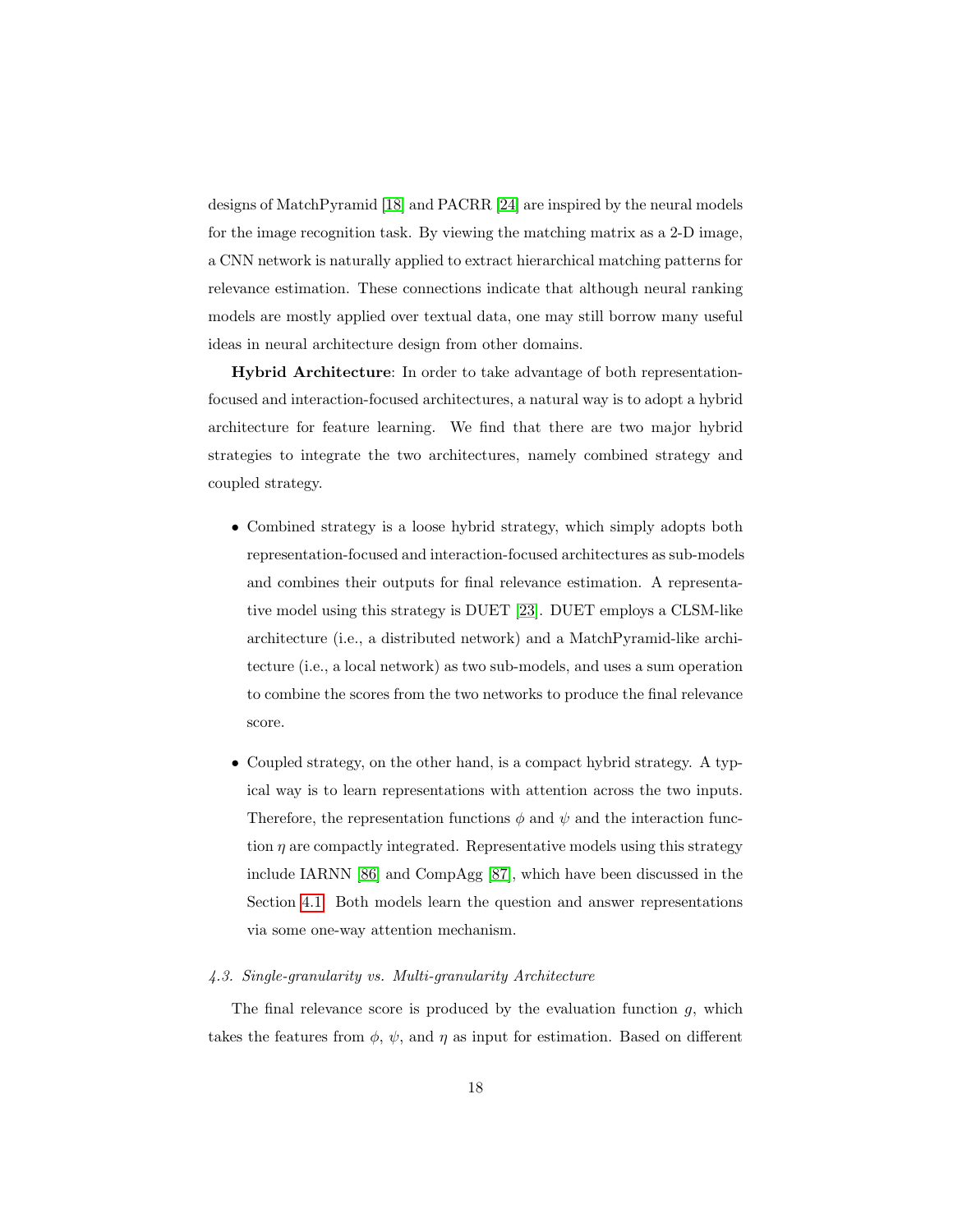designs of MatchPyramid [18] and PACRR [24] are inspired by the neural models for the image recognition task. By viewing the matching matrix as a 2-D image, a CNN network is naturally applied to extract hierarchical matching patterns for relevance estimation. These connections indicate that although neural ranking models are mostly applied over textual data, one may still borrow many useful ideas in neural architecture design from other domains.

**Hybrid Architecture**: In order to take advantage of both representation-focused and interaction-focused architectures, a natural way is to adopt a hybrid architecture for feature learning. We find that there are two major hybrid strategies to integrate the two architectures, namely combined strategy and coupled strategy.

- Combined strategy is a loose hybrid strategy, which simply adopts both representation-focused and interaction-focused architectures as sub-models and combines their outputs for final relevance estimation. A representative model using this strategy is DUET [23]. DUET employs a CLSM-like architecture (i.e., a distributed network) and a MatchPyramid-like architecture (i.e., a local network) as two sub-models, and uses a sum operation to combine the scores from the two networks to produce the final relevance score.

- Coupled strategy, on the other hand, is a compact hybrid strategy. A typical way is to learn representations with attention across the two inputs. Therefore, the representation functions $\phi$ and $\psi$ and the interaction function $\eta$ are compactly integrated. Representative models using this strategy include IARNN [86] and CompAgg [87], which have been discussed in the Section 4.1. Both models learn the question and answer representations via some one-way attention mechanism.

### 4.3. Single-granularity vs. Multi-granularity Architecture

The final relevance score is produced by the evaluation function $g$, which takes the features from $\phi$, $\psi$, and $\eta$ as input for estimation. Based on different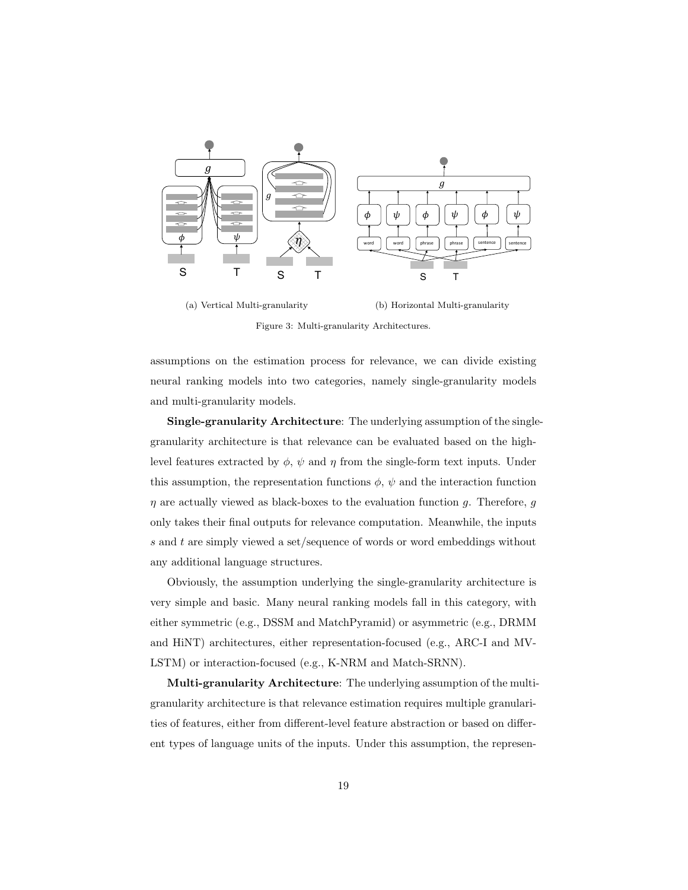(a) Vertical Multi-granularity

(b) Horizontal Multi-granularity

Figure 3: Multi-granularity Architectures.

assumptions on the estimation process for relevance, we can divide existing neural ranking models into two categories, namely single-granularity models and multi-granularity models.

**Single-granularity Architecture**: The underlying assumption of the single-granularity architecture is that relevance can be evaluated based on the high-level features extracted by $\phi$, $\psi$ and $\eta$ from the single-form text inputs. Under this assumption, the representation functions $\phi$, $\psi$ and the interaction function $\eta$ are actually viewed as black-boxes to the evaluation function $g$. Therefore, $g$ only takes their final outputs for relevance computation. Meanwhile, the inputs $s$ and $t$ are simply viewed a set/sequence of words or word embeddings without any additional language structures.

Obviously, the assumption underlying the single-granularity architecture is very simple and basic. Many neural ranking models fall in this category, with either symmetric (e.g., DSSM and MatchPyramid) or asymmetric (e.g., DRMM and HiNT) architectures, either representation-focused (e.g., ARC-I and MV-LSTM) or interaction-focused (e.g., K-NRM and Match-SRNN).

**Multi-granularity Architecture**: The underlying assumption of the multi-granularity architecture is that relevance estimation requires multiple granularities of features, either from different-level feature abstraction or based on different types of language units of the inputs. Under this assumption, the represen-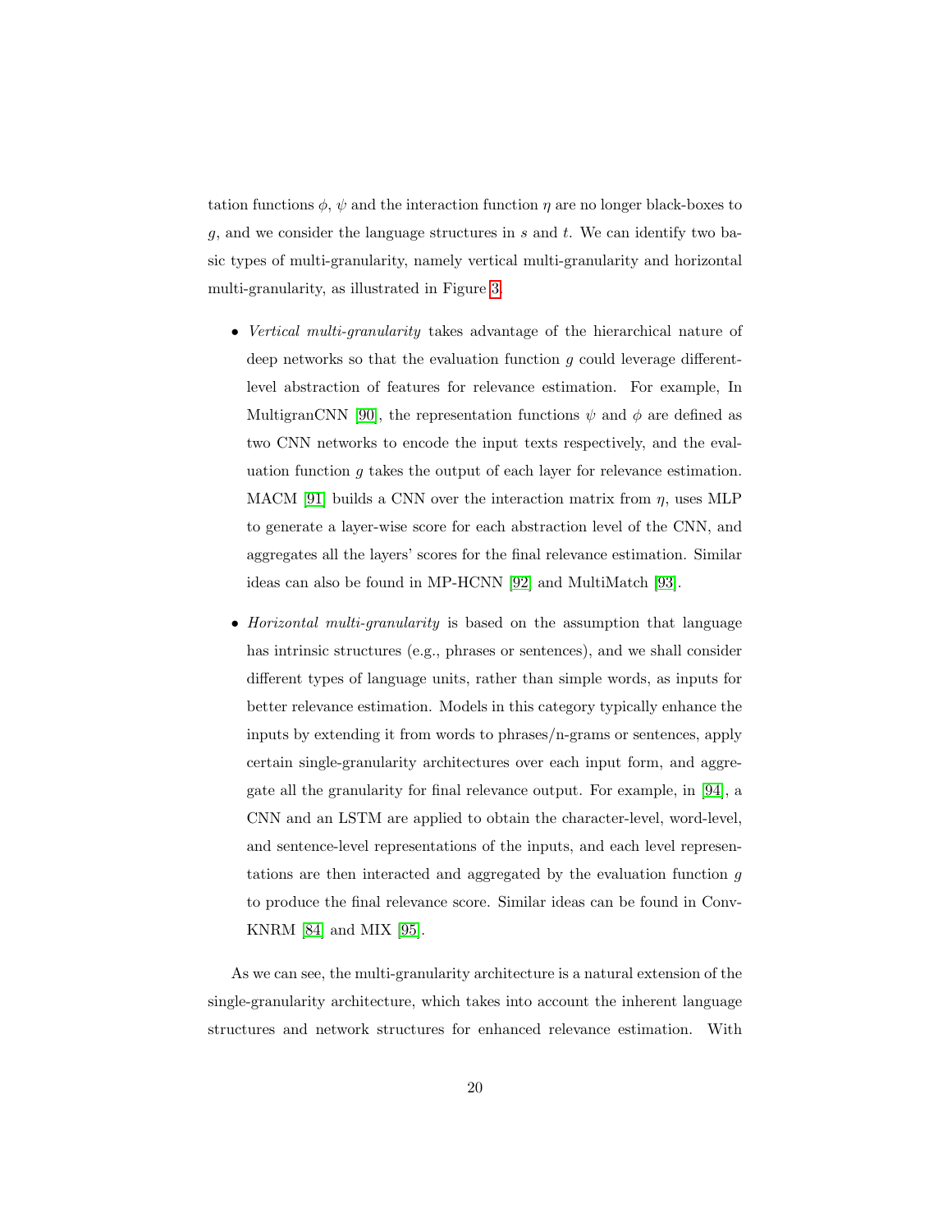tation functions $\phi$, $\psi$ and the interaction function $\eta$ are no longer black-boxes to $g$, and we consider the language structures in $s$ and $t$. We can identify two basic types of multi-granularity, namely vertical multi-granularity and horizontal multi-granularity, as illustrated in Figure 3.

- *Vertical multi-granularity* takes advantage of the hierarchical nature of deep networks so that the evaluation function $g$ could leverage different-level abstraction of features for relevance estimation. For example, In MultigranCNN [90], the representation functions $\psi$ and $\phi$ are defined as two CNN networks to encode the input texts respectively, and the evaluation function $g$ takes the output of each layer for relevance estimation. MACM [91] builds a CNN over the interaction matrix from $\eta$, uses MLP to generate a layer-wise score for each abstraction level of the CNN, and aggregates all the layers' scores for the final relevance estimation. Similar ideas can also be found in MP-HCNN [92] and MultiMatch [93].

- *Horizontal multi-granularity* is based on the assumption that language has intrinsic structures (e.g., phrases or sentences), and we shall consider different types of language units, rather than simple words, as inputs for better relevance estimation. Models in this category typically enhance the inputs by extending it from words to phrases/n-grams or sentences, apply certain single-granularity architectures over each input form, and aggregate all the granularity for final relevance output. For example, in [94], a CNN and an LSTM are applied to obtain the character-level, word-level, and sentence-level representations of the inputs, and each level representations are then interacted and aggregated by the evaluation function $g$ to produce the final relevance score. Similar ideas can be found in Conv-KNRM [84] and MIX [95].

As we can see, the multi-granularity architecture is a natural extension of the single-granularity architecture, which takes into account the inherent language structures and network structures for enhanced relevance estimation. With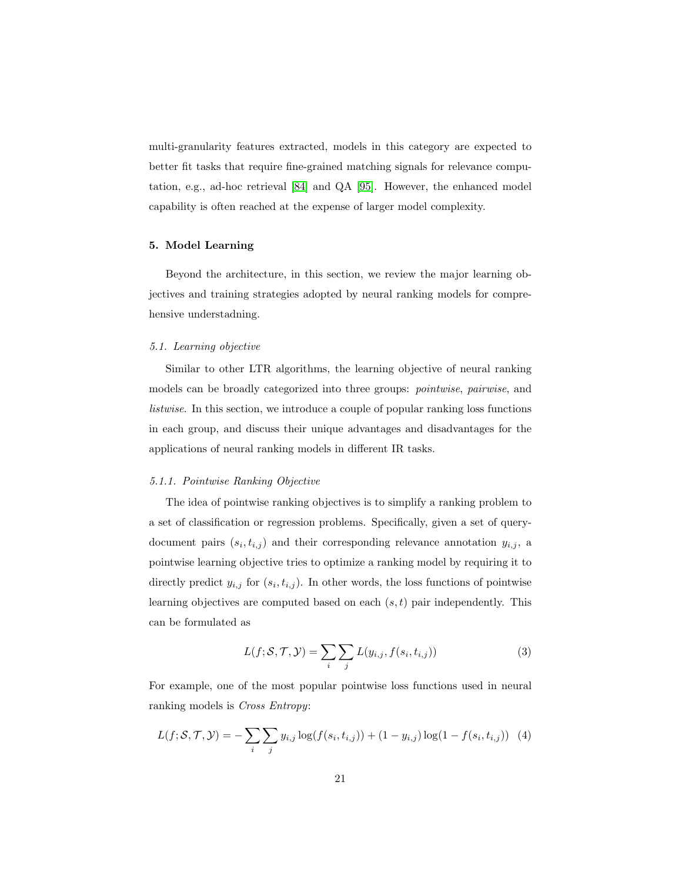multi-granularity features extracted, models in this category are expected to better fit tasks that require fine-grained matching signals for relevance computation, e.g., ad-hoc retrieval [84] and QA [95]. However, the enhanced model capability is often reached at the expense of larger model complexity.

## 5. Model Learning

Beyond the architecture, in this section, we review the major learning objectives and training strategies adopted by neural ranking models for comprehensive understadning.

### 5.1. Learning objective

Similar to other LTR algorithms, the learning objective of neural ranking models can be broadly categorized into three groups: *pointwise*, *pairwise*, and *listwise*. In this section, we introduce a couple of popular ranking loss functions in each group, and discuss their unique advantages and disadvantages for the applications of neural ranking models in different IR tasks.

#### 5.1.1. Pointwise Ranking Objective

The idea of pointwise ranking objectives is to simplify a ranking problem to a set of classification or regression problems. Specifically, given a set of query-document pairs $(s_i, t_{i,j})$ and their corresponding relevance annotation $y_{i,j}$, a pointwise learning objective tries to optimize a ranking model by requiring it to directly predict $y_{i,j}$ for $(s_i, t_{i,j})$. In other words, the loss functions of pointwise learning objectives are computed based on each $(s, t)$ pair independently. This can be formulated as

$$L(f; \mathcal{S}, \mathcal{T}, \mathcal{Y}) = \sum_i \sum_j L(y_{i,j}, f(s_i, t_{i,j})) \tag{3}$$

For example, one of the most popular pointwise loss functions used in neural ranking models is *Cross Entropy*:

$$L(f; \mathcal{S}, \mathcal{T}, \mathcal{Y}) = -\sum_i \sum_j y_{i,j} \log(f(s_i, t_{i,j})) + (1 - y_{i,j}) \log(1 - f(s_i, t_{i,j})) \tag{4}$$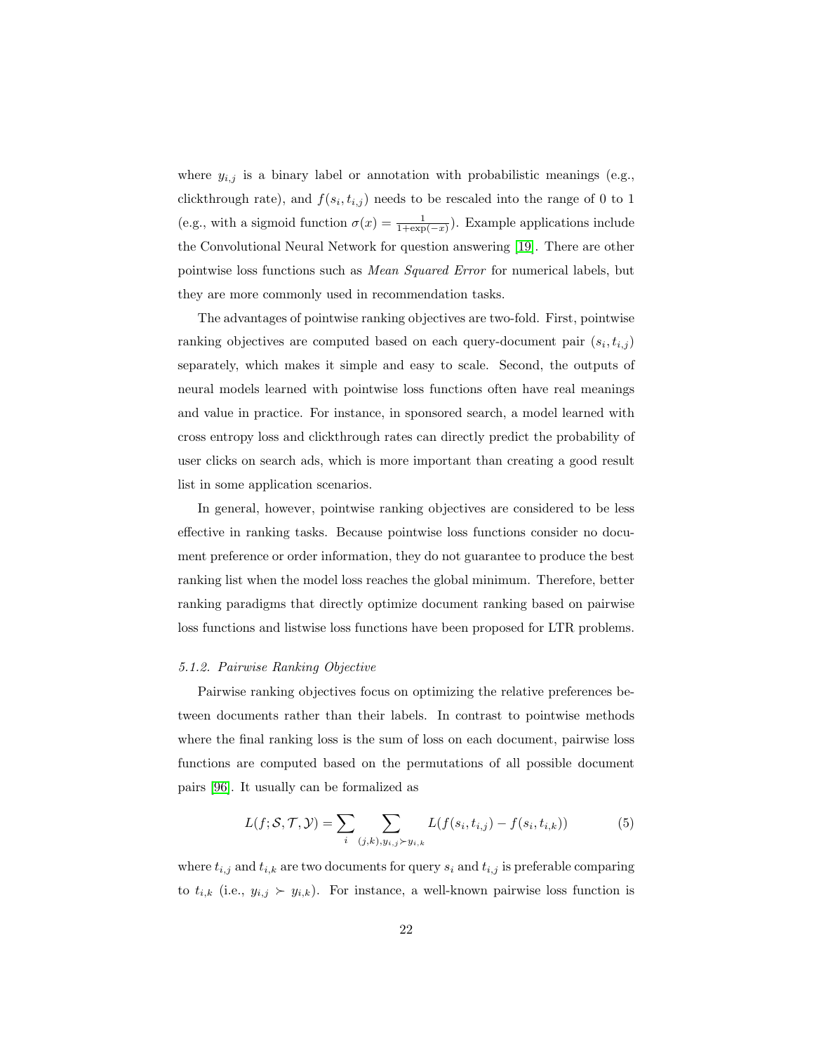where $y_{i,j}$ is a binary label or annotation with probabilistic meanings (e.g., clickthrough rate), and $f(s_i, t_{i,j})$ needs to be rescaled into the range of 0 to 1 (e.g., with a sigmoid function $\sigma(x) = \frac{1}{1+\exp(-x)}$). Example applications include the Convolutional Neural Network for question answering [19]. There are other pointwise loss functions such as *Mean Squared Error* for numerical labels, but they are more commonly used in recommendation tasks.

The advantages of pointwise ranking objectives are two-fold. First, pointwise ranking objectives are computed based on each query-document pair $(s_i, t_{i,j})$ separately, which makes it simple and easy to scale. Second, the outputs of neural models learned with pointwise loss functions often have real meanings and value in practice. For instance, in sponsored search, a model learned with cross entropy loss and clickthrough rates can directly predict the probability of user clicks on search ads, which is more important than creating a good result list in some application scenarios.

In general, however, pointwise ranking objectives are considered to be less effective in ranking tasks. Because pointwise loss functions consider no document preference or order information, they do not guarantee to produce the best ranking list when the model loss reaches the global minimum. Therefore, better ranking paradigms that directly optimize document ranking based on pairwise loss functions and listwise loss functions have been proposed for LTR problems.

#### *5.1.2. Pairwise Ranking Objective*

Pairwise ranking objectives focus on optimizing the relative preferences between documents rather than their labels. In contrast to pointwise methods where the final ranking loss is the sum of loss on each document, pairwise loss functions are computed based on the permutations of all possible document pairs [96]. It usually can be formalized as

$$L(f; \mathcal{S}, \mathcal{T}, \mathcal{Y}) = \sum_{i} \sum_{(j,k), y_{i,j} \succ y_{i,k}} L(f(s_i, t_{i,j}) - f(s_i, t_{i,k})) \tag{5}$$

where $t_{i,j}$ and $t_{i,k}$ are two documents for query $s_i$ and $t_{i,j}$ is preferable comparing to $t_{i,k}$ (i.e., $y_{i,j} \succ y_{i,k}$). For instance, a well-known pairwise loss function is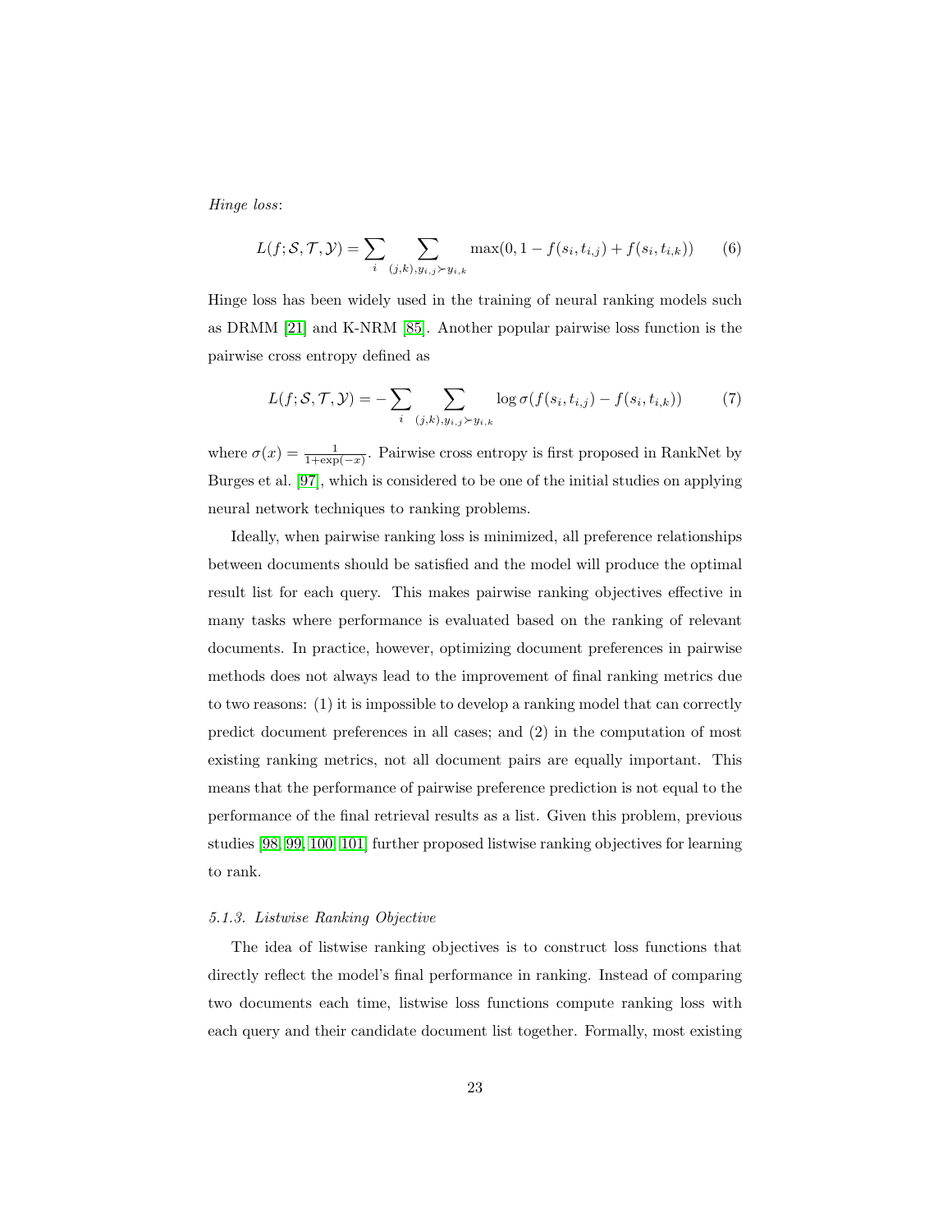*Hinge loss*:

$$L(f; \mathcal{S}, \mathcal{T}, \mathcal{Y}) = \sum_{i} \sum_{(j,k), y_{i,j} \succ y_{i,k}} \max(0, 1 - f(s_i, t_{i,j}) + f(s_i, t_{i,k})) \tag{6}$$

Hinge loss has been widely used in the training of neural ranking models such as DRMM [21] and K-NRM [85]. Another popular pairwise loss function is the pairwise cross entropy defined as

$$L(f; \mathcal{S}, \mathcal{T}, \mathcal{Y}) = -\sum_{i} \sum_{(j,k), y_{i,j} \succ y_{i,k}} \log \sigma(f(s_i, t_{i,j}) - f(s_i, t_{i,k})) \tag{7}$$

where $\sigma(x) = \frac{1}{1+\exp(-x)}$. Pairwise cross entropy is first proposed in RankNet by Burges et al. [97], which is considered to be one of the initial studies on applying neural network techniques to ranking problems.

Ideally, when pairwise ranking loss is minimized, all preference relationships between documents should be satisfied and the model will produce the optimal result list for each query. This makes pairwise ranking objectives effective in many tasks where performance is evaluated based on the ranking of relevant documents. In practice, however, optimizing document preferences in pairwise methods does not always lead to the improvement of final ranking metrics due to two reasons: (1) it is impossible to develop a ranking model that can correctly predict document preferences in all cases; and (2) in the computation of most existing ranking metrics, not all document pairs are equally important. This means that the performance of pairwise preference prediction is not equal to the performance of the final retrieval results as a list. Given this problem, previous studies [98, 99, 100, 101] further proposed listwise ranking objectives for learning to rank.

#### *5.1.3. Listwise Ranking Objective*

The idea of listwise ranking objectives is to construct loss functions that directly reflect the model's final performance in ranking. Instead of comparing two documents each time, listwise loss functions compute ranking loss with each query and their candidate document list together. Formally, most existing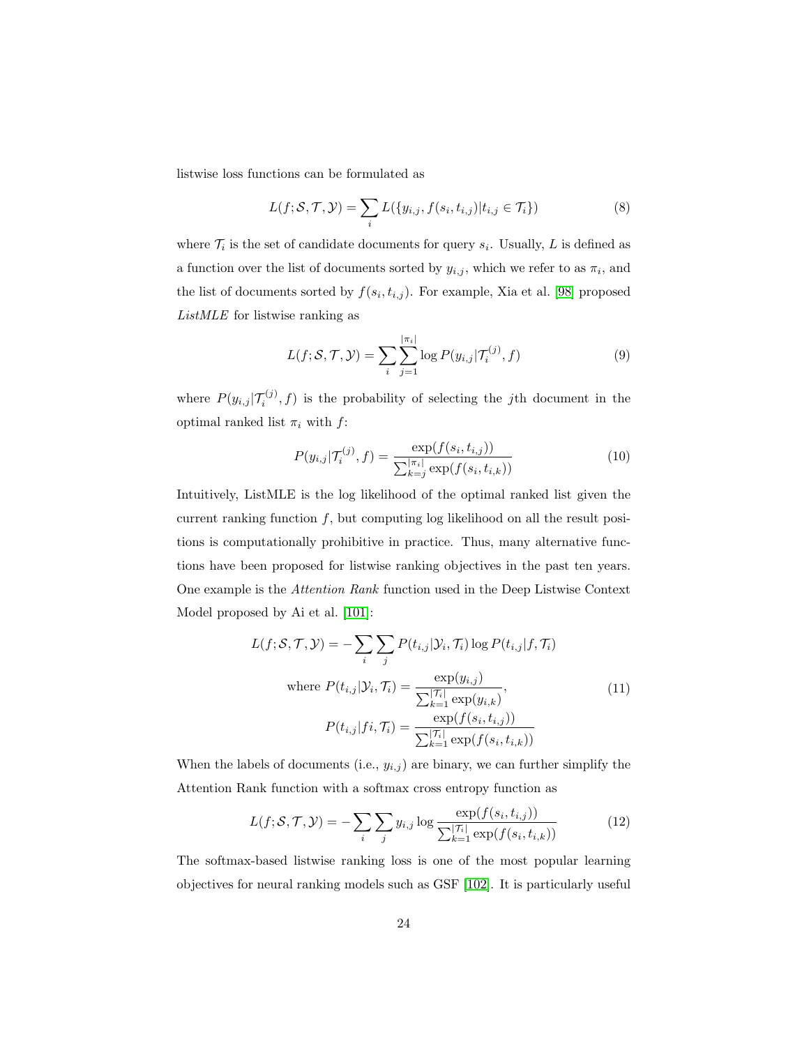listwise loss functions can be formulated as

$$L(f; \mathcal{S}, \mathcal{T}, \mathcal{Y}) = \sum_i L(\{y_{i,j}, f(s_i, t_{i,j}) | t_{i,j} \in \mathcal{T}_i\}) \tag{8}$$

where $\mathcal{T}_i$ is the set of candidate documents for query $s_i$. Usually, $L$ is defined as a function over the list of documents sorted by $y_{i,j}$, which we refer to as $\pi_i$, and the list of documents sorted by $f(s_i, t_{i,j})$. For example, Xia et al. [98] proposed *ListMLE* for listwise ranking as

$$L(f; \mathcal{S}, \mathcal{T}, \mathcal{Y}) = \sum_i \sum_{j=1}^{|\pi_i|} \log P(y_{i,j} | \mathcal{T}_i^{(j)}, f) \tag{9}$$

where $P(y_{i,j} | \mathcal{T}_i^{(j)}, f)$ is the probability of selecting the $j$th document in the optimal ranked list $\pi_i$ with $f$:

$$P(y_{i,j} | \mathcal{T}_i^{(j)}, f) = \frac{\exp(f(s_i, t_{i,j}))}{\sum_{k=j}^{|\pi_i|} \exp(f(s_i, t_{i,k}))} \tag{10}$$

Intuitively, ListMLE is the log likelihood of the optimal ranked list given the current ranking function $f$, but computing log likelihood on all the result positions is computationally prohibitive in practice. Thus, many alternative functions have been proposed for listwise ranking objectives in the past ten years. One example is the *Attention Rank* function used in the Deep Listwise Context Model proposed by Ai et al. [101]:

$$\begin{aligned}
L(f; \mathcal{S}, \mathcal{T}, \mathcal{Y}) &= -\sum_i \sum_j P(t_{i,j} | \mathcal{Y}_i, \mathcal{T}_i) \log P(t_{i,j} | f, \mathcal{T}_i) \\
\text{where } P(t_{i,j} | \mathcal{Y}_i, \mathcal{T}_i) &= \frac{\exp(y_{i,j})}{\sum_{k=1}^{|\mathcal{T}_i|} \exp(y_{i,k})}, \\
P(t_{i,j} | fi, \mathcal{T}_i) &= \frac{\exp(f(s_i, t_{i,j}))}{\sum_{k=1}^{|\mathcal{T}_i|} \exp(f(s_i, t_{i,k}))}
\end{aligned} \tag{11}$$

When the labels of documents (i.e., $y_{i,j}$) are binary, we can further simplify the Attention Rank function with a softmax cross entropy function as

$$L(f; \mathcal{S}, \mathcal{T}, \mathcal{Y}) = -\sum_i \sum_j y_{i,j} \log \frac{\exp(f(s_i, t_{i,j}))}{\sum_{k=1}^{|\mathcal{T}_i|} \exp(f(s_i, t_{i,k}))} \tag{12}$$

The softmax-based listwise ranking loss is one of the most popular learning objectives for neural ranking models such as GSF [102]. It is particularly useful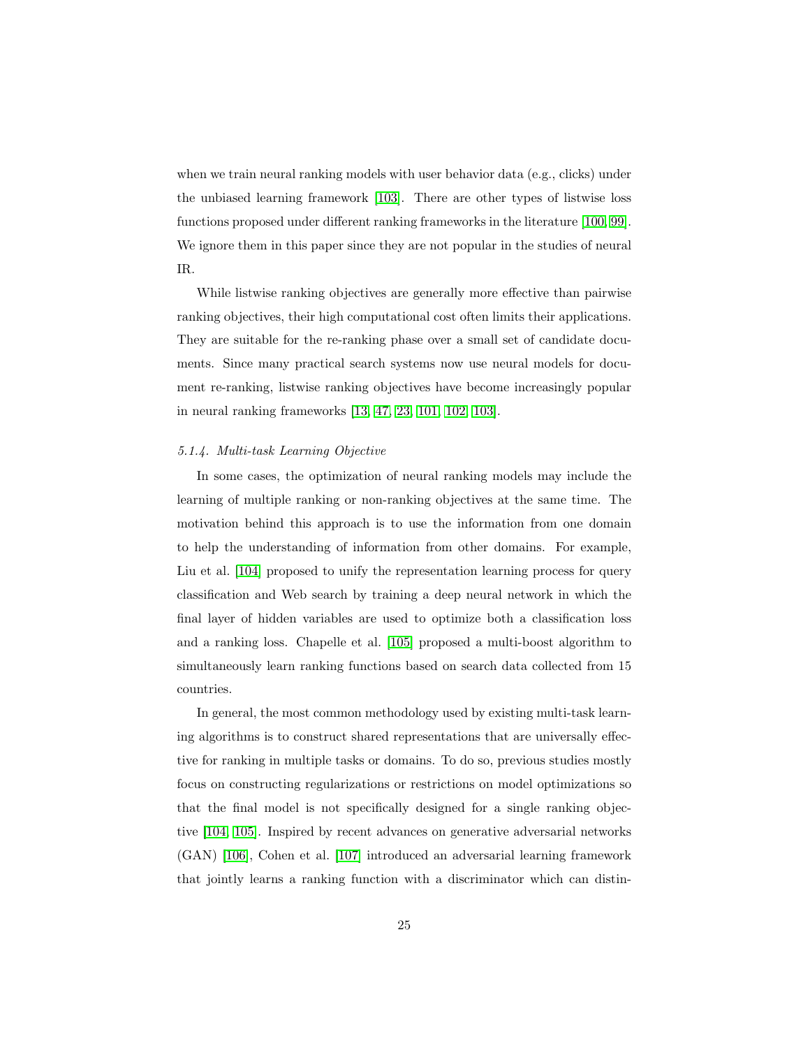when we train neural ranking models with user behavior data (e.g., clicks) under the unbiased learning framework [103]. There are other types of listwise loss functions proposed under different ranking frameworks in the literature [100, 99]. We ignore them in this paper since they are not popular in the studies of neural IR.

While listwise ranking objectives are generally more effective than pairwise ranking objectives, their high computational cost often limits their applications. They are suitable for the re-ranking phase over a small set of candidate documents. Since many practical search systems now use neural models for document re-ranking, listwise ranking objectives have become increasingly popular in neural ranking frameworks [13, 47, 23, 101, 102, 103].

#### *5.1.4. Multi-task Learning Objective*

In some cases, the optimization of neural ranking models may include the learning of multiple ranking or non-ranking objectives at the same time. The motivation behind this approach is to use the information from one domain to help the understanding of information from other domains. For example, Liu et al. [104] proposed to unify the representation learning process for query classification and Web search by training a deep neural network in which the final layer of hidden variables are used to optimize both a classification loss and a ranking loss. Chapelle et al. [105] proposed a multi-boost algorithm to simultaneously learn ranking functions based on search data collected from 15 countries.

In general, the most common methodology used by existing multi-task learning algorithms is to construct shared representations that are universally effective for ranking in multiple tasks or domains. To do so, previous studies mostly focus on constructing regularizations or restrictions on model optimizations so that the final model is not specifically designed for a single ranking objective [104, 105]. Inspired by recent advances on generative adversarial networks (GAN) [106], Cohen et al. [107] introduced an adversarial learning framework that jointly learns a ranking function with a discriminator which can distin-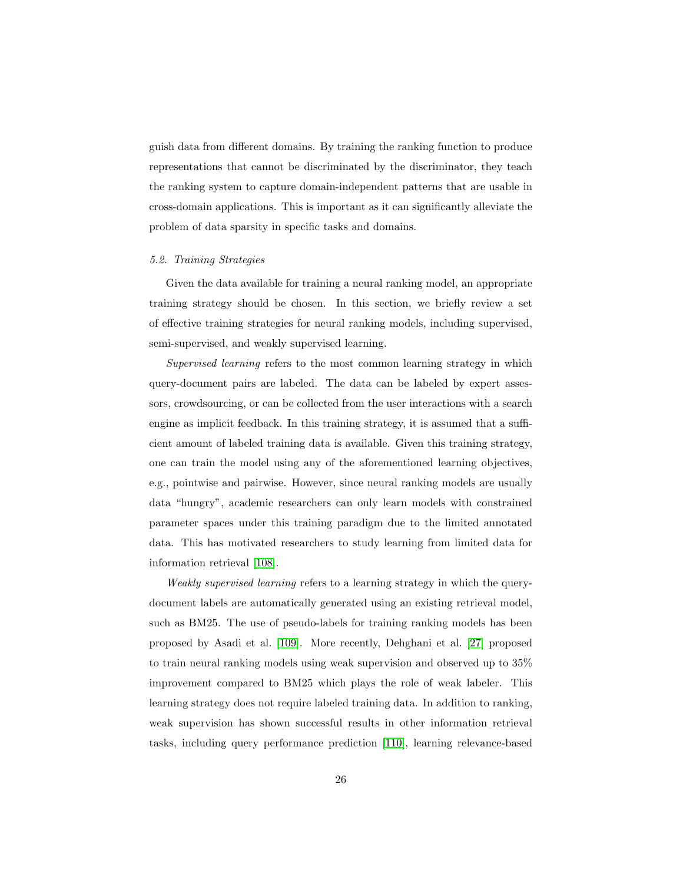guish data from different domains. By training the ranking function to produce representations that cannot be discriminated by the discriminator, they teach the ranking system to capture domain-independent patterns that are usable in cross-domain applications. This is important as it can significantly alleviate the problem of data sparsity in specific tasks and domains.

### 5.2. Training Strategies

Given the data available for training a neural ranking model, an appropriate training strategy should be chosen. In this section, we briefly review a set of effective training strategies for neural ranking models, including supervised, semi-supervised, and weakly supervised learning.

*Supervised learning* refers to the most common learning strategy in which query-document pairs are labeled. The data can be labeled by expert assessors, crowdsourcing, or can be collected from the user interactions with a search engine as implicit feedback. In this training strategy, it is assumed that a sufficient amount of labeled training data is available. Given this training strategy, one can train the model using any of the aforementioned learning objectives, e.g., pointwise and pairwise. However, since neural ranking models are usually data "hungry", academic researchers can only learn models with constrained parameter spaces under this training paradigm due to the limited annotated data. This has motivated researchers to study learning from limited data for information retrieval [108].

*Weakly supervised learning* refers to a learning strategy in which the query-document labels are automatically generated using an existing retrieval model, such as BM25. The use of pseudo-labels for training ranking models has been proposed by Asadi et al. [109]. More recently, Dehghani et al. [27] proposed to train neural ranking models using weak supervision and observed up to 35% improvement compared to BM25 which plays the role of weak labeler. This learning strategy does not require labeled training data. In addition to ranking, weak supervision has shown successful results in other information retrieval tasks, including query performance prediction [110], learning relevance-based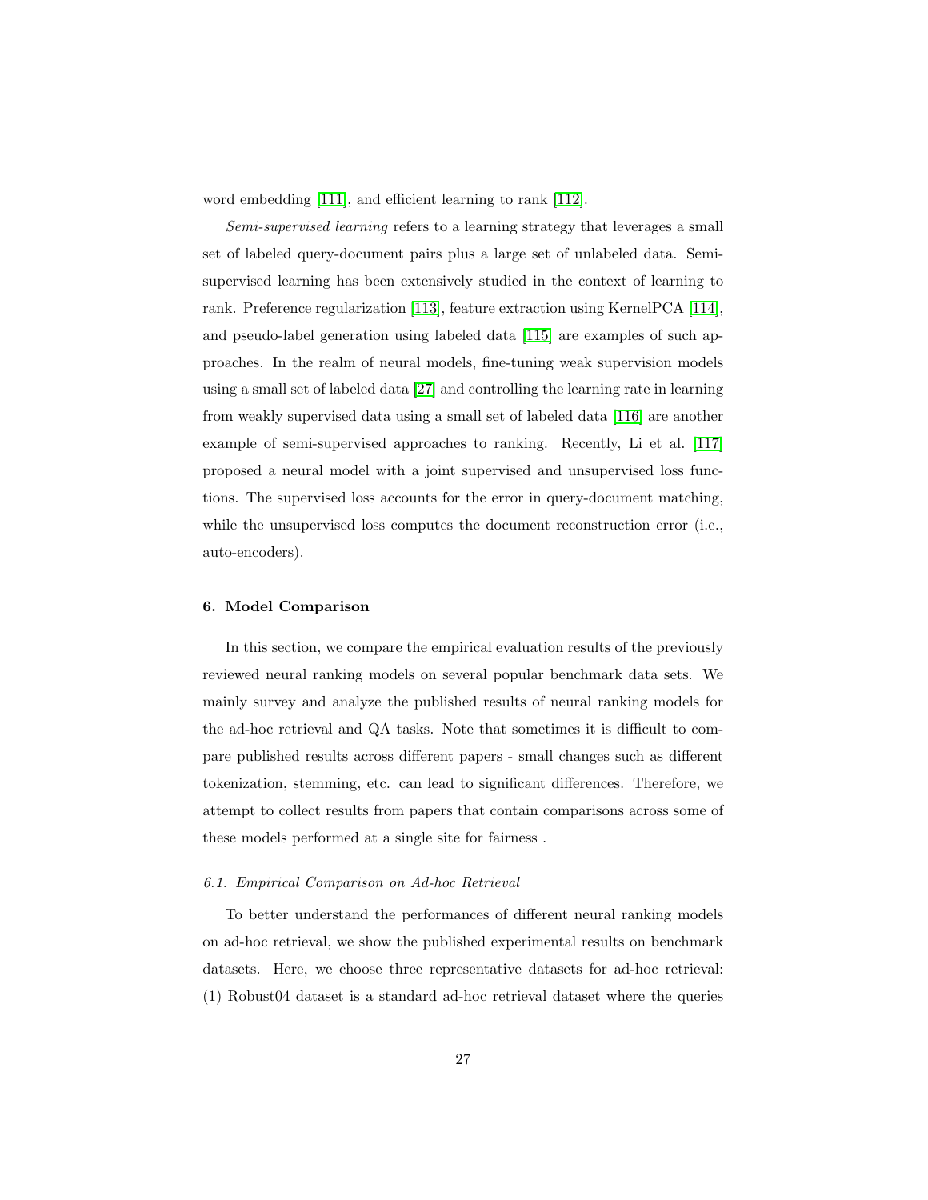word embedding [111], and efficient learning to rank [112].

*Semi-supervised learning* refers to a learning strategy that leverages a small set of labeled query-document pairs plus a large set of unlabeled data. Semi-supervised learning has been extensively studied in the context of learning to rank. Preference regularization [113], feature extraction using KernelPCA [114], and pseudo-label generation using labeled data [115] are examples of such approaches. In the realm of neural models, fine-tuning weak supervision models using a small set of labeled data [27] and controlling the learning rate in learning from weakly supervised data using a small set of labeled data [116] are another example of semi-supervised approaches to ranking. Recently, Li et al. [117] proposed a neural model with a joint supervised and unsupervised loss functions. The supervised loss accounts for the error in query-document matching, while the unsupervised loss computes the document reconstruction error (i.e., auto-encoders).

## 6. Model Comparison

In this section, we compare the empirical evaluation results of the previously reviewed neural ranking models on several popular benchmark data sets. We mainly survey and analyze the published results of neural ranking models for the ad-hoc retrieval and QA tasks. Note that sometimes it is difficult to compare published results across different papers - small changes such as different tokenization, stemming, etc. can lead to significant differences. Therefore, we attempt to collect results from papers that contain comparisons across some of these models performed at a single site for fairness .

### *6.1. Empirical Comparison on Ad-hoc Retrieval*

To better understand the performances of different neural ranking models on ad-hoc retrieval, we show the published experimental results on benchmark datasets. Here, we choose three representative datasets for ad-hoc retrieval: (1) Robust04 dataset is a standard ad-hoc retrieval dataset where the queries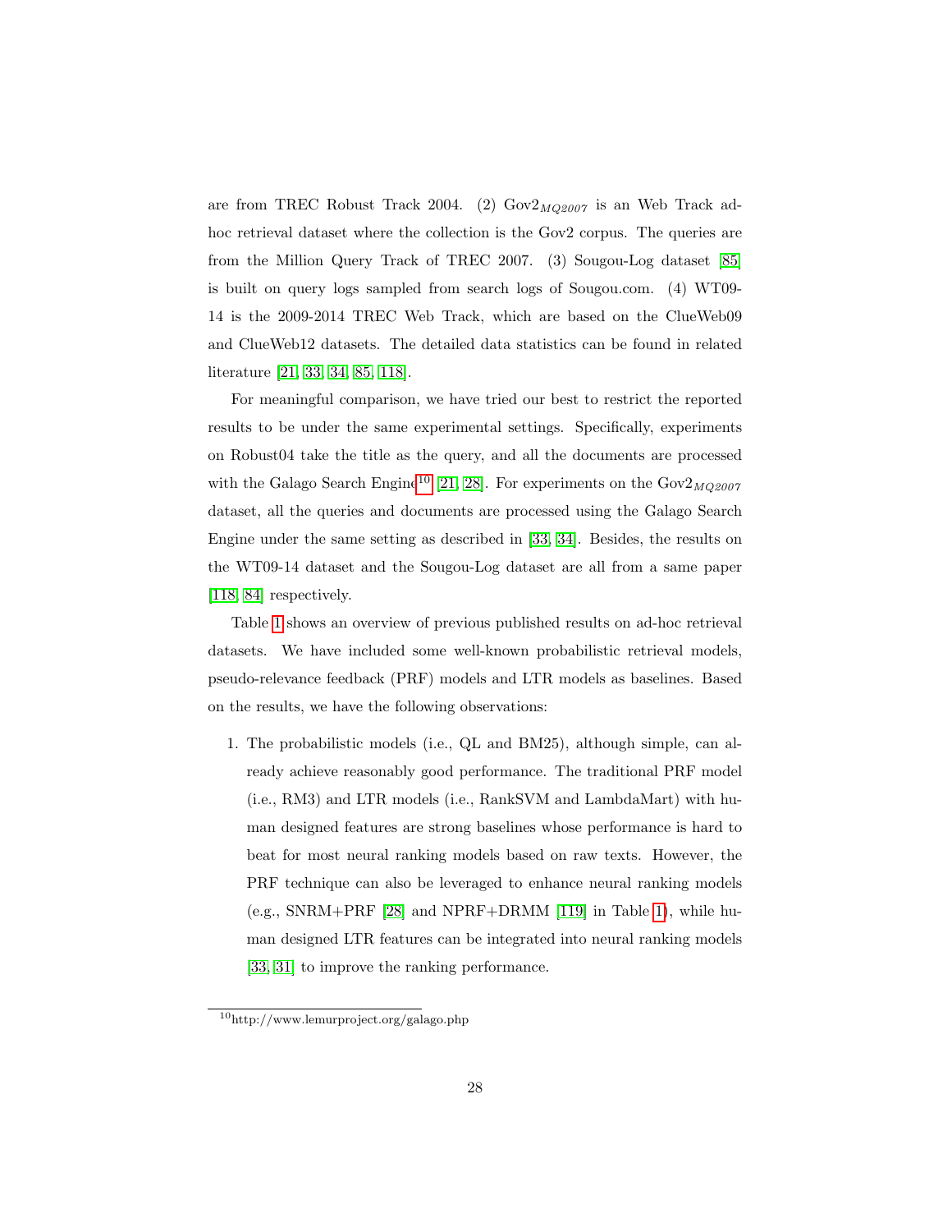are from TREC Robust Track 2004. (2) $\text{Gov2}_{MQ2007}$ is an Web Track ad-hoc retrieval dataset where the collection is the Gov2 corpus. The queries are from the Million Query Track of TREC 2007. (3) Sougou-Log dataset [85] is built on query logs sampled from search logs of Sougou.com. (4) WT09-14 is the 2009-2014 TREC Web Track, which are based on the ClueWeb09 and ClueWeb12 datasets. The detailed data statistics can be found in related literature [21, 33, 34, 85, 118].

For meaningful comparison, we have tried our best to restrict the reported results to be under the same experimental settings. Specifically, experiments on Robust04 take the title as the query, and all the documents are processed with the Galago Search Engine[10] [21, 28]. For experiments on the $\text{Gov2}_{MQ2007}$ dataset, all the queries and documents are processed using the Galago Search Engine under the same setting as described in [33, 34]. Besides, the results on the WT09-14 dataset and the Sougou-Log dataset are all from a same paper [118, 84] respectively.

Table 1 shows an overview of previous published results on ad-hoc retrieval datasets. We have included some well-known probabilistic retrieval models, pseudo-relevance feedback (PRF) models and LTR models as baselines. Based on the results, we have the following observations:

1. The probabilistic models (i.e., QL and BM25), although simple, can already achieve reasonably good performance. The traditional PRF model (i.e., RM3) and LTR models (i.e., RankSVM and LambdaMart) with human designed features are strong baselines whose performance is hard to beat for most neural ranking models based on raw texts. However, the PRF technique can also be leveraged to enhance neural ranking models (e.g., SNRM+PRF [28] and NPRF+DRMM [119] in Table 1), while human designed LTR features can be integrated into neural ranking models [33, 31] to improve the ranking performance.

[10] http://www.lemurproject.org/galago.php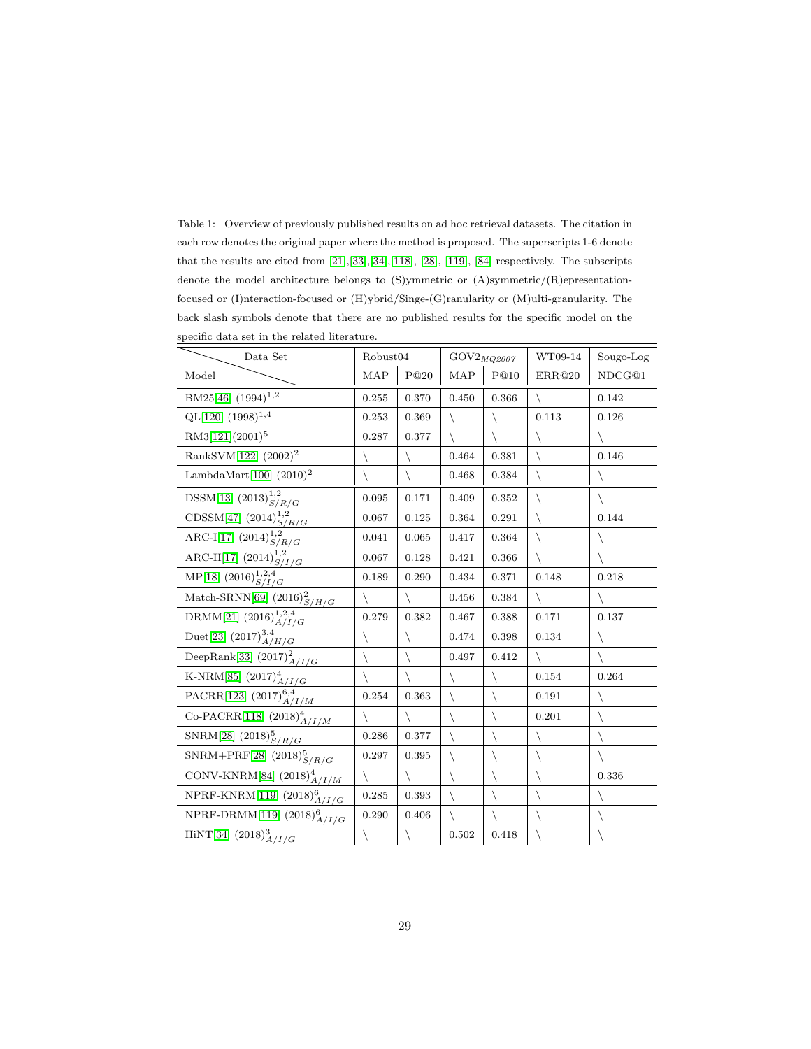Table 1: Overview of previously published results on ad hoc retrieval datasets. The citation in each row denotes the original paper where the method is proposed. The superscripts 1-6 denote that the results are cited from [21], [33], [34], [118], [28], [119], [84] respectively. The subscripts denote the model architecture belongs to (S)ymmetric or (A)symmetric/(R)epresentation-focused or (I)nteraction-focused or (H)ybrid/Singe-(G)ranularity or (M)ulti-granularity. The back slash symbols denote that there are no published results for the specific model on the specific data set in the related literature.

| Data Set / Model | Robust04 | | $GOV2_{MQ2007}$ | | WT09-14 | Sougo-Log |
|---|---|---|---|---|---|---|
| | MAP | P@20 | MAP | P@10 | ERR@20 | NDCG@1 |
| BM25[46] $(1994)^{1,2}$ | 0.255 | 0.370 | 0.450 | 0.366 | \ | 0.142 |
| QL[120] $(1998)^{1,4}$ | 0.253 | 0.369 | \ | \ | 0.113 | 0.126 |
| RM3[121]$(2001)^{5}$ | 0.287 | 0.377 | \ | \ | \ | \ |
| RankSVM[122] $(2002)^{2}$ | \ | \ | 0.464 | 0.381 | \ | 0.146 |
| LambdaMart[100] $(2010)^{2}$ | \ | \ | 0.468 | 0.384 | \ | \ |
| DSSM[13] $(2013)^{1,2}_{S/R/G}$ | 0.095 | 0.171 | 0.409 | 0.352 | \ | \ |
| CDSSM[47] $(2014)^{1,2}_{S/R/G}$ | 0.067 | 0.125 | 0.364 | 0.291 | \ | 0.144 |
| ARC-I[17] $(2014)^{1,2}_{S/R/G}$ | 0.041 | 0.065 | 0.417 | 0.364 | \ | \ |
| ARC-II[17] $(2014)^{1,2}_{S/I/G}$ | 0.067 | 0.128 | 0.421 | 0.366 | \ | \ |
| MP[18] $(2016)^{1,2,4}_{S/I/G}$ | 0.189 | 0.290 | 0.434 | 0.371 | 0.148 | 0.218 |
| Match-SRNN[69] $(2016)^{2}_{S/H/G}$ | \ | \ | 0.456 | 0.384 | \ | \ |
| DRMM[21] $(2016)^{1,2,4}_{A/I/G}$ | 0.279 | 0.382 | 0.467 | 0.388 | 0.171 | 0.137 |
| Duet[23] $(2017)^{3,4}_{A/H/G}$ | \ | \ | 0.474 | 0.398 | 0.134 | \ |
| DeepRank[33] $(2017)^{2}_{A/I/G}$ | \ | \ | 0.497 | 0.412 | \ | \ |
| K-NRM[85] $(2017)^{4}_{A/I/G}$ | \ | \ | \ | \ | 0.154 | 0.264 |
| PACRR[123] $(2017)^{6,4}_{A/I/M}$ | 0.254 | 0.363 | \ | \ | 0.191 | \ |
| Co-PACRR[118] $(2018)^{4}_{A/I/M}$ | \ | \ | \ | \ | 0.201 | \ |
| SNRM[28] $(2018)^{5}_{S/R/G}$ | 0.286 | 0.377 | \ | \ | \ | \ |
| SNRM+PRF[28] $(2018)^{5}_{S/R/G}$ | 0.297 | 0.395 | \ | \ | \ | \ |
| CONV-KNRM[84] $(2018)^{4}_{A/I/M}$ | \ | \ | \ | \ | \ | 0.336 |
| NPRF-KNRM[119] $(2018)^{6}_{A/I/G}$ | 0.285 | 0.393 | \ | \ | \ | \ |
| NPRF-DRMM[119] $(2018)^{6}_{A/I/G}$ | 0.290 | 0.406 | \ | \ | \ | \ |
| HiNT[34] $(2018)^{3}_{A/I/G}$ | \ | \ | 0.502 | 0.418 | \ | \ |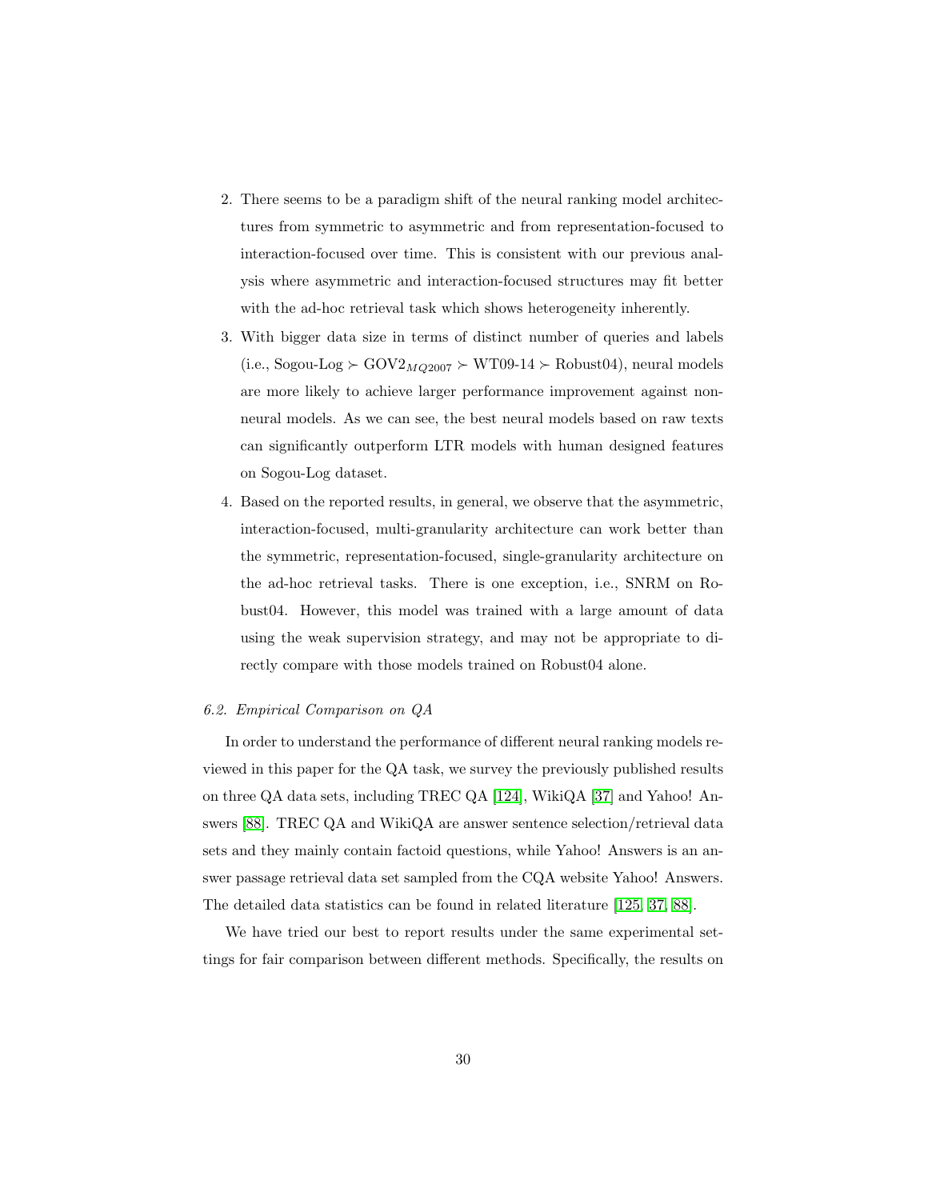2. There seems to be a paradigm shift of the neural ranking model architectures from symmetric to asymmetric and from representation-focused to interaction-focused over time. This is consistent with our previous analysis where asymmetric and interaction-focused structures may fit better with the ad-hoc retrieval task which shows heterogeneity inherently.
3. With bigger data size in terms of distinct number of queries and labels (i.e., Sogou-Log $\succ$ GOV2$_{MQ2007}$ $\succ$ WT09-14 $\succ$ Robust04), neural models are more likely to achieve larger performance improvement against non-neural models. As we can see, the best neural models based on raw texts can significantly outperform LTR models with human designed features on Sogou-Log dataset.
4. Based on the reported results, in general, we observe that the asymmetric, interaction-focused, multi-granularity architecture can work better than the symmetric, representation-focused, single-granularity architecture on the ad-hoc retrieval tasks. There is one exception, i.e., SNRM on Robust04. However, this model was trained with a large amount of data using the weak supervision strategy, and may not be appropriate to directly compare with those models trained on Robust04 alone.

### 6.2. Empirical Comparison on QA

In order to understand the performance of different neural ranking models reviewed in this paper for the QA task, we survey the previously published results on three QA data sets, including TREC QA [124], WikiQA [37] and Yahoo! Answers [88]. TREC QA and WikiQA are answer sentence selection/retrieval data sets and they mainly contain factoid questions, while Yahoo! Answers is an answer passage retrieval data set sampled from the CQA website Yahoo! Answers. The detailed data statistics can be found in related literature [125, 37, 88].

We have tried our best to report results under the same experimental settings for fair comparison between different methods. Specifically, the results on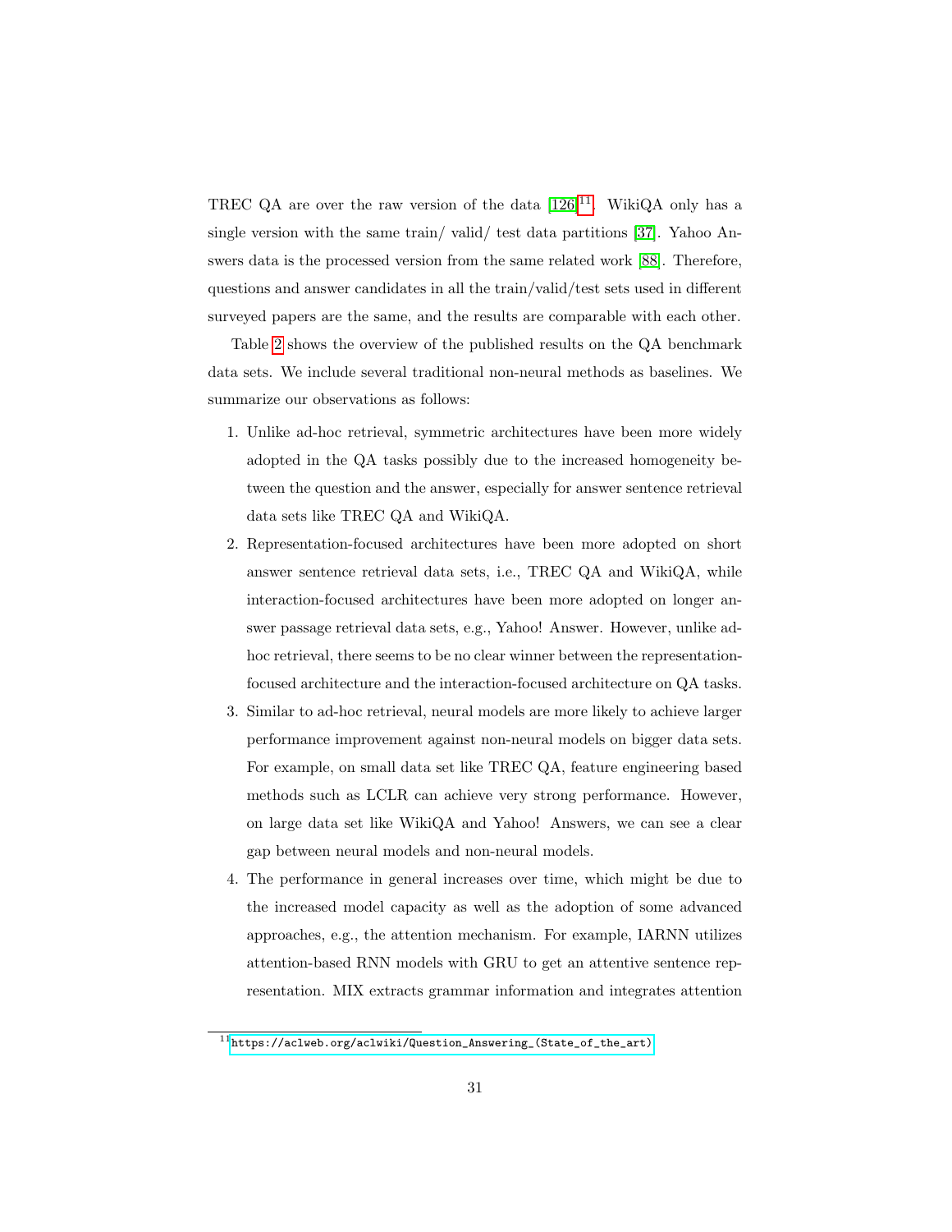TREC QA are over the raw version of the data [126][11]. WikiQA only has a single version with the same train/ valid/ test data partitions [37]. Yahoo Answers data is the processed version from the same related work [88]. Therefore, questions and answer candidates in all the train/valid/test sets used in different surveyed papers are the same, and the results are comparable with each other.

Table 2 shows the overview of the published results on the QA benchmark data sets. We include several traditional non-neural methods as baselines. We summarize our observations as follows:

1. Unlike ad-hoc retrieval, symmetric architectures have been more widely adopted in the QA tasks possibly due to the increased homogeneity between the question and the answer, especially for answer sentence retrieval data sets like TREC QA and WikiQA.
2. Representation-focused architectures have been more adopted on short answer sentence retrieval data sets, i.e., TREC QA and WikiQA, while interaction-focused architectures have been more adopted on longer answer passage retrieval data sets, e.g., Yahoo! Answer. However, unlike ad-hoc retrieval, there seems to be no clear winner between the representation-focused architecture and the interaction-focused architecture on QA tasks.
3. Similar to ad-hoc retrieval, neural models are more likely to achieve larger performance improvement against non-neural models on bigger data sets. For example, on small data set like TREC QA, feature engineering based methods such as LCLR can achieve very strong performance. However, on large data set like WikiQA and Yahoo! Answers, we can see a clear gap between neural models and non-neural models.
4. The performance in general increases over time, which might be due to the increased model capacity as well as the adoption of some advanced approaches, e.g., the attention mechanism. For example, IARNN utilizes attention-based RNN models with GRU to get an attentive sentence representation. MIX extracts grammar information and integrates attention

[11] https://aclweb.org/aclwiki/Question_Answering_(State_of_the_art)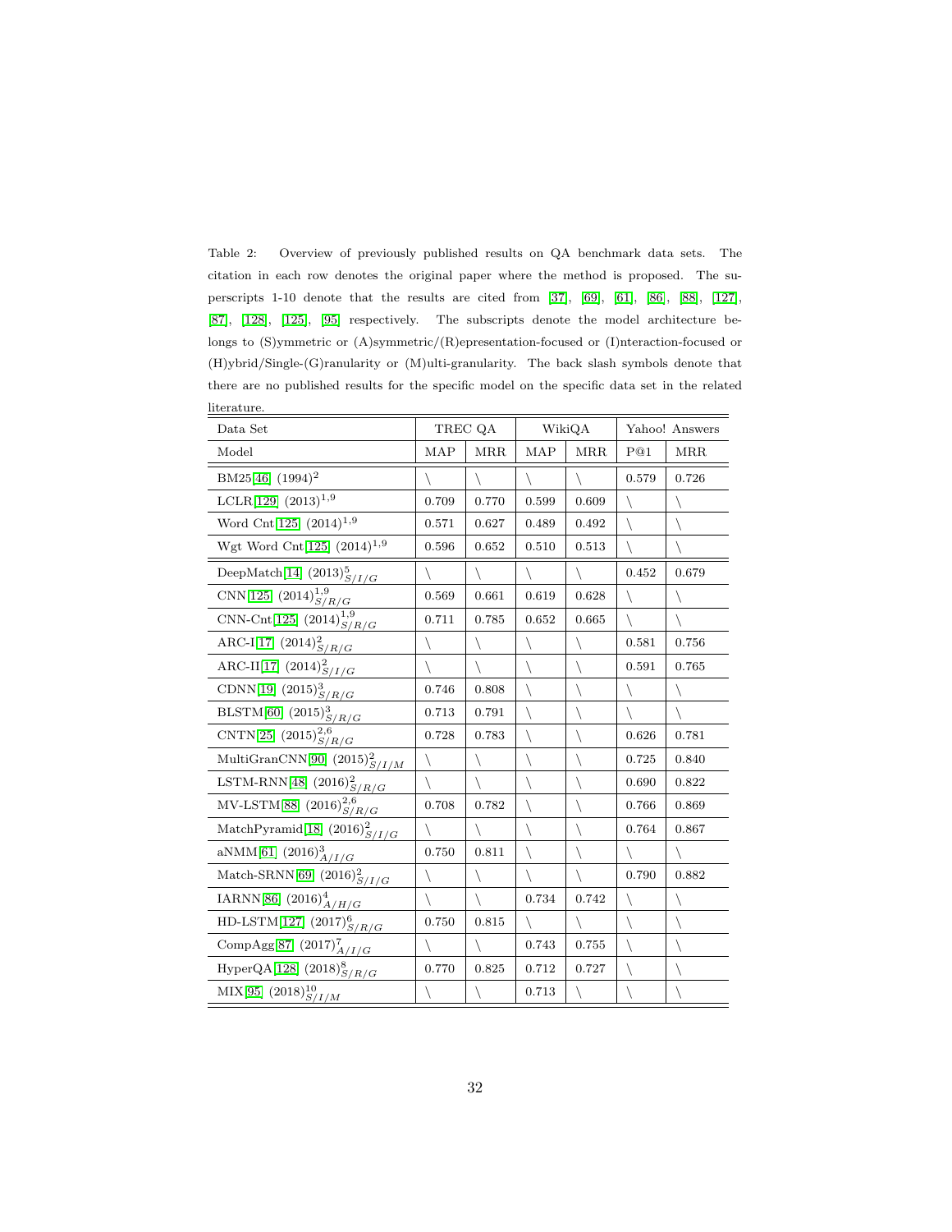Table 2: Overview of previously published results on QA benchmark data sets. The citation in each row denotes the original paper where the method is proposed. The superscripts 1-10 denote that the results are cited from [37], [69], [61], [86], [88], [127], [87], [128], [125], [95] respectively. The subscripts denote the model architecture belongs to (S)ymmetric or (A)symmetric/(R)epresentation-focused or (I)nteraction-focused or (H)ybrid/Single-(G)ranularity or (M)ulti-granularity. The back slash symbols denote that there are no published results for the specific model on the specific data set in the related literature.

| Data Set | TREC QA | | WikiQA | | Yahoo! Answers | |
|---|---|---|---|---|---|---|
| Model | MAP | MRR | MAP | MRR | P@1 | MRR |
| BM25[46] (1994)[2] | \ | \ | \ | \ | 0.579 | 0.726 |
| LCLR[129] (2013)[1,9] | 0.709 | 0.770 | 0.599 | 0.609 | \ | \ |
| Word Cnt[125] (2014)[1,9] | 0.571 | 0.627 | 0.489 | 0.492 | \ | \ |
| Wgt Word Cnt[125] (2014)[1,9] | 0.596 | 0.652 | 0.510 | 0.513 | \ | \ |
| DeepMatch[14] (2013)[5] $_{S/I/G}$ | \ | \ | \ | \ | 0.452 | 0.679 |
| CNN[125] (2014)[1,9] $_{S/R/G}$ | 0.569 | 0.661 | 0.619 | 0.628 | \ | \ |
| CNN-Cnt[125] (2014)[1,9] $_{S/R/G}$ | 0.711 | 0.785 | 0.652 | 0.665 | \ | \ |
| ARC-I[17] (2014)[2] $_{S/R/G}$ | \ | \ | \ | \ | 0.581 | 0.756 |
| ARC-II[17] (2014)[2] $_{S/I/G}$ | \ | \ | \ | \ | 0.591 | 0.765 |
| CDNN[19] (2015)[3] $_{S/R/G}$ | 0.746 | 0.808 | \ | \ | \ | \ |
| BLSTM[60] (2015)[3] $_{S/R/G}$ | 0.713 | 0.791 | \ | \ | \ | \ |
| CNTN[25] (2015)[2,6] $_{S/R/G}$ | 0.728 | 0.783 | \ | \ | 0.626 | 0.781 |
| MultiGranCNN[90] (2015)[2] $_{S/I/M}$ | \ | \ | \ | \ | 0.725 | 0.840 |
| LSTM-RNN[48] (2016)[2] $_{S/R/G}$ | \ | \ | \ | \ | 0.690 | 0.822 |
| MV-LSTM[88] (2016)[2,6] $_{S/R/G}$ | 0.708 | 0.782 | \ | \ | 0.766 | 0.869 |
| MatchPyramid[18] (2016)[2] $_{S/I/G}$ | \ | \ | \ | \ | 0.764 | 0.867 |
| aNMM[61] (2016)[3] $_{A/I/G}$ | 0.750 | 0.811 | \ | \ | \ | \ |
| Match-SRNN[69] (2016)[2] $_{S/I/G}$ | \ | \ | \ | \ | 0.790 | 0.882 |
| IARNN[86] (2016)[4] $_{A/H/G}$ | \ | \ | 0.734 | 0.742 | \ | \ |
| HD-LSTM[127] (2017)[6] $_{S/R/G}$ | 0.750 | 0.815 | \ | \ | \ | \ |
| CompAgg[87] (2017)[7] $_{A/I/G}$ | \ | \ | 0.743 | 0.755 | \ | \ |
| HyperQA[128] (2018)[8] $_{S/R/G}$ | 0.770 | 0.825 | 0.712 | 0.727 | \ | \ |
| MIX[95] (2018)[10] $_{S/I/M}$ | \ | \ | 0.713 | \ | \ | \ |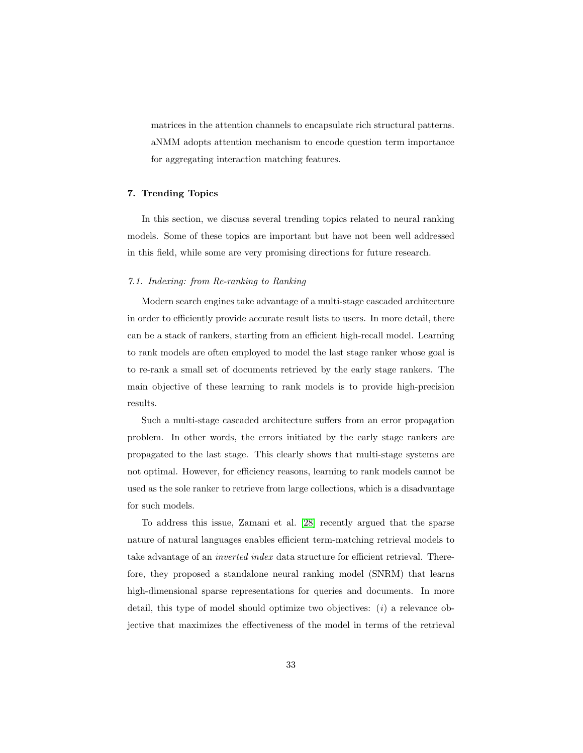matrices in the attention channels to encapsulate rich structural patterns. aNMM adopts attention mechanism to encode question term importance for aggregating interaction matching features.

## 7. Trending Topics

In this section, we discuss several trending topics related to neural ranking models. Some of these topics are important but have not been well addressed in this field, while some are very promising directions for future research.

### *7.1. Indexing: from Re-ranking to Ranking*

Modern search engines take advantage of a multi-stage cascaded architecture in order to efficiently provide accurate result lists to users. In more detail, there can be a stack of rankers, starting from an efficient high-recall model. Learning to rank models are often employed to model the last stage ranker whose goal is to re-rank a small set of documents retrieved by the early stage rankers. The main objective of these learning to rank models is to provide high-precision results.

Such a multi-stage cascaded architecture suffers from an error propagation problem. In other words, the errors initiated by the early stage rankers are propagated to the last stage. This clearly shows that multi-stage systems are not optimal. However, for efficiency reasons, learning to rank models cannot be used as the sole ranker to retrieve from large collections, which is a disadvantage for such models.

To address this issue, Zamani et al. [28] recently argued that the sparse nature of natural languages enables efficient term-matching retrieval models to take advantage of an *inverted index* data structure for efficient retrieval. Therefore, they proposed a standalone neural ranking model (SNRM) that learns high-dimensional sparse representations for queries and documents. In more detail, this type of model should optimize two objectives: ($i$) a relevance objective that maximizes the effectiveness of the model in terms of the retrieval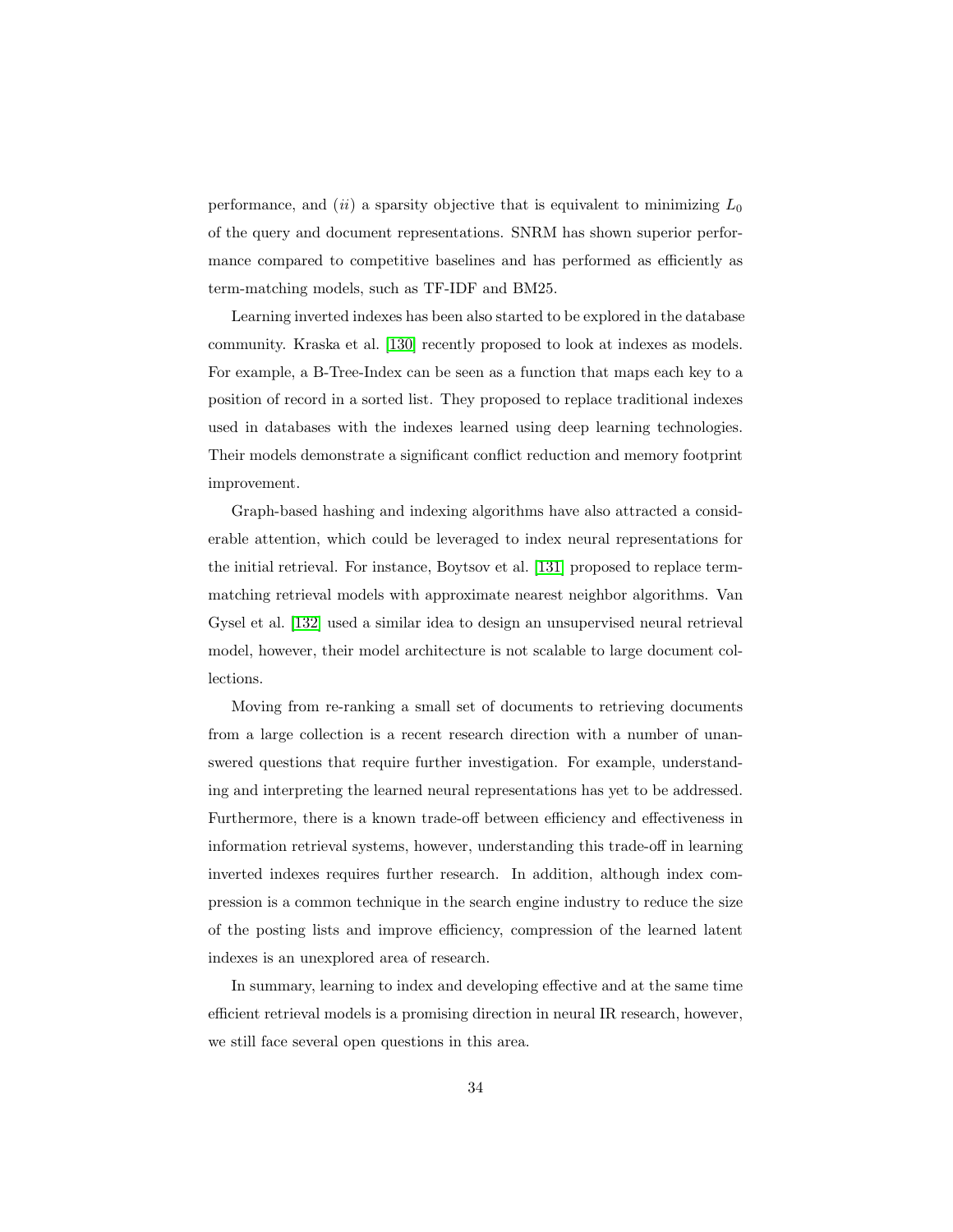performance, and (*ii*) a sparsity objective that is equivalent to minimizing $L_0$ of the query and document representations. SNRM has shown superior performance compared to competitive baselines and has performed as efficiently as term-matching models, such as TF-IDF and BM25.

Learning inverted indexes has been also started to be explored in the database community. Kraska et al. [130] recently proposed to look at indexes as models. For example, a B-Tree-Index can be seen as a function that maps each key to a position of record in a sorted list. They proposed to replace traditional indexes used in databases with the indexes learned using deep learning technologies. Their models demonstrate a significant conflict reduction and memory footprint improvement.

Graph-based hashing and indexing algorithms have also attracted a considerable attention, which could be leveraged to index neural representations for the initial retrieval. For instance, Boytsov et al. [131] proposed to replace term-matching retrieval models with approximate nearest neighbor algorithms. Van Gysel et al. [132] used a similar idea to design an unsupervised neural retrieval model, however, their model architecture is not scalable to large document collections.

Moving from re-ranking a small set of documents to retrieving documents from a large collection is a recent research direction with a number of unanswered questions that require further investigation. For example, understanding and interpreting the learned neural representations has yet to be addressed. Furthermore, there is a known trade-off between efficiency and effectiveness in information retrieval systems, however, understanding this trade-off in learning inverted indexes requires further research. In addition, although index compression is a common technique in the search engine industry to reduce the size of the posting lists and improve efficiency, compression of the learned latent indexes is an unexplored area of research.

In summary, learning to index and developing effective and at the same time efficient retrieval models is a promising direction in neural IR research, however, we still face several open questions in this area.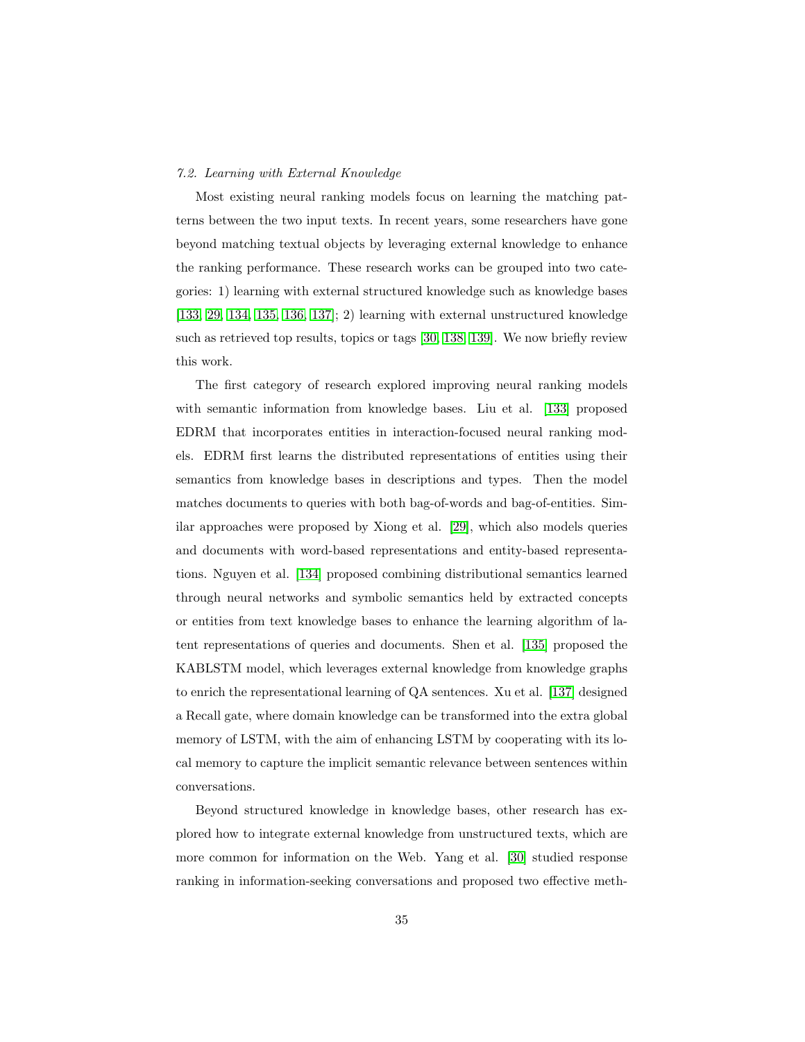### *7.2. Learning with External Knowledge*

Most existing neural ranking models focus on learning the matching patterns between the two input texts. In recent years, some researchers have gone beyond matching textual objects by leveraging external knowledge to enhance the ranking performance. These research works can be grouped into two categories: 1) learning with external structured knowledge such as knowledge bases [133, 29, 134, 135, 136, 137]; 2) learning with external unstructured knowledge such as retrieved top results, topics or tags [30, 138, 139]. We now briefly review this work.

The first category of research explored improving neural ranking models with semantic information from knowledge bases. Liu et al. [133] proposed EDRM that incorporates entities in interaction-focused neural ranking models. EDRM first learns the distributed representations of entities using their semantics from knowledge bases in descriptions and types. Then the model matches documents to queries with both bag-of-words and bag-of-entities. Similar approaches were proposed by Xiong et al. [29], which also models queries and documents with word-based representations and entity-based representations. Nguyen et al. [134] proposed combining distributional semantics learned through neural networks and symbolic semantics held by extracted concepts or entities from text knowledge bases to enhance the learning algorithm of latent representations of queries and documents. Shen et al. [135] proposed the KABLSTM model, which leverages external knowledge from knowledge graphs to enrich the representational learning of QA sentences. Xu et al. [137] designed a Recall gate, where domain knowledge can be transformed into the extra global memory of LSTM, with the aim of enhancing LSTM by cooperating with its local memory to capture the implicit semantic relevance between sentences within conversations.

Beyond structured knowledge in knowledge bases, other research has explored how to integrate external knowledge from unstructured texts, which are more common for information on the Web. Yang et al. [30] studied response ranking in information-seeking conversations and proposed two effective meth-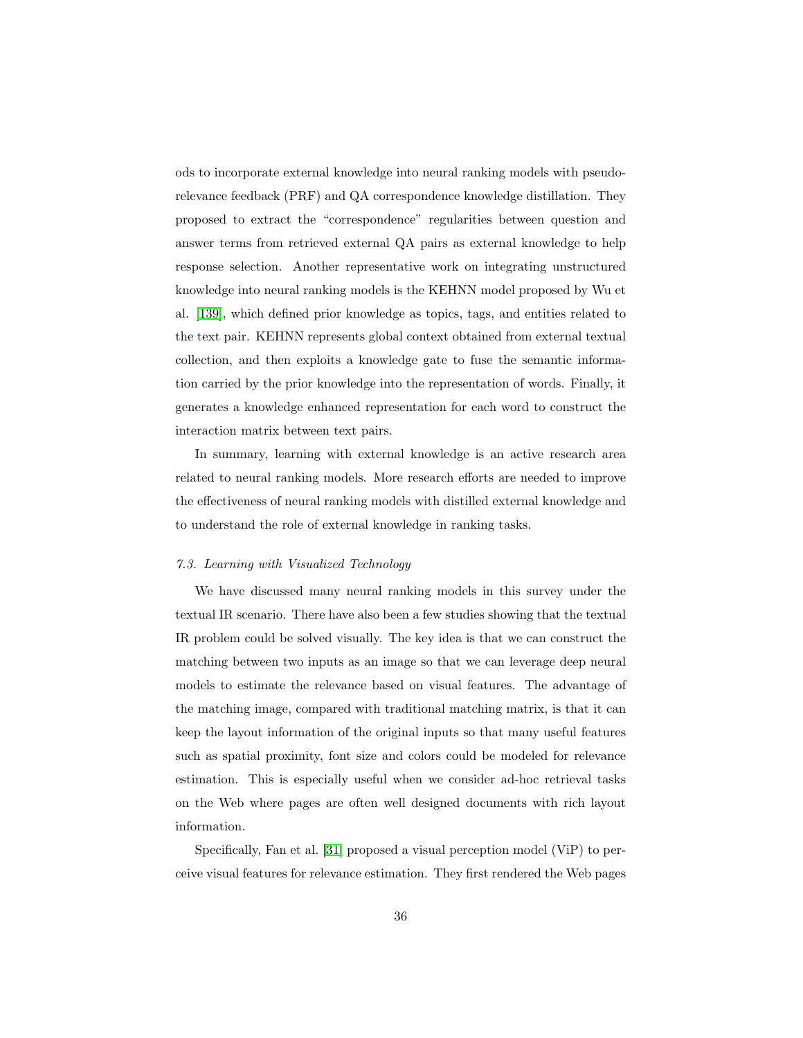ods to incorporate external knowledge into neural ranking models with pseudo-relevance feedback (PRF) and QA correspondence knowledge distillation. They proposed to extract the "correspondence" regularities between question and answer terms from retrieved external QA pairs as external knowledge to help response selection. Another representative work on integrating unstructured knowledge into neural ranking models is the KEHNN model proposed by Wu et al. [139], which defined prior knowledge as topics, tags, and entities related to the text pair. KEHNN represents global context obtained from external textual collection, and then exploits a knowledge gate to fuse the semantic information carried by the prior knowledge into the representation of words. Finally, it generates a knowledge enhanced representation for each word to construct the interaction matrix between text pairs.

In summary, learning with external knowledge is an active research area related to neural ranking models. More research efforts are needed to improve the effectiveness of neural ranking models with distilled external knowledge and to understand the role of external knowledge in ranking tasks.

### *7.3. Learning with Visualized Technology*

We have discussed many neural ranking models in this survey under the textual IR scenario. There have also been a few studies showing that the textual IR problem could be solved visually. The key idea is that we can construct the matching between two inputs as an image so that we can leverage deep neural models to estimate the relevance based on visual features. The advantage of the matching image, compared with traditional matching matrix, is that it can keep the layout information of the original inputs so that many useful features such as spatial proximity, font size and colors could be modeled for relevance estimation. This is especially useful when we consider ad-hoc retrieval tasks on the Web where pages are often well designed documents with rich layout information.

Specifically, Fan et al. [31] proposed a visual perception model (ViP) to perceive visual features for relevance estimation. They first rendered the Web pages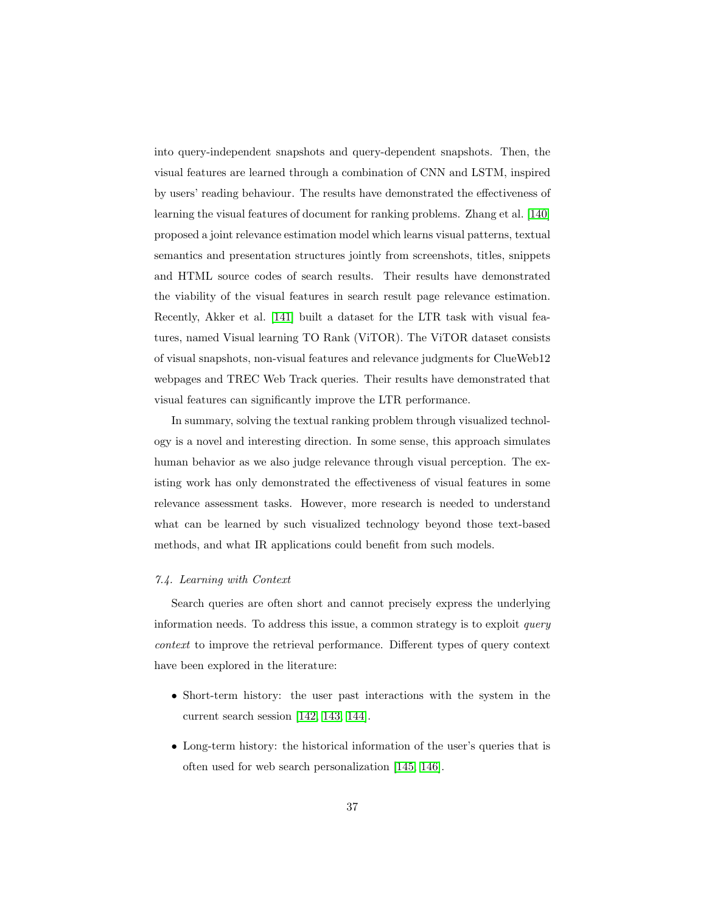into query-independent snapshots and query-dependent snapshots. Then, the visual features are learned through a combination of CNN and LSTM, inspired by users' reading behaviour. The results have demonstrated the effectiveness of learning the visual features of document for ranking problems. Zhang et al. [140] proposed a joint relevance estimation model which learns visual patterns, textual semantics and presentation structures jointly from screenshots, titles, snippets and HTML source codes of search results. Their results have demonstrated the viability of the visual features in search result page relevance estimation. Recently, Akker et al. [141] built a dataset for the LTR task with visual features, named Visual learning TO Rank (ViTOR). The ViTOR dataset consists of visual snapshots, non-visual features and relevance judgments for ClueWeb12 webpages and TREC Web Track queries. Their results have demonstrated that visual features can significantly improve the LTR performance.

In summary, solving the textual ranking problem through visualized technology is a novel and interesting direction. In some sense, this approach simulates human behavior as we also judge relevance through visual perception. The existing work has only demonstrated the effectiveness of visual features in some relevance assessment tasks. However, more research is needed to understand what can be learned by such visualized technology beyond those text-based methods, and what IR applications could benefit from such models.

### *7.4. Learning with Context*

Search queries are often short and cannot precisely express the underlying information needs. To address this issue, a common strategy is to exploit *query context* to improve the retrieval performance. Different types of query context have been explored in the literature:

- Short-term history: the user past interactions with the system in the current search session [142, 143, 144].
- Long-term history: the historical information of the user's queries that is often used for web search personalization [145, 146].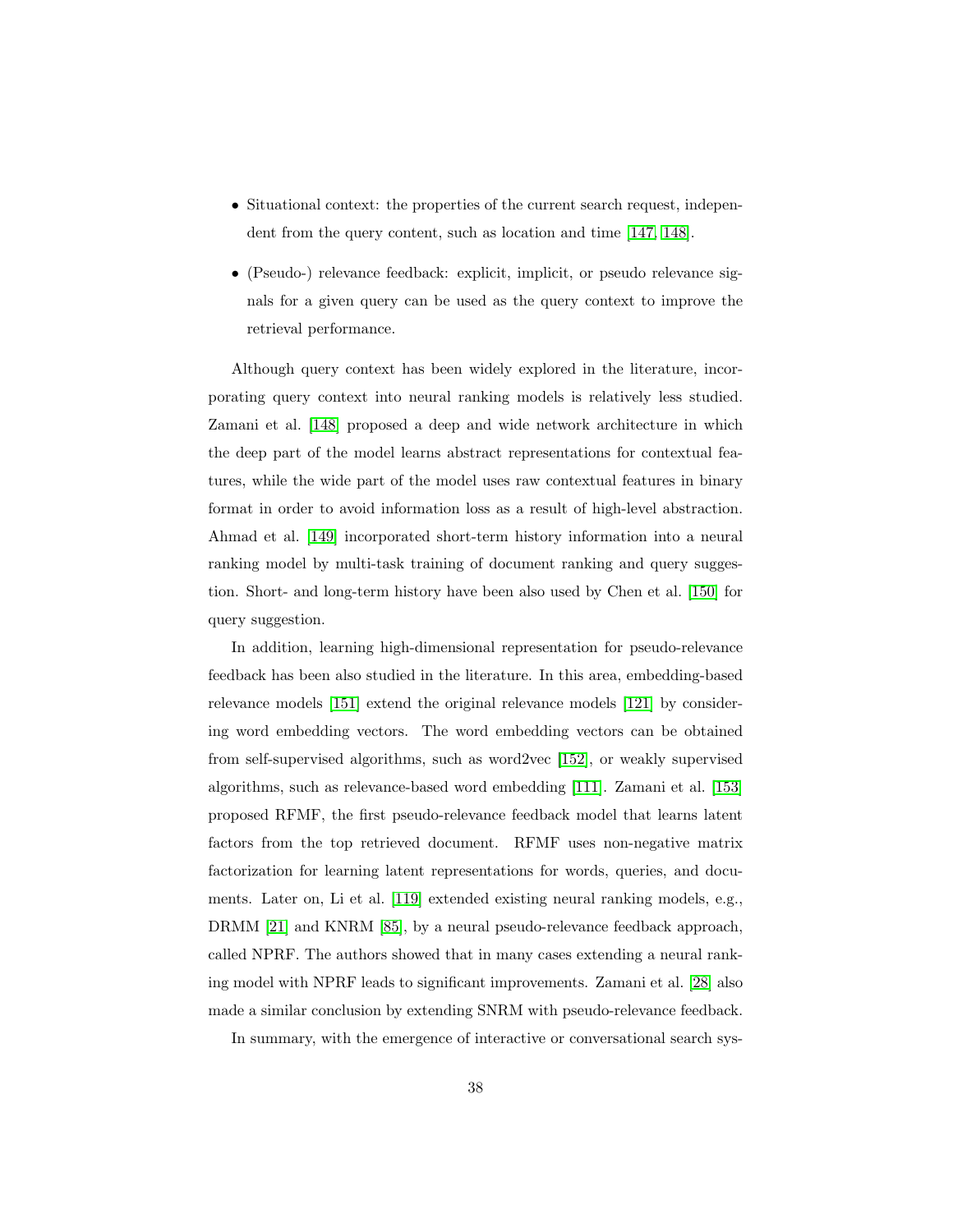- Situational context: the properties of the current search request, independent from the query content, such as location and time [147, 148].
- (Pseudo-) relevance feedback: explicit, implicit, or pseudo relevance signals for a given query can be used as the query context to improve the retrieval performance.

Although query context has been widely explored in the literature, incorporating query context into neural ranking models is relatively less studied. Zamani et al. [148] proposed a deep and wide network architecture in which the deep part of the model learns abstract representations for contextual features, while the wide part of the model uses raw contextual features in binary format in order to avoid information loss as a result of high-level abstraction. Ahmad et al. [149] incorporated short-term history information into a neural ranking model by multi-task training of document ranking and query suggestion. Short- and long-term history have been also used by Chen et al. [150] for query suggestion.

In addition, learning high-dimensional representation for pseudo-relevance feedback has been also studied in the literature. In this area, embedding-based relevance models [151] extend the original relevance models [121] by considering word embedding vectors. The word embedding vectors can be obtained from self-supervised algorithms, such as word2vec [152], or weakly supervised algorithms, such as relevance-based word embedding [111]. Zamani et al. [153] proposed RFMF, the first pseudo-relevance feedback model that learns latent factors from the top retrieved document. RFMF uses non-negative matrix factorization for learning latent representations for words, queries, and documents. Later on, Li et al. [119] extended existing neural ranking models, e.g., DRMM [21] and KNRM [85], by a neural pseudo-relevance feedback approach, called NPRF. The authors showed that in many cases extending a neural ranking model with NPRF leads to significant improvements. Zamani et al. [28] also made a similar conclusion by extending SNRM with pseudo-relevance feedback.

In summary, with the emergence of interactive or conversational search sys-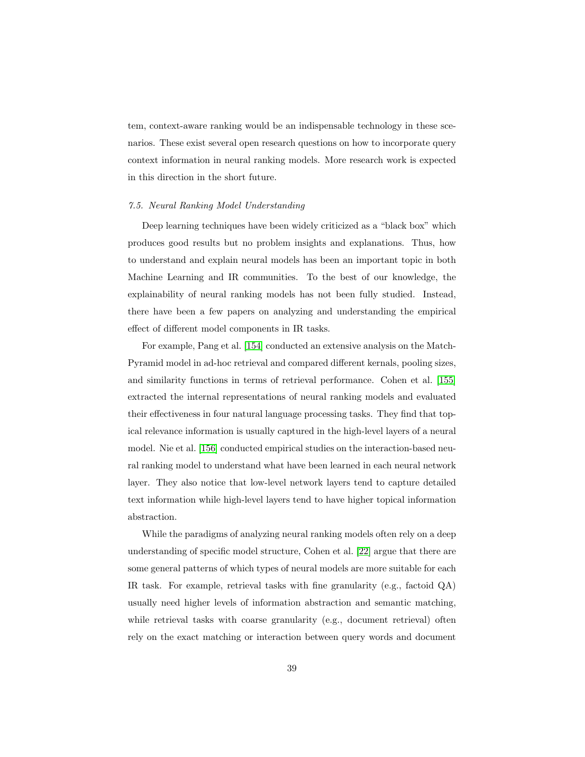tem, context-aware ranking would be an indispensable technology in these scenarios. These exist several open research questions on how to incorporate query context information in neural ranking models. More research work is expected in this direction in the short future.

### *7.5. Neural Ranking Model Understanding*

Deep learning techniques have been widely criticized as a "black box" which produces good results but no problem insights and explanations. Thus, how to understand and explain neural models has been an important topic in both Machine Learning and IR communities. To the best of our knowledge, the explainability of neural ranking models has not been fully studied. Instead, there have been a few papers on analyzing and understanding the empirical effect of different model components in IR tasks.

For example, Pang et al. [154] conducted an extensive analysis on the MatchPyramid model in ad-hoc retrieval and compared different kernals, pooling sizes, and similarity functions in terms of retrieval performance. Cohen et al. [155] extracted the internal representations of neural ranking models and evaluated their effectiveness in four natural language processing tasks. They find that topical relevance information is usually captured in the high-level layers of a neural model. Nie et al. [156] conducted empirical studies on the interaction-based neural ranking model to understand what have been learned in each neural network layer. They also notice that low-level network layers tend to capture detailed text information while high-level layers tend to have higher topical information abstraction.

While the paradigms of analyzing neural ranking models often rely on a deep understanding of specific model structure, Cohen et al. [22] argue that there are some general patterns of which types of neural models are more suitable for each IR task. For example, retrieval tasks with fine granularity (e.g., factoid QA) usually need higher levels of information abstraction and semantic matching, while retrieval tasks with coarse granularity (e.g., document retrieval) often rely on the exact matching or interaction between query words and document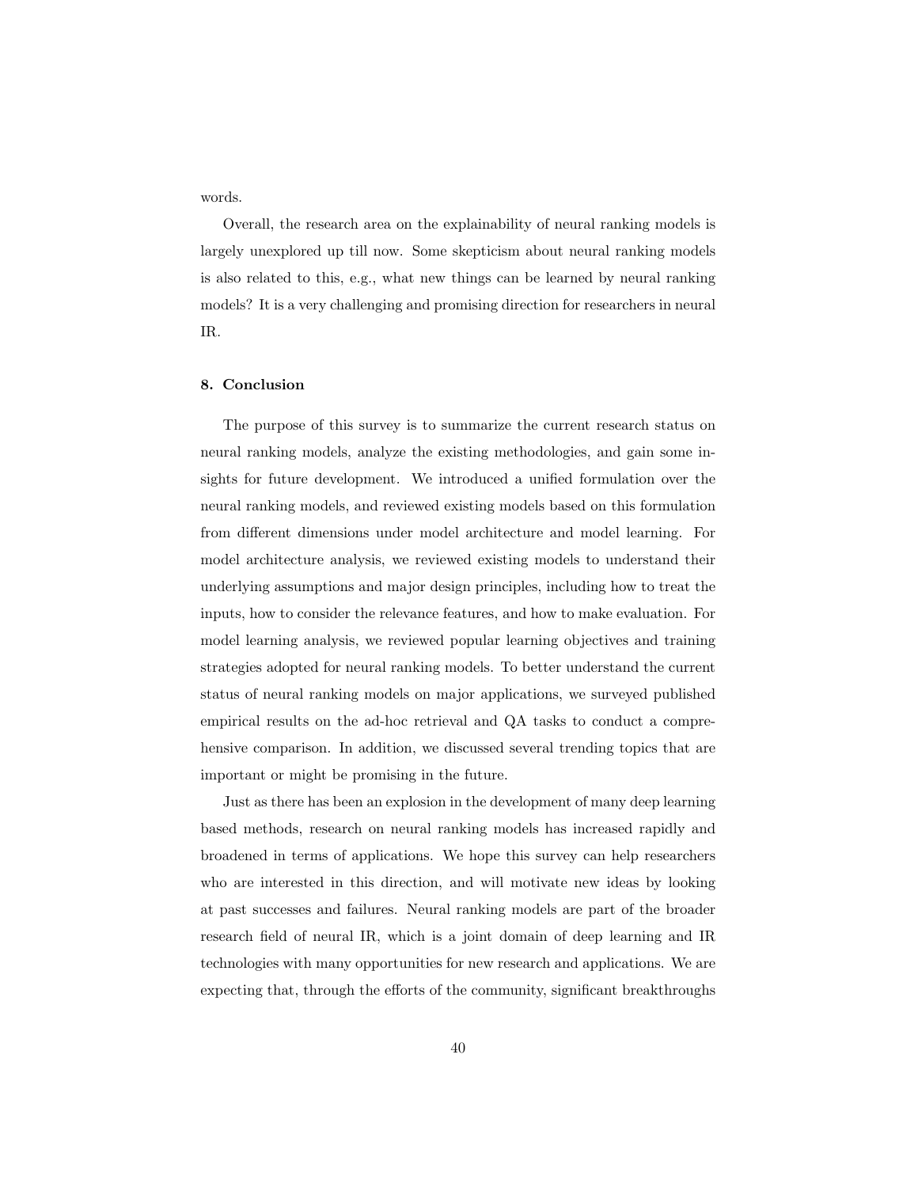words.

Overall, the research area on the explainability of neural ranking models is largely unexplored up till now. Some skepticism about neural ranking models is also related to this, e.g., what new things can be learned by neural ranking models? It is a very challenging and promising direction for researchers in neural IR.

## 8. Conclusion

The purpose of this survey is to summarize the current research status on neural ranking models, analyze the existing methodologies, and gain some insights for future development. We introduced a unified formulation over the neural ranking models, and reviewed existing models based on this formulation from different dimensions under model architecture and model learning. For model architecture analysis, we reviewed existing models to understand their underlying assumptions and major design principles, including how to treat the inputs, how to consider the relevance features, and how to make evaluation. For model learning analysis, we reviewed popular learning objectives and training strategies adopted for neural ranking models. To better understand the current status of neural ranking models on major applications, we surveyed published empirical results on the ad-hoc retrieval and QA tasks to conduct a comprehensive comparison. In addition, we discussed several trending topics that are important or might be promising in the future.

Just as there has been an explosion in the development of many deep learning based methods, research on neural ranking models has increased rapidly and broadened in terms of applications. We hope this survey can help researchers who are interested in this direction, and will motivate new ideas by looking at past successes and failures. Neural ranking models are part of the broader research field of neural IR, which is a joint domain of deep learning and IR technologies with many opportunities for new research and applications. We are expecting that, through the efforts of the community, significant breakthroughs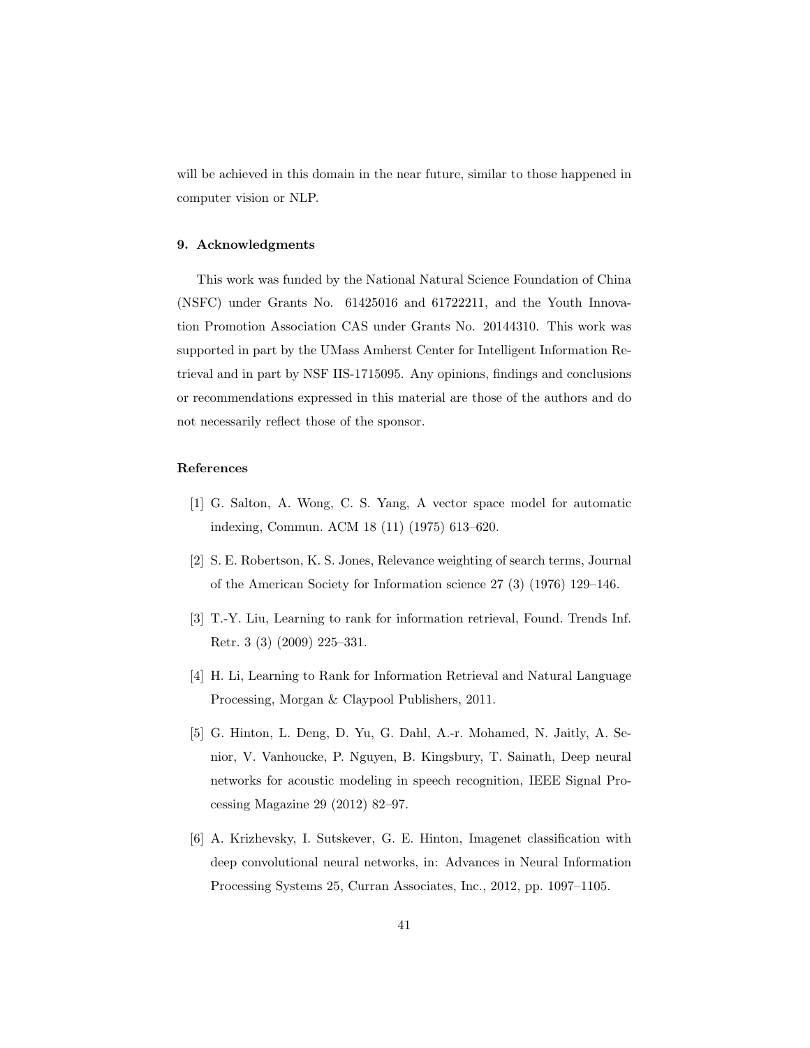will be achieved in this domain in the near future, similar to those happened in computer vision or NLP.

## 9. Acknowledgments

This work was funded by the National Natural Science Foundation of China (NSFC) under Grants No. 61425016 and 61722211, and the Youth Innovation Promotion Association CAS under Grants No. 20144310. This work was supported in part by the UMass Amherst Center for Intelligent Information Retrieval and in part by NSF IIS-1715095. Any opinions, findings and conclusions or recommendations expressed in this material are those of the authors and do not necessarily reflect those of the sponsor.

## References

[1] G. Salton, A. Wong, C. S. Yang, A vector space model for automatic indexing, Commun. ACM 18 (11) (1975) 613–620.

[2] S. E. Robertson, K. S. Jones, Relevance weighting of search terms, Journal of the American Society for Information science 27 (3) (1976) 129–146.

[3] T.-Y. Liu, Learning to rank for information retrieval, Found. Trends Inf. Retr. 3 (3) (2009) 225–331.

[4] H. Li, Learning to Rank for Information Retrieval and Natural Language Processing, Morgan & Claypool Publishers, 2011.

[5] G. Hinton, L. Deng, D. Yu, G. Dahl, A.-r. Mohamed, N. Jaitly, A. Senior, V. Vanhoucke, P. Nguyen, B. Kingsbury, T. Sainath, Deep neural networks for acoustic modeling in speech recognition, IEEE Signal Processing Magazine 29 (2012) 82–97.

[6] A. Krizhevsky, I. Sutskever, G. E. Hinton, Imagenet classification with deep convolutional neural networks, in: Advances in Neural Information Processing Systems 25, Curran Associates, Inc., 2012, pp. 1097–1105.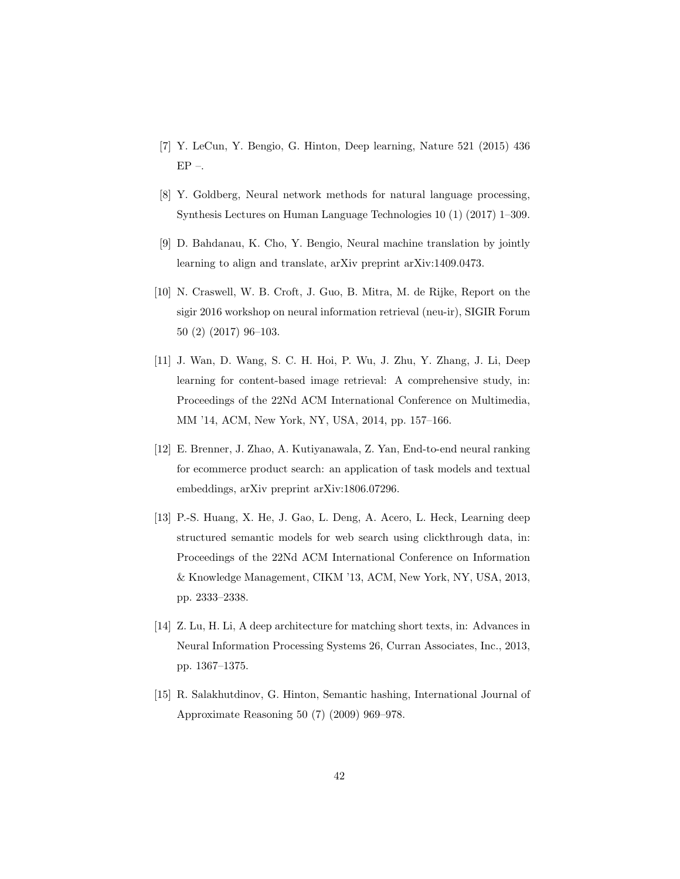[7] Y. LeCun, Y. Bengio, G. Hinton, Deep learning, Nature 521 (2015) 436 EP –.

[8] Y. Goldberg, Neural network methods for natural language processing, Synthesis Lectures on Human Language Technologies 10 (1) (2017) 1–309.

[9] D. Bahdanau, K. Cho, Y. Bengio, Neural machine translation by jointly learning to align and translate, arXiv preprint arXiv:1409.0473.

[10] N. Craswell, W. B. Croft, J. Guo, B. Mitra, M. de Rijke, Report on the sigir 2016 workshop on neural information retrieval (neu-ir), SIGIR Forum 50 (2) (2017) 96–103.

[11] J. Wan, D. Wang, S. C. H. Hoi, P. Wu, J. Zhu, Y. Zhang, J. Li, Deep learning for content-based image retrieval: A comprehensive study, in: Proceedings of the 22Nd ACM International Conference on Multimedia, MM '14, ACM, New York, NY, USA, 2014, pp. 157–166.

[12] E. Brenner, J. Zhao, A. Kutiyanawala, Z. Yan, End-to-end neural ranking for ecommerce product search: an application of task models and textual embeddings, arXiv preprint arXiv:1806.07296.

[13] P.-S. Huang, X. He, J. Gao, L. Deng, A. Acero, L. Heck, Learning deep structured semantic models for web search using clickthrough data, in: Proceedings of the 22Nd ACM International Conference on Information & Knowledge Management, CIKM '13, ACM, New York, NY, USA, 2013, pp. 2333–2338.

[14] Z. Lu, H. Li, A deep architecture for matching short texts, in: Advances in Neural Information Processing Systems 26, Curran Associates, Inc., 2013, pp. 1367–1375.

[15] R. Salakhutdinov, G. Hinton, Semantic hashing, International Journal of Approximate Reasoning 50 (7) (2009) 969–978.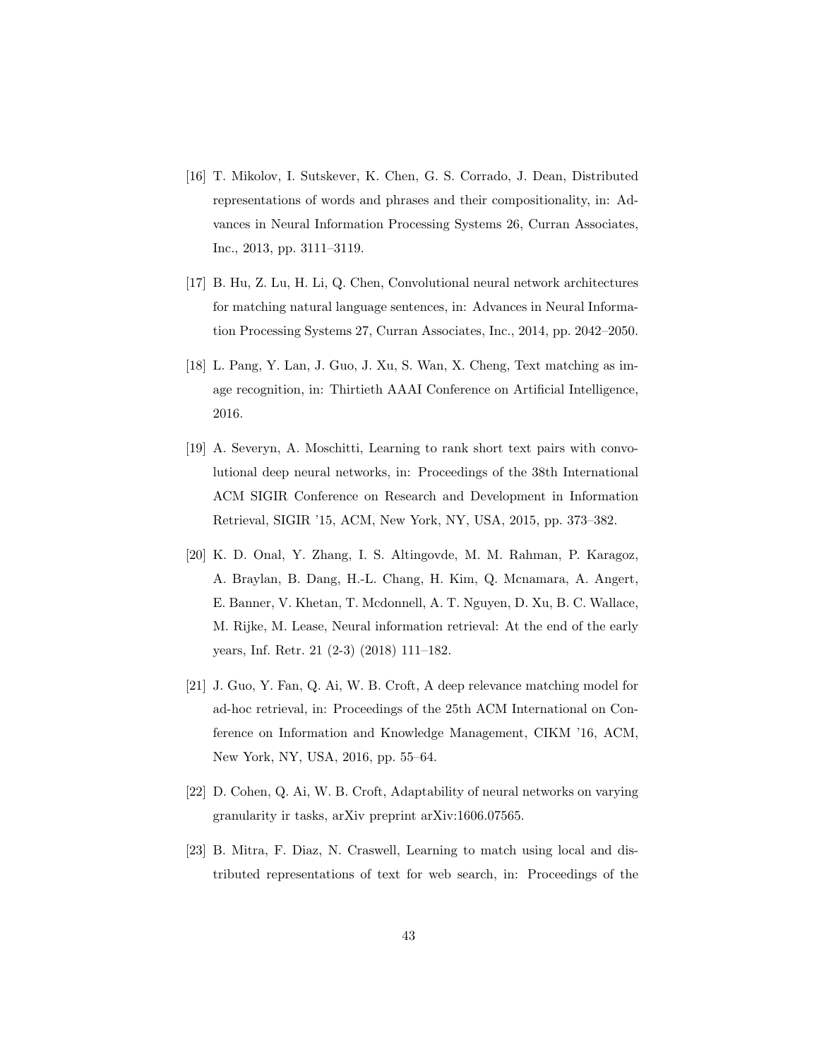[16] T. Mikolov, I. Sutskever, K. Chen, G. S. Corrado, J. Dean, Distributed representations of words and phrases and their compositionality, in: Advances in Neural Information Processing Systems 26, Curran Associates, Inc., 2013, pp. 3111–3119.

[17] B. Hu, Z. Lu, H. Li, Q. Chen, Convolutional neural network architectures for matching natural language sentences, in: Advances in Neural Information Processing Systems 27, Curran Associates, Inc., 2014, pp. 2042–2050.

[18] L. Pang, Y. Lan, J. Guo, J. Xu, S. Wan, X. Cheng, Text matching as image recognition, in: Thirtieth AAAI Conference on Artificial Intelligence, 2016.

[19] A. Severyn, A. Moschitti, Learning to rank short text pairs with convolutional deep neural networks, in: Proceedings of the 38th International ACM SIGIR Conference on Research and Development in Information Retrieval, SIGIR '15, ACM, New York, NY, USA, 2015, pp. 373–382.

[20] K. D. Onal, Y. Zhang, I. S. Altingovde, M. M. Rahman, P. Karagoz, A. Braylan, B. Dang, H.-L. Chang, H. Kim, Q. Mcnamara, A. Angert, E. Banner, V. Khetan, T. Mcdonnell, A. T. Nguyen, D. Xu, B. C. Wallace, M. Rijke, M. Lease, Neural information retrieval: At the end of the early years, Inf. Retr. 21 (2-3) (2018) 111–182.

[21] J. Guo, Y. Fan, Q. Ai, W. B. Croft, A deep relevance matching model for ad-hoc retrieval, in: Proceedings of the 25th ACM International on Conference on Information and Knowledge Management, CIKM '16, ACM, New York, NY, USA, 2016, pp. 55–64.

[22] D. Cohen, Q. Ai, W. B. Croft, Adaptability of neural networks on varying granularity ir tasks, arXiv preprint arXiv:1606.07565.

[23] B. Mitra, F. Diaz, N. Craswell, Learning to match using local and distributed representations of text for web search, in: Proceedings of the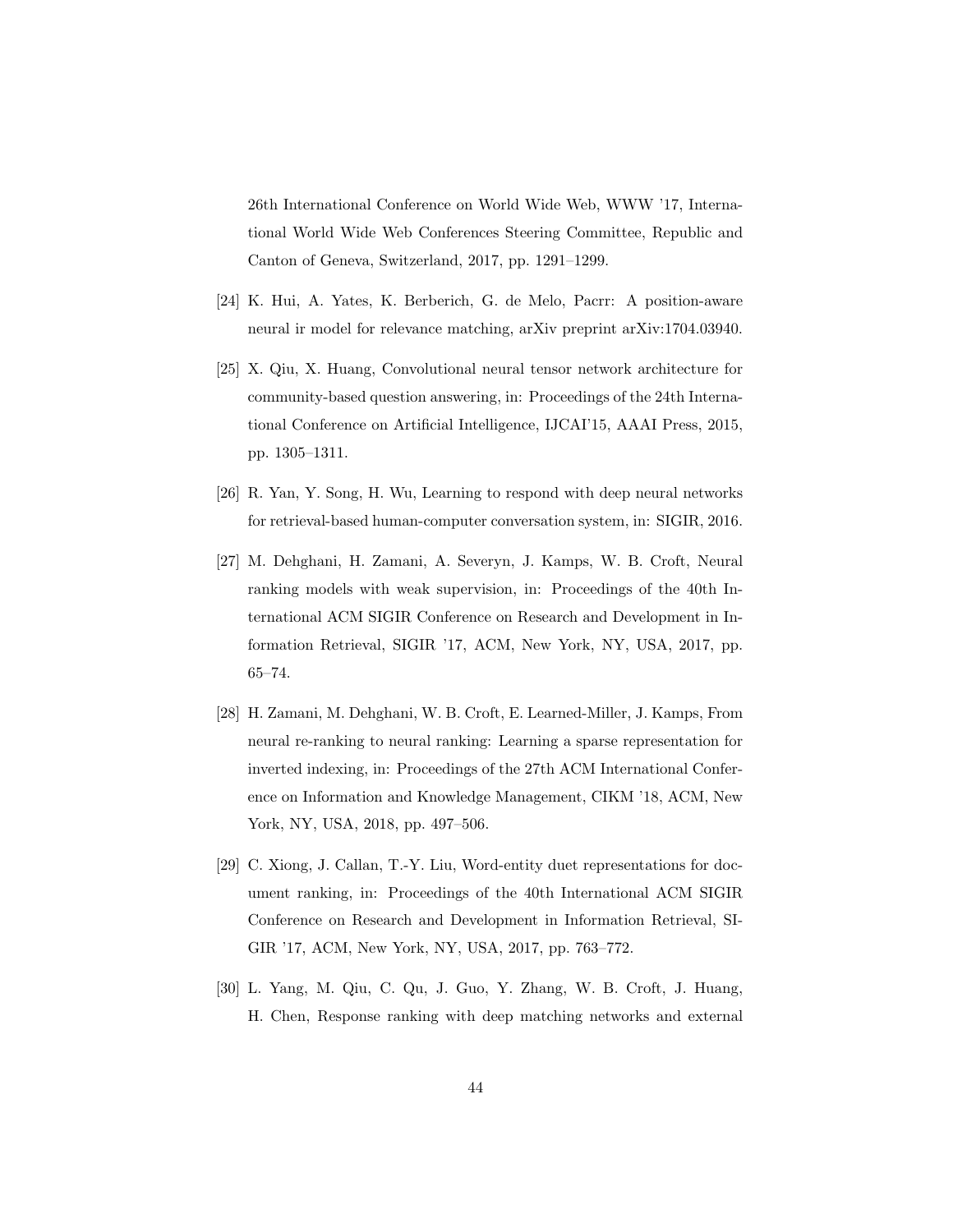26th International Conference on World Wide Web, WWW '17, International World Wide Web Conferences Steering Committee, Republic and Canton of Geneva, Switzerland, 2017, pp. 1291–1299.

[24] K. Hui, A. Yates, K. Berberich, G. de Melo, Pacrr: A position-aware neural ir model for relevance matching, arXiv preprint arXiv:1704.03940.

[25] X. Qiu, X. Huang, Convolutional neural tensor network architecture for community-based question answering, in: Proceedings of the 24th International Conference on Artificial Intelligence, IJCAI'15, AAAI Press, 2015, pp. 1305–1311.

[26] R. Yan, Y. Song, H. Wu, Learning to respond with deep neural networks for retrieval-based human-computer conversation system, in: SIGIR, 2016.

[27] M. Dehghani, H. Zamani, A. Severyn, J. Kamps, W. B. Croft, Neural ranking models with weak supervision, in: Proceedings of the 40th International ACM SIGIR Conference on Research and Development in Information Retrieval, SIGIR '17, ACM, New York, NY, USA, 2017, pp. 65–74.

[28] H. Zamani, M. Dehghani, W. B. Croft, E. Learned-Miller, J. Kamps, From neural re-ranking to neural ranking: Learning a sparse representation for inverted indexing, in: Proceedings of the 27th ACM International Conference on Information and Knowledge Management, CIKM '18, ACM, New York, NY, USA, 2018, pp. 497–506.

[29] C. Xiong, J. Callan, T.-Y. Liu, Word-entity duet representations for document ranking, in: Proceedings of the 40th International ACM SIGIR Conference on Research and Development in Information Retrieval, SIGIR '17, ACM, New York, NY, USA, 2017, pp. 763–772.

[30] L. Yang, M. Qiu, C. Qu, J. Guo, Y. Zhang, W. B. Croft, J. Huang, H. Chen, Response ranking with deep matching networks and external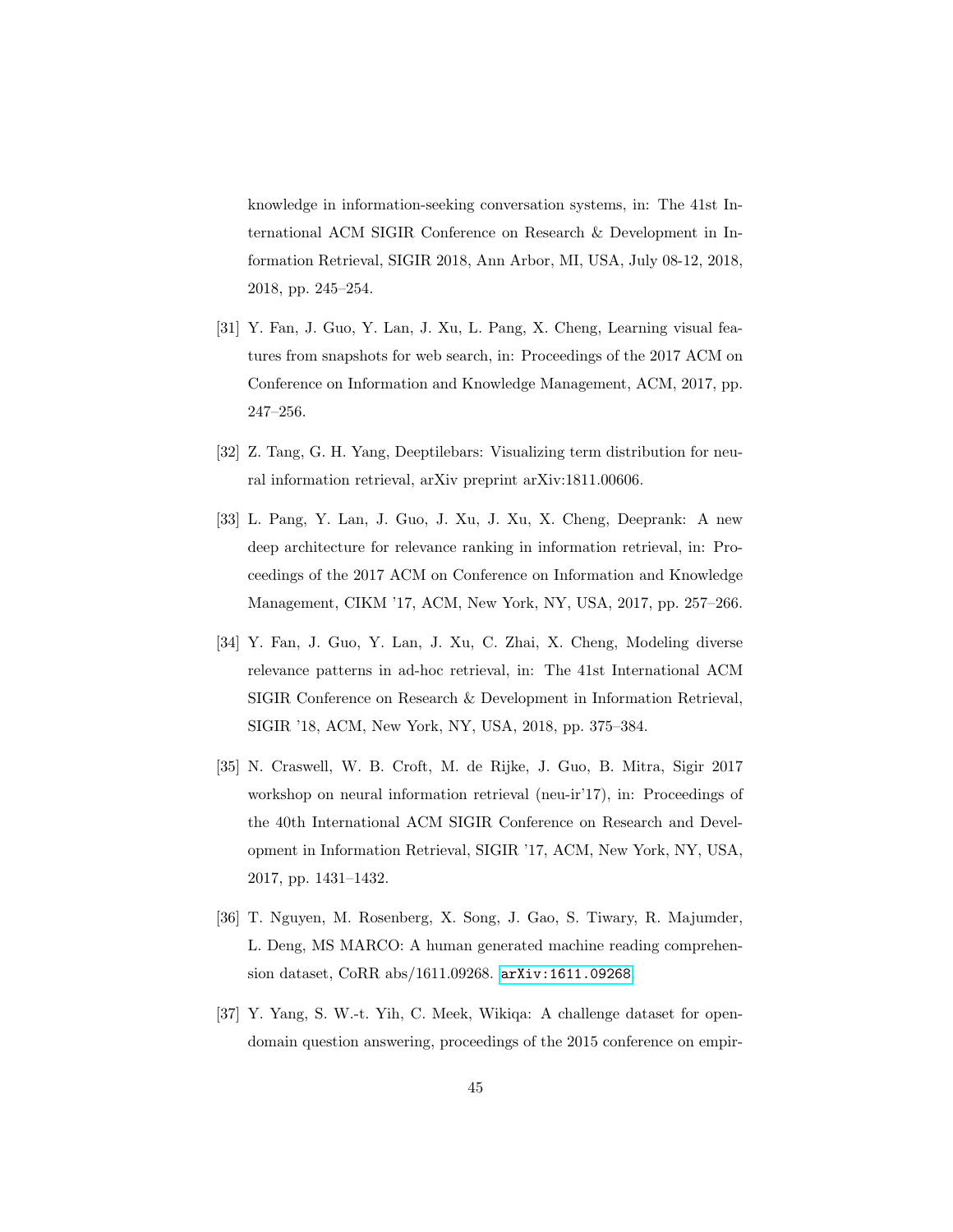knowledge in information-seeking conversation systems, in: The 41st International ACM SIGIR Conference on Research & Development in Information Retrieval, SIGIR 2018, Ann Arbor, MI, USA, July 08-12, 2018, 2018, pp. 245–254.

[31] Y. Fan, J. Guo, Y. Lan, J. Xu, L. Pang, X. Cheng, Learning visual features from snapshots for web search, in: Proceedings of the 2017 ACM on Conference on Information and Knowledge Management, ACM, 2017, pp. 247–256.

[32] Z. Tang, G. H. Yang, Deeptilebars: Visualizing term distribution for neural information retrieval, arXiv preprint arXiv:1811.00606.

[33] L. Pang, Y. Lan, J. Guo, J. Xu, J. Xu, X. Cheng, Deeprank: A new deep architecture for relevance ranking in information retrieval, in: Proceedings of the 2017 ACM on Conference on Information and Knowledge Management, CIKM '17, ACM, New York, NY, USA, 2017, pp. 257–266.

[34] Y. Fan, J. Guo, Y. Lan, J. Xu, C. Zhai, X. Cheng, Modeling diverse relevance patterns in ad-hoc retrieval, in: The 41st International ACM SIGIR Conference on Research & Development in Information Retrieval, SIGIR '18, ACM, New York, NY, USA, 2018, pp. 375–384.

[35] N. Craswell, W. B. Croft, M. de Rijke, J. Guo, B. Mitra, Sigir 2017 workshop on neural information retrieval (neu-ir'17), in: Proceedings of the 40th International ACM SIGIR Conference on Research and Development in Information Retrieval, SIGIR '17, ACM, New York, NY, USA, 2017, pp. 1431–1432.

[36] T. Nguyen, M. Rosenberg, X. Song, J. Gao, S. Tiwary, R. Majumder, L. Deng, MS MARCO: A human generated machine reading comprehension dataset, CoRR abs/1611.09268. arXiv:1611.09268.

[37] Y. Yang, S. W.-t. Yih, C. Meek, Wikiqa: A challenge dataset for open-domain question answering, proceedings of the 2015 conference on empir-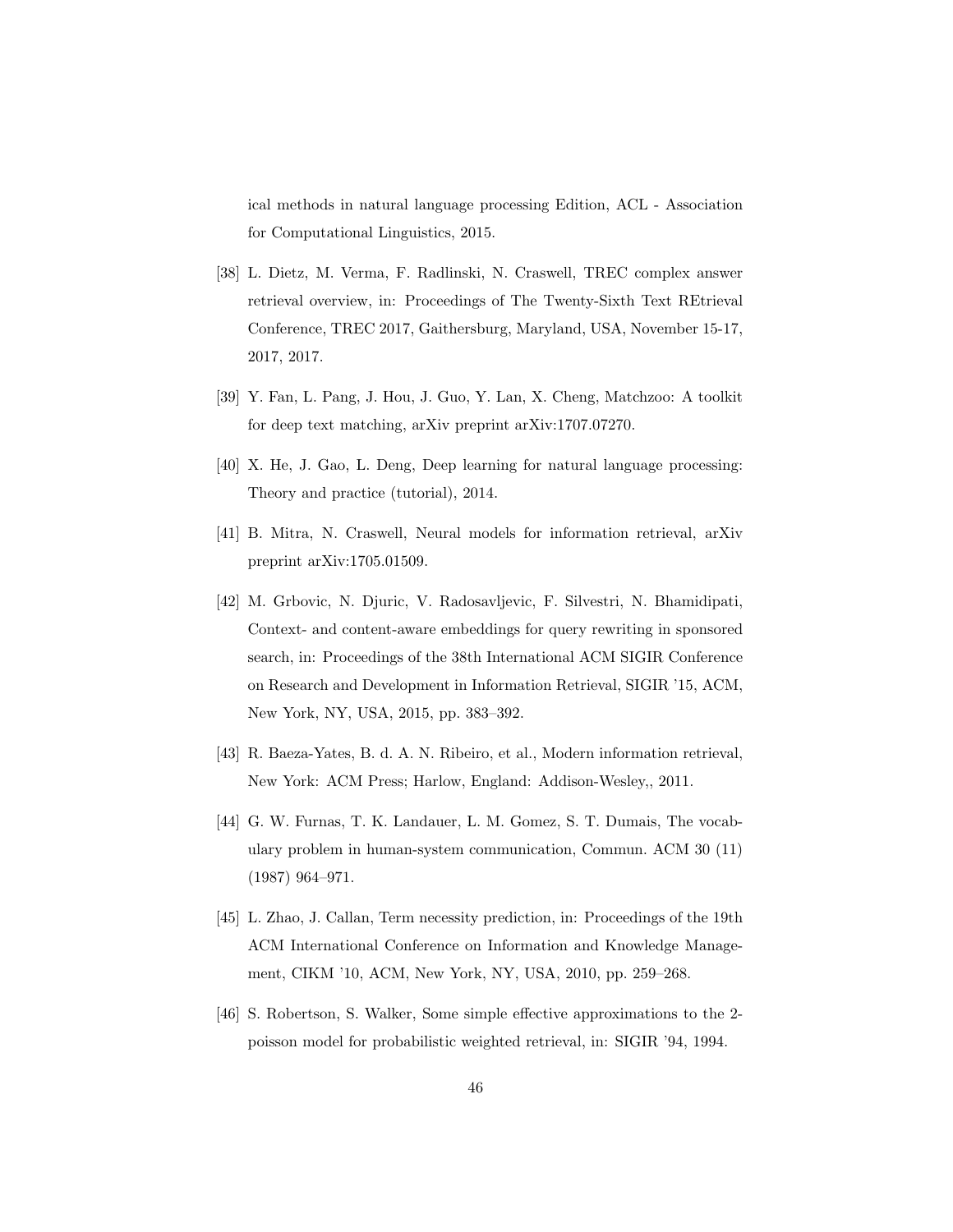ical methods in natural language processing Edition, ACL - Association for Computational Linguistics, 2015.

[38] L. Dietz, M. Verma, F. Radlinski, N. Craswell, TREC complex answer retrieval overview, in: Proceedings of The Twenty-Sixth Text REtrieval Conference, TREC 2017, Gaithersburg, Maryland, USA, November 15-17, 2017, 2017.

[39] Y. Fan, L. Pang, J. Hou, J. Guo, Y. Lan, X. Cheng, Matchzoo: A toolkit for deep text matching, arXiv preprint arXiv:1707.07270.

[40] X. He, J. Gao, L. Deng, Deep learning for natural language processing: Theory and practice (tutorial), 2014.

[41] B. Mitra, N. Craswell, Neural models for information retrieval, arXiv preprint arXiv:1705.01509.

[42] M. Grbovic, N. Djuric, V. Radosavljevic, F. Silvestri, N. Bhamidipati, Context- and content-aware embeddings for query rewriting in sponsored search, in: Proceedings of the 38th International ACM SIGIR Conference on Research and Development in Information Retrieval, SIGIR '15, ACM, New York, NY, USA, 2015, pp. 383–392.

[43] R. Baeza-Yates, B. d. A. N. Ribeiro, et al., Modern information retrieval, New York: ACM Press; Harlow, England: Addison-Wesley,, 2011.

[44] G. W. Furnas, T. K. Landauer, L. M. Gomez, S. T. Dumais, The vocabulary problem in human-system communication, Commun. ACM 30 (11) (1987) 964–971.

[45] L. Zhao, J. Callan, Term necessity prediction, in: Proceedings of the 19th ACM International Conference on Information and Knowledge Management, CIKM '10, ACM, New York, NY, USA, 2010, pp. 259–268.

[46] S. Robertson, S. Walker, Some simple effective approximations to the 2-poisson model for probabilistic weighted retrieval, in: SIGIR '94, 1994.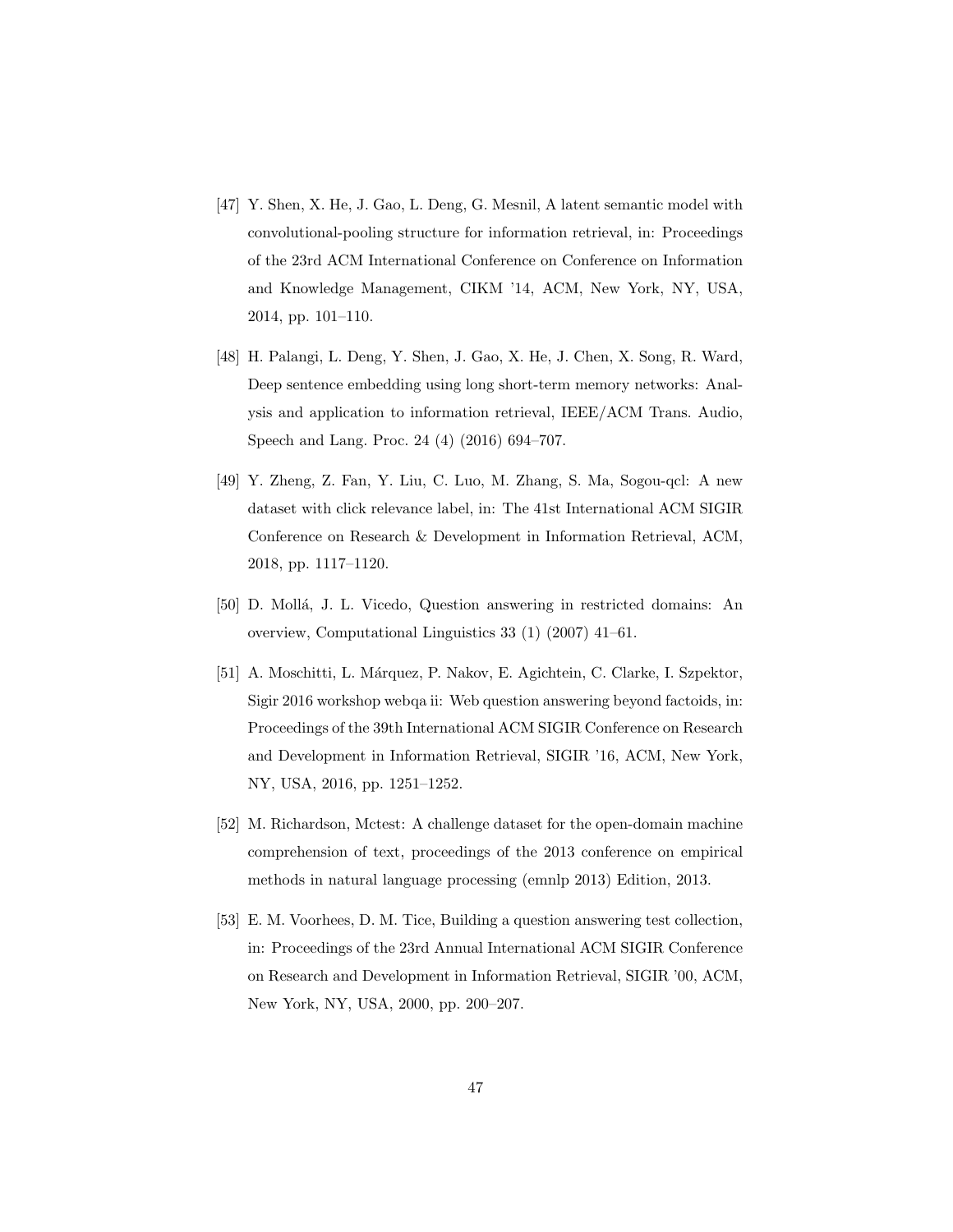[47] Y. Shen, X. He, J. Gao, L. Deng, G. Mesnil, A latent semantic model with convolutional-pooling structure for information retrieval, in: Proceedings of the 23rd ACM International Conference on Conference on Information and Knowledge Management, CIKM '14, ACM, New York, NY, USA, 2014, pp. 101–110.

[48] H. Palangi, L. Deng, Y. Shen, J. Gao, X. He, J. Chen, X. Song, R. Ward, Deep sentence embedding using long short-term memory networks: Analysis and application to information retrieval, IEEE/ACM Trans. Audio, Speech and Lang. Proc. 24 (4) (2016) 694–707.

[49] Y. Zheng, Z. Fan, Y. Liu, C. Luo, M. Zhang, S. Ma, Sogou-qcl: A new dataset with click relevance label, in: The 41st International ACM SIGIR Conference on Research & Development in Information Retrieval, ACM, 2018, pp. 1117–1120.

[50] D. Mollá, J. L. Vicedo, Question answering in restricted domains: An overview, Computational Linguistics 33 (1) (2007) 41–61.

[51] A. Moschitti, L. Márquez, P. Nakov, E. Agichtein, C. Clarke, I. Szpektor, Sigir 2016 workshop webqa ii: Web question answering beyond factoids, in: Proceedings of the 39th International ACM SIGIR Conference on Research and Development in Information Retrieval, SIGIR '16, ACM, New York, NY, USA, 2016, pp. 1251–1252.

[52] M. Richardson, Mctest: A challenge dataset for the open-domain machine comprehension of text, proceedings of the 2013 conference on empirical methods in natural language processing (emnlp 2013) Edition, 2013.

[53] E. M. Voorhees, D. M. Tice, Building a question answering test collection, in: Proceedings of the 23rd Annual International ACM SIGIR Conference on Research and Development in Information Retrieval, SIGIR '00, ACM, New York, NY, USA, 2000, pp. 200–207.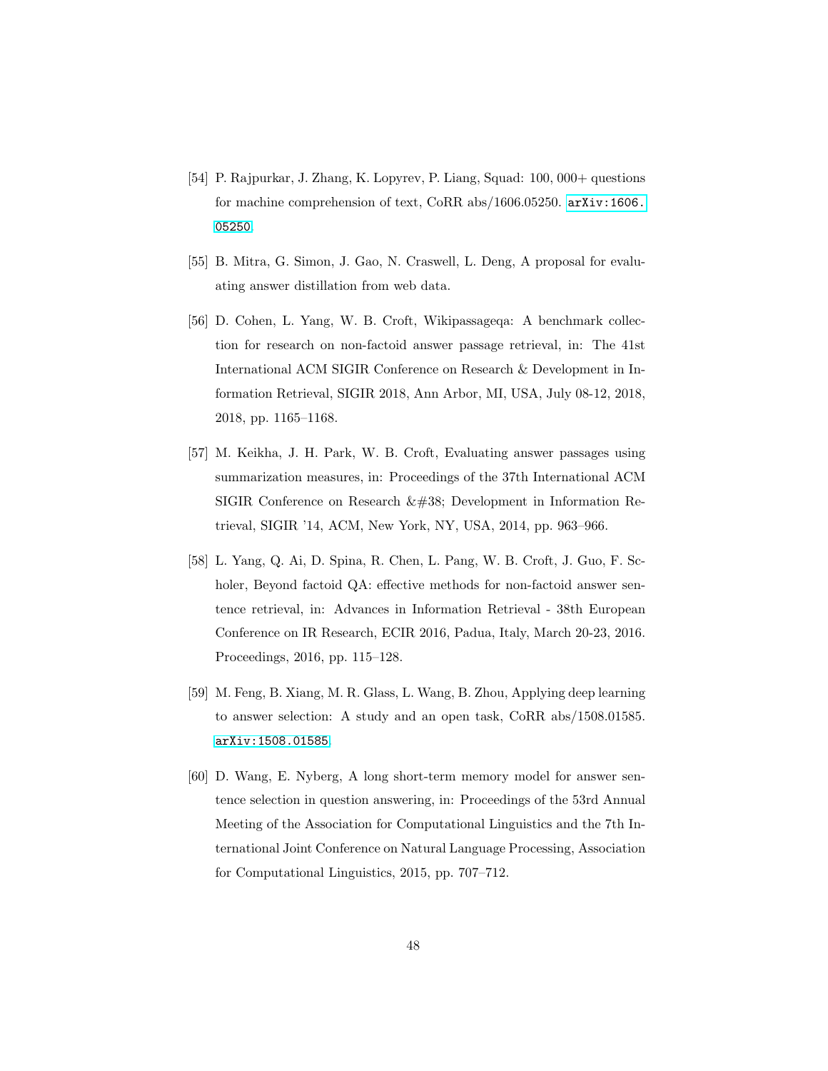[54] P. Rajpurkar, J. Zhang, K. Lopyrev, P. Liang, Squad: 100, 000+ questions for machine comprehension of text, CoRR abs/1606.05250. arXiv:1606.05250.

[55] B. Mitra, G. Simon, J. Gao, N. Craswell, L. Deng, A proposal for evaluating answer distillation from web data.

[56] D. Cohen, L. Yang, W. B. Croft, Wikipassageqa: A benchmark collection for research on non-factoid answer passage retrieval, in: The 41st International ACM SIGIR Conference on Research & Development in Information Retrieval, SIGIR 2018, Ann Arbor, MI, USA, July 08-12, 2018, 2018, pp. 1165–1168.

[57] M. Keikha, J. H. Park, W. B. Croft, Evaluating answer passages using summarization measures, in: Proceedings of the 37th International ACM SIGIR Conference on Research &#38; Development in Information Retrieval, SIGIR '14, ACM, New York, NY, USA, 2014, pp. 963–966.

[58] L. Yang, Q. Ai, D. Spina, R. Chen, L. Pang, W. B. Croft, J. Guo, F. Scholer, Beyond factoid QA: effective methods for non-factoid answer sentence retrieval, in: Advances in Information Retrieval - 38th European Conference on IR Research, ECIR 2016, Padua, Italy, March 20-23, 2016. Proceedings, 2016, pp. 115–128.

[59] M. Feng, B. Xiang, M. R. Glass, L. Wang, B. Zhou, Applying deep learning to answer selection: A study and an open task, CoRR abs/1508.01585. arXiv:1508.01585.

[60] D. Wang, E. Nyberg, A long short-term memory model for answer sentence selection in question answering, in: Proceedings of the 53rd Annual Meeting of the Association for Computational Linguistics and the 7th International Joint Conference on Natural Language Processing, Association for Computational Linguistics, 2015, pp. 707–712.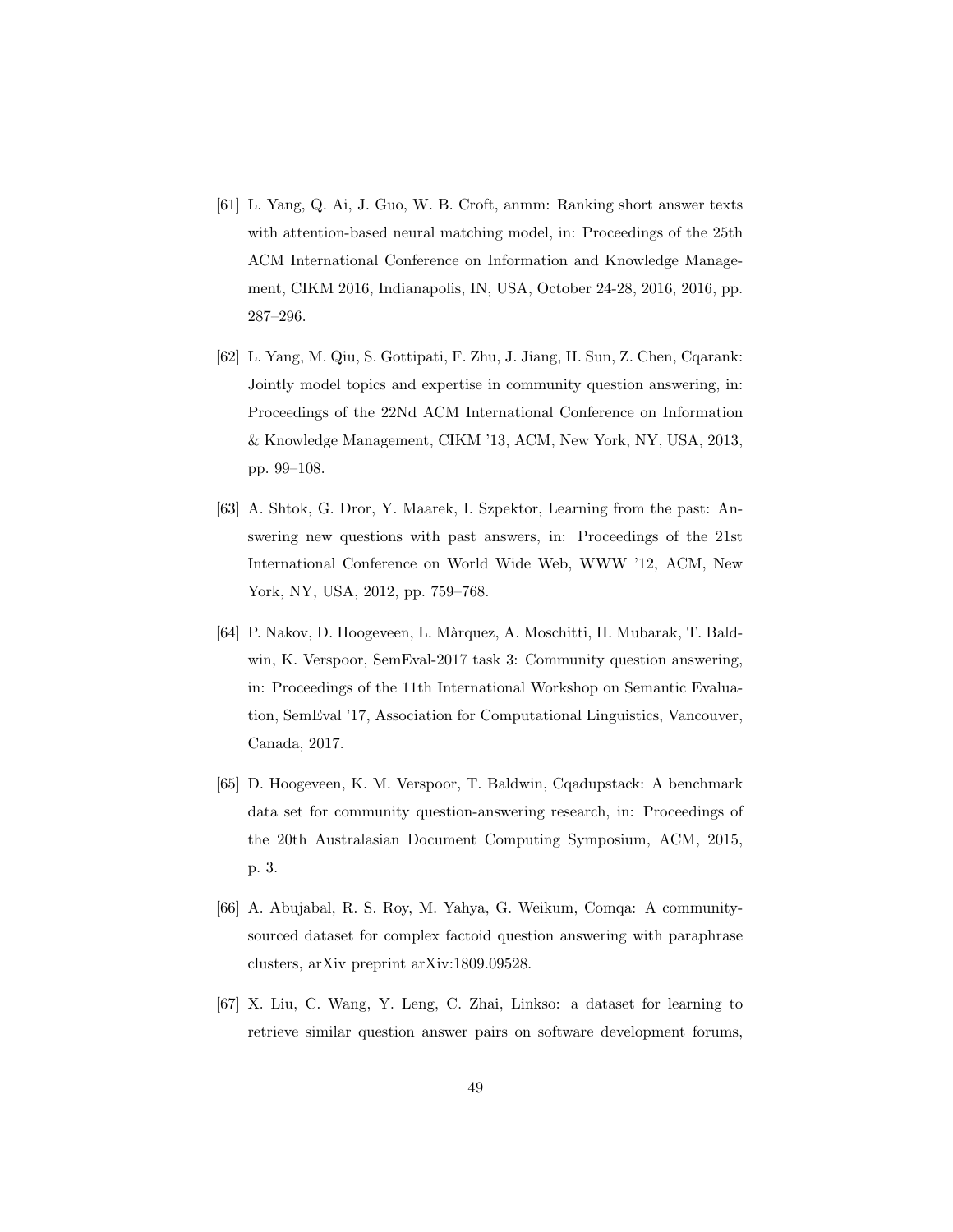[61] L. Yang, Q. Ai, J. Guo, W. B. Croft, anmm: Ranking short answer texts with attention-based neural matching model, in: Proceedings of the 25th ACM International Conference on Information and Knowledge Management, CIKM 2016, Indianapolis, IN, USA, October 24-28, 2016, 2016, pp. 287–296.

[62] L. Yang, M. Qiu, S. Gottipati, F. Zhu, J. Jiang, H. Sun, Z. Chen, Cqarank: Jointly model topics and expertise in community question answering, in: Proceedings of the 22Nd ACM International Conference on Information & Knowledge Management, CIKM '13, ACM, New York, NY, USA, 2013, pp. 99–108.

[63] A. Shtok, G. Dror, Y. Maarek, I. Szpektor, Learning from the past: Answering new questions with past answers, in: Proceedings of the 21st International Conference on World Wide Web, WWW '12, ACM, New York, NY, USA, 2012, pp. 759–768.

[64] P. Nakov, D. Hoogeveen, L. Màrquez, A. Moschitti, H. Mubarak, T. Baldwin, K. Verspoor, SemEval-2017 task 3: Community question answering, in: Proceedings of the 11th International Workshop on Semantic Evaluation, SemEval '17, Association for Computational Linguistics, Vancouver, Canada, 2017.

[65] D. Hoogeveen, K. M. Verspoor, T. Baldwin, Cqadupstack: A benchmark data set for community question-answering research, in: Proceedings of the 20th Australasian Document Computing Symposium, ACM, 2015, p. 3.

[66] A. Abujabal, R. S. Roy, M. Yahya, G. Weikum, Comqa: A community-sourced dataset for complex factoid question answering with paraphrase clusters, arXiv preprint arXiv:1809.09528.

[67] X. Liu, C. Wang, Y. Leng, C. Zhai, Linkso: a dataset for learning to retrieve similar question answer pairs on software development forums,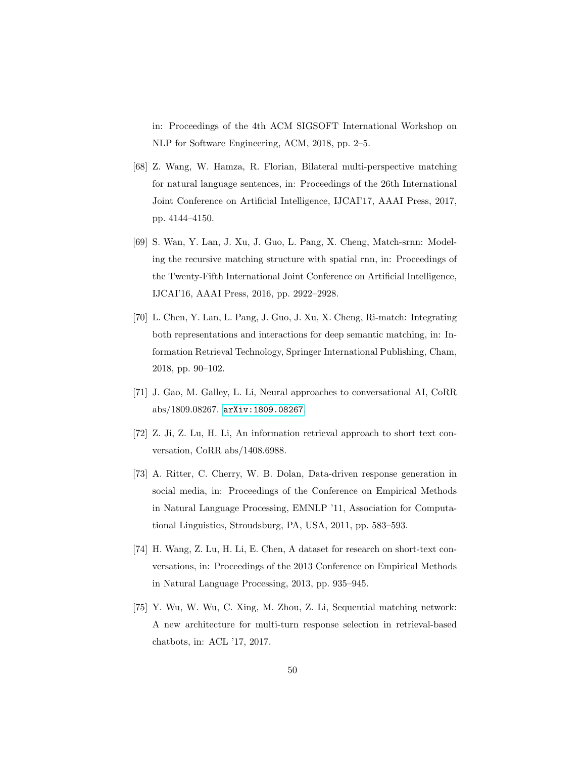in: Proceedings of the 4th ACM SIGSOFT International Workshop on NLP for Software Engineering, ACM, 2018, pp. 2–5.

[68] Z. Wang, W. Hamza, R. Florian, Bilateral multi-perspective matching for natural language sentences, in: Proceedings of the 26th International Joint Conference on Artificial Intelligence, IJCAI'17, AAAI Press, 2017, pp. 4144–4150.

[69] S. Wan, Y. Lan, J. Xu, J. Guo, L. Pang, X. Cheng, Match-srnn: Modeling the recursive matching structure with spatial rnn, in: Proceedings of the Twenty-Fifth International Joint Conference on Artificial Intelligence, IJCAI'16, AAAI Press, 2016, pp. 2922–2928.

[70] L. Chen, Y. Lan, L. Pang, J. Guo, J. Xu, X. Cheng, Ri-match: Integrating both representations and interactions for deep semantic matching, in: Information Retrieval Technology, Springer International Publishing, Cham, 2018, pp. 90–102.

[71] J. Gao, M. Galley, L. Li, Neural approaches to conversational AI, CoRR abs/1809.08267. arXiv:1809.08267.

[72] Z. Ji, Z. Lu, H. Li, An information retrieval approach to short text conversation, CoRR abs/1408.6988.

[73] A. Ritter, C. Cherry, W. B. Dolan, Data-driven response generation in social media, in: Proceedings of the Conference on Empirical Methods in Natural Language Processing, EMNLP '11, Association for Computational Linguistics, Stroudsburg, PA, USA, 2011, pp. 583–593.

[74] H. Wang, Z. Lu, H. Li, E. Chen, A dataset for research on short-text conversations, in: Proceedings of the 2013 Conference on Empirical Methods in Natural Language Processing, 2013, pp. 935–945.

[75] Y. Wu, W. Wu, C. Xing, M. Zhou, Z. Li, Sequential matching network: A new architecture for multi-turn response selection in retrieval-based chatbots, in: ACL '17, 2017.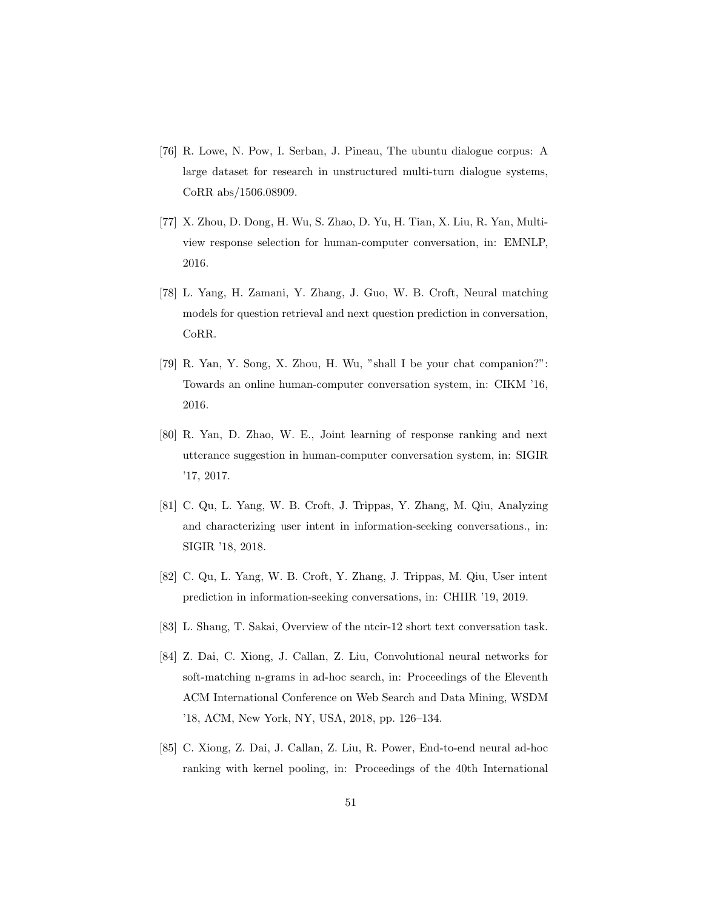[76] R. Lowe, N. Pow, I. Serban, J. Pineau, The ubuntu dialogue corpus: A large dataset for research in unstructured multi-turn dialogue systems, CoRR abs/1506.08909.

[77] X. Zhou, D. Dong, H. Wu, S. Zhao, D. Yu, H. Tian, X. Liu, R. Yan, Multi-view response selection for human-computer conversation, in: EMNLP, 2016.

[78] L. Yang, H. Zamani, Y. Zhang, J. Guo, W. B. Croft, Neural matching models for question retrieval and next question prediction in conversation, CoRR.

[79] R. Yan, Y. Song, X. Zhou, H. Wu, "shall I be your chat companion?": Towards an online human-computer conversation system, in: CIKM '16, 2016.

[80] R. Yan, D. Zhao, W. E., Joint learning of response ranking and next utterance suggestion in human-computer conversation system, in: SIGIR '17, 2017.

[81] C. Qu, L. Yang, W. B. Croft, J. Trippas, Y. Zhang, M. Qiu, Analyzing and characterizing user intent in information-seeking conversations., in: SIGIR '18, 2018.

[82] C. Qu, L. Yang, W. B. Croft, Y. Zhang, J. Trippas, M. Qiu, User intent prediction in information-seeking conversations, in: CHIIR '19, 2019.

[83] L. Shang, T. Sakai, Overview of the ntcir-12 short text conversation task.

[84] Z. Dai, C. Xiong, J. Callan, Z. Liu, Convolutional neural networks for soft-matching n-grams in ad-hoc search, in: Proceedings of the Eleventh ACM International Conference on Web Search and Data Mining, WSDM '18, ACM, New York, NY, USA, 2018, pp. 126–134.

[85] C. Xiong, Z. Dai, J. Callan, Z. Liu, R. Power, End-to-end neural ad-hoc ranking with kernel pooling, in: Proceedings of the 40th International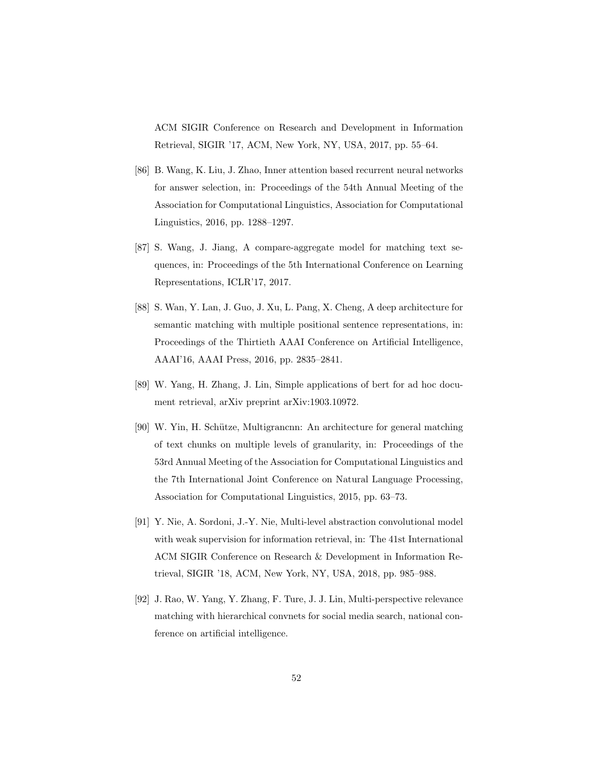ACM SIGIR Conference on Research and Development in Information Retrieval, SIGIR '17, ACM, New York, NY, USA, 2017, pp. 55–64.

[86] B. Wang, K. Liu, J. Zhao, Inner attention based recurrent neural networks for answer selection, in: Proceedings of the 54th Annual Meeting of the Association for Computational Linguistics, Association for Computational Linguistics, 2016, pp. 1288–1297.

[87] S. Wang, J. Jiang, A compare-aggregate model for matching text sequences, in: Proceedings of the 5th International Conference on Learning Representations, ICLR'17, 2017.

[88] S. Wan, Y. Lan, J. Guo, J. Xu, L. Pang, X. Cheng, A deep architecture for semantic matching with multiple positional sentence representations, in: Proceedings of the Thirtieth AAAI Conference on Artificial Intelligence, AAAI'16, AAAI Press, 2016, pp. 2835–2841.

[89] W. Yang, H. Zhang, J. Lin, Simple applications of bert for ad hoc document retrieval, arXiv preprint arXiv:1903.10972.

[90] W. Yin, H. Schütze, Multigrancnn: An architecture for general matching of text chunks on multiple levels of granularity, in: Proceedings of the 53rd Annual Meeting of the Association for Computational Linguistics and the 7th International Joint Conference on Natural Language Processing, Association for Computational Linguistics, 2015, pp. 63–73.

[91] Y. Nie, A. Sordoni, J.-Y. Nie, Multi-level abstraction convolutional model with weak supervision for information retrieval, in: The 41st International ACM SIGIR Conference on Research & Development in Information Retrieval, SIGIR '18, ACM, New York, NY, USA, 2018, pp. 985–988.

[92] J. Rao, W. Yang, Y. Zhang, F. Ture, J. J. Lin, Multi-perspective relevance matching with hierarchical convnets for social media search, national conference on artificial intelligence.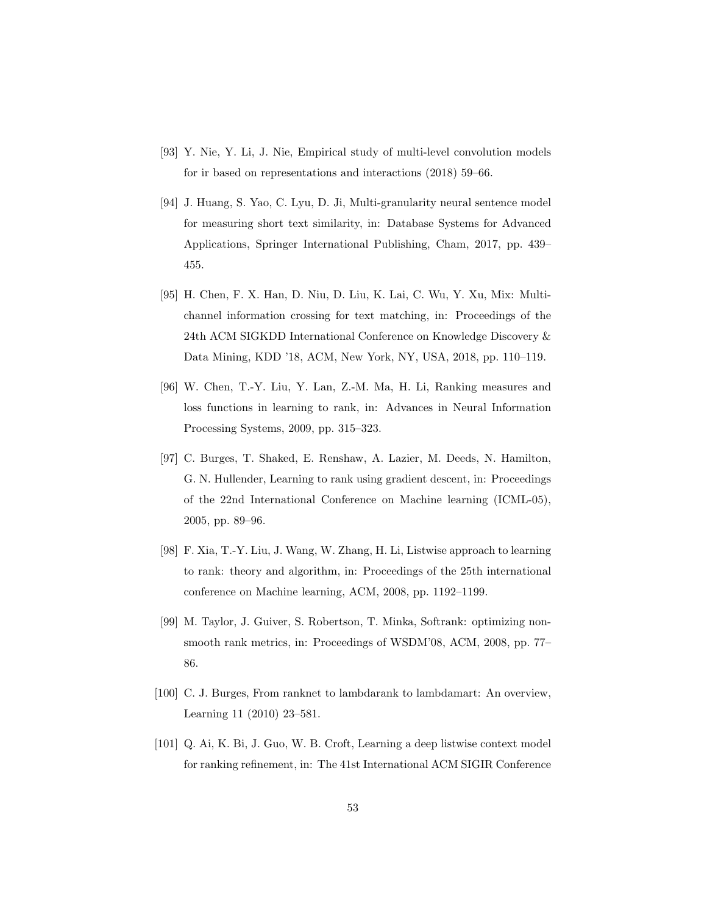[93] Y. Nie, Y. Li, J. Nie, Empirical study of multi-level convolution models for ir based on representations and interactions (2018) 59–66.

[94] J. Huang, S. Yao, C. Lyu, D. Ji, Multi-granularity neural sentence model for measuring short text similarity, in: Database Systems for Advanced Applications, Springer International Publishing, Cham, 2017, pp. 439–455.

[95] H. Chen, F. X. Han, D. Niu, D. Liu, K. Lai, C. Wu, Y. Xu, Mix: Multi-channel information crossing for text matching, in: Proceedings of the 24th ACM SIGKDD International Conference on Knowledge Discovery & Data Mining, KDD '18, ACM, New York, NY, USA, 2018, pp. 110–119.

[96] W. Chen, T.-Y. Liu, Y. Lan, Z.-M. Ma, H. Li, Ranking measures and loss functions in learning to rank, in: Advances in Neural Information Processing Systems, 2009, pp. 315–323.

[97] C. Burges, T. Shaked, E. Renshaw, A. Lazier, M. Deeds, N. Hamilton, G. N. Hullender, Learning to rank using gradient descent, in: Proceedings of the 22nd International Conference on Machine learning (ICML-05), 2005, pp. 89–96.

[98] F. Xia, T.-Y. Liu, J. Wang, W. Zhang, H. Li, Listwise approach to learning to rank: theory and algorithm, in: Proceedings of the 25th international conference on Machine learning, ACM, 2008, pp. 1192–1199.

[99] M. Taylor, J. Guiver, S. Robertson, T. Minka, Softrank: optimizing non-smooth rank metrics, in: Proceedings of WSDM'08, ACM, 2008, pp. 77–86.

[100] C. J. Burges, From ranknet to lambdarank to lambdamart: An overview, Learning 11 (2010) 23–581.

[101] Q. Ai, K. Bi, J. Guo, W. B. Croft, Learning a deep listwise context model for ranking refinement, in: The 41st International ACM SIGIR Conference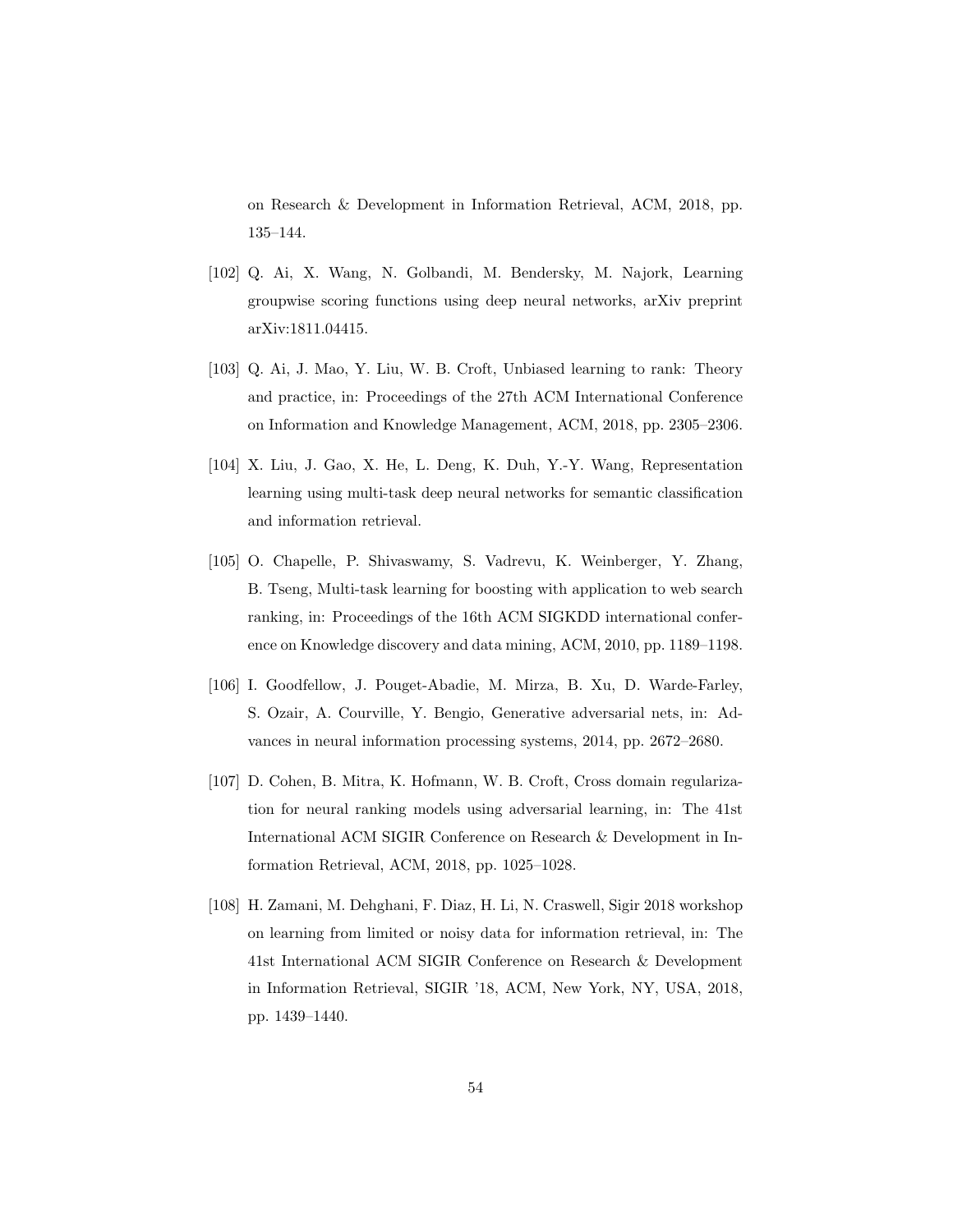on Research & Development in Information Retrieval, ACM, 2018, pp. 135–144.

[102] Q. Ai, X. Wang, N. Golbandi, M. Bendersky, M. Najork, Learning groupwise scoring functions using deep neural networks, arXiv preprint arXiv:1811.04415.

[103] Q. Ai, J. Mao, Y. Liu, W. B. Croft, Unbiased learning to rank: Theory and practice, in: Proceedings of the 27th ACM International Conference on Information and Knowledge Management, ACM, 2018, pp. 2305–2306.

[104] X. Liu, J. Gao, X. He, L. Deng, K. Duh, Y.-Y. Wang, Representation learning using multi-task deep neural networks for semantic classification and information retrieval.

[105] O. Chapelle, P. Shivaswamy, S. Vadrevu, K. Weinberger, Y. Zhang, B. Tseng, Multi-task learning for boosting with application to web search ranking, in: Proceedings of the 16th ACM SIGKDD international conference on Knowledge discovery and data mining, ACM, 2010, pp. 1189–1198.

[106] I. Goodfellow, J. Pouget-Abadie, M. Mirza, B. Xu, D. Warde-Farley, S. Ozair, A. Courville, Y. Bengio, Generative adversarial nets, in: Advances in neural information processing systems, 2014, pp. 2672–2680.

[107] D. Cohen, B. Mitra, K. Hofmann, W. B. Croft, Cross domain regularization for neural ranking models using adversarial learning, in: The 41st International ACM SIGIR Conference on Research & Development in Information Retrieval, ACM, 2018, pp. 1025–1028.

[108] H. Zamani, M. Dehghani, F. Diaz, H. Li, N. Craswell, Sigir 2018 workshop on learning from limited or noisy data for information retrieval, in: The 41st International ACM SIGIR Conference on Research & Development in Information Retrieval, SIGIR '18, ACM, New York, NY, USA, 2018, pp. 1439–1440.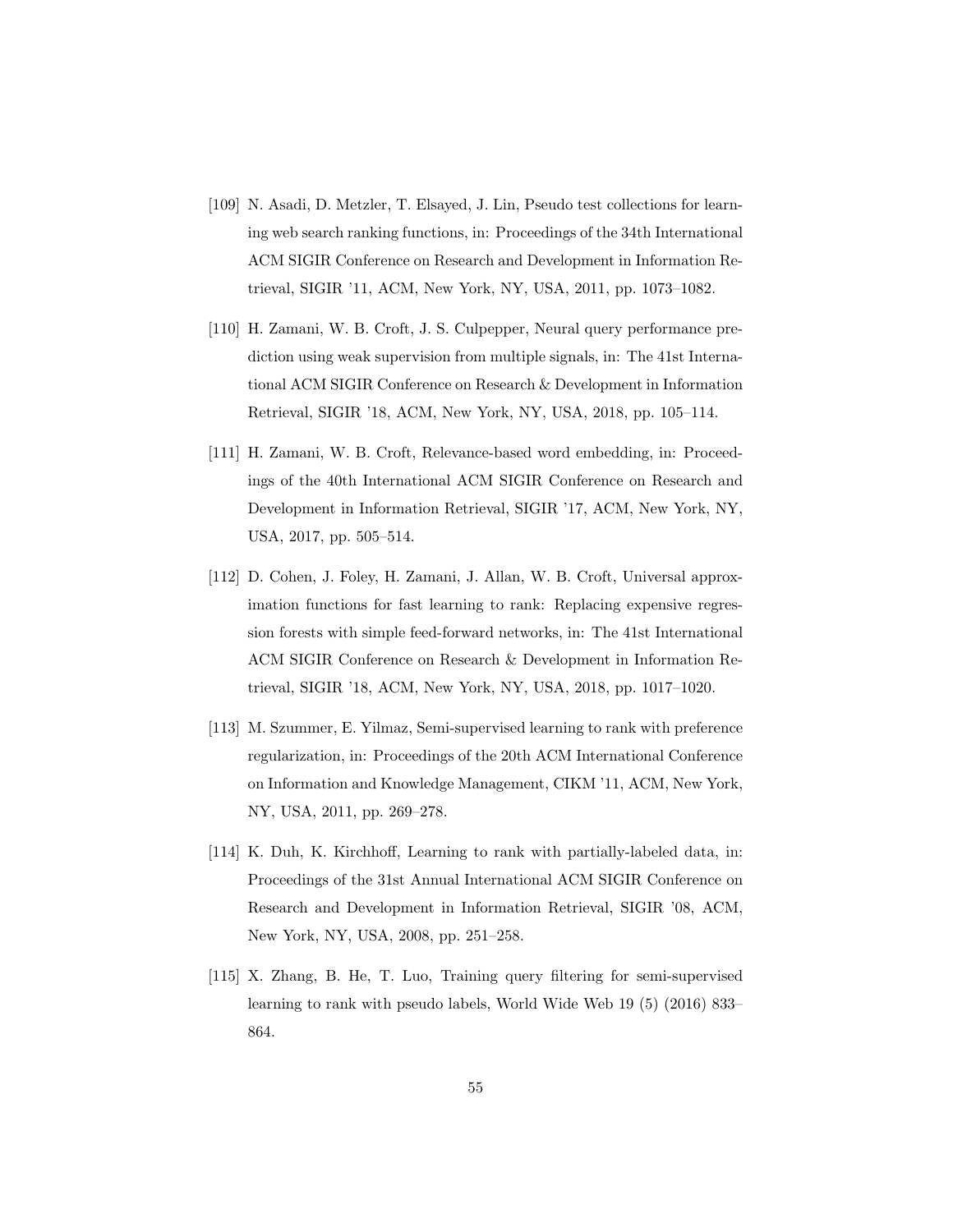[109] N. Asadi, D. Metzler, T. Elsayed, J. Lin, Pseudo test collections for learning web search ranking functions, in: Proceedings of the 34th International ACM SIGIR Conference on Research and Development in Information Retrieval, SIGIR '11, ACM, New York, NY, USA, 2011, pp. 1073–1082.

[110] H. Zamani, W. B. Croft, J. S. Culpepper, Neural query performance prediction using weak supervision from multiple signals, in: The 41st International ACM SIGIR Conference on Research & Development in Information Retrieval, SIGIR '18, ACM, New York, NY, USA, 2018, pp. 105–114.

[111] H. Zamani, W. B. Croft, Relevance-based word embedding, in: Proceedings of the 40th International ACM SIGIR Conference on Research and Development in Information Retrieval, SIGIR '17, ACM, New York, NY, USA, 2017, pp. 505–514.

[112] D. Cohen, J. Foley, H. Zamani, J. Allan, W. B. Croft, Universal approximation functions for fast learning to rank: Replacing expensive regression forests with simple feed-forward networks, in: The 41st International ACM SIGIR Conference on Research & Development in Information Retrieval, SIGIR '18, ACM, New York, NY, USA, 2018, pp. 1017–1020.

[113] M. Szummer, E. Yilmaz, Semi-supervised learning to rank with preference regularization, in: Proceedings of the 20th ACM International Conference on Information and Knowledge Management, CIKM '11, ACM, New York, NY, USA, 2011, pp. 269–278.

[114] K. Duh, K. Kirchhoff, Learning to rank with partially-labeled data, in: Proceedings of the 31st Annual International ACM SIGIR Conference on Research and Development in Information Retrieval, SIGIR '08, ACM, New York, NY, USA, 2008, pp. 251–258.

[115] X. Zhang, B. He, T. Luo, Training query filtering for semi-supervised learning to rank with pseudo labels, World Wide Web 19 (5) (2016) 833–864.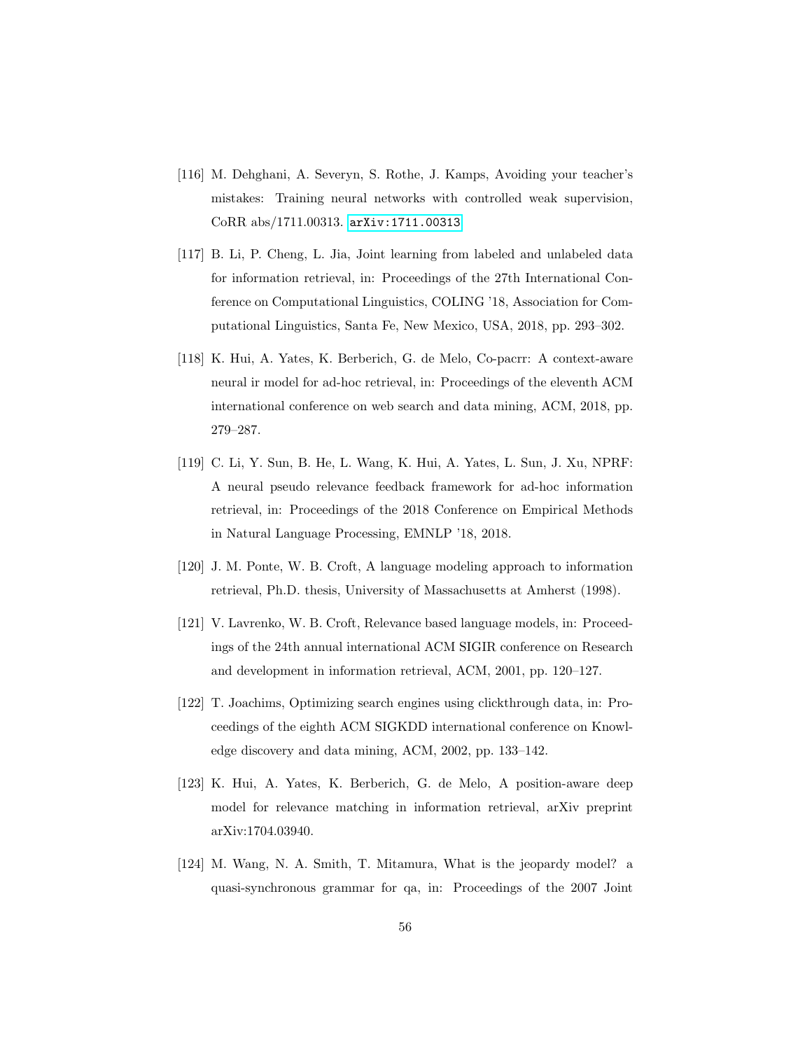[116] M. Dehghani, A. Severyn, S. Rothe, J. Kamps, Avoiding your teacher's mistakes: Training neural networks with controlled weak supervision, CoRR abs/1711.00313. arXiv:1711.00313

[117] B. Li, P. Cheng, L. Jia, Joint learning from labeled and unlabeled data for information retrieval, in: Proceedings of the 27th International Conference on Computational Linguistics, COLING '18, Association for Computational Linguistics, Santa Fe, New Mexico, USA, 2018, pp. 293–302.

[118] K. Hui, A. Yates, K. Berberich, G. de Melo, Co-pacrr: A context-aware neural ir model for ad-hoc retrieval, in: Proceedings of the eleventh ACM international conference on web search and data mining, ACM, 2018, pp. 279–287.

[119] C. Li, Y. Sun, B. He, L. Wang, K. Hui, A. Yates, L. Sun, J. Xu, NPRF: A neural pseudo relevance feedback framework for ad-hoc information retrieval, in: Proceedings of the 2018 Conference on Empirical Methods in Natural Language Processing, EMNLP '18, 2018.

[120] J. M. Ponte, W. B. Croft, A language modeling approach to information retrieval, Ph.D. thesis, University of Massachusetts at Amherst (1998).

[121] V. Lavrenko, W. B. Croft, Relevance based language models, in: Proceedings of the 24th annual international ACM SIGIR conference on Research and development in information retrieval, ACM, 2001, pp. 120–127.

[122] T. Joachims, Optimizing search engines using clickthrough data, in: Proceedings of the eighth ACM SIGKDD international conference on Knowledge discovery and data mining, ACM, 2002, pp. 133–142.

[123] K. Hui, A. Yates, K. Berberich, G. de Melo, A position-aware deep model for relevance matching in information retrieval, arXiv preprint arXiv:1704.03940.

[124] M. Wang, N. A. Smith, T. Mitamura, What is the jeopardy model? a quasi-synchronous grammar for qa, in: Proceedings of the 2007 Joint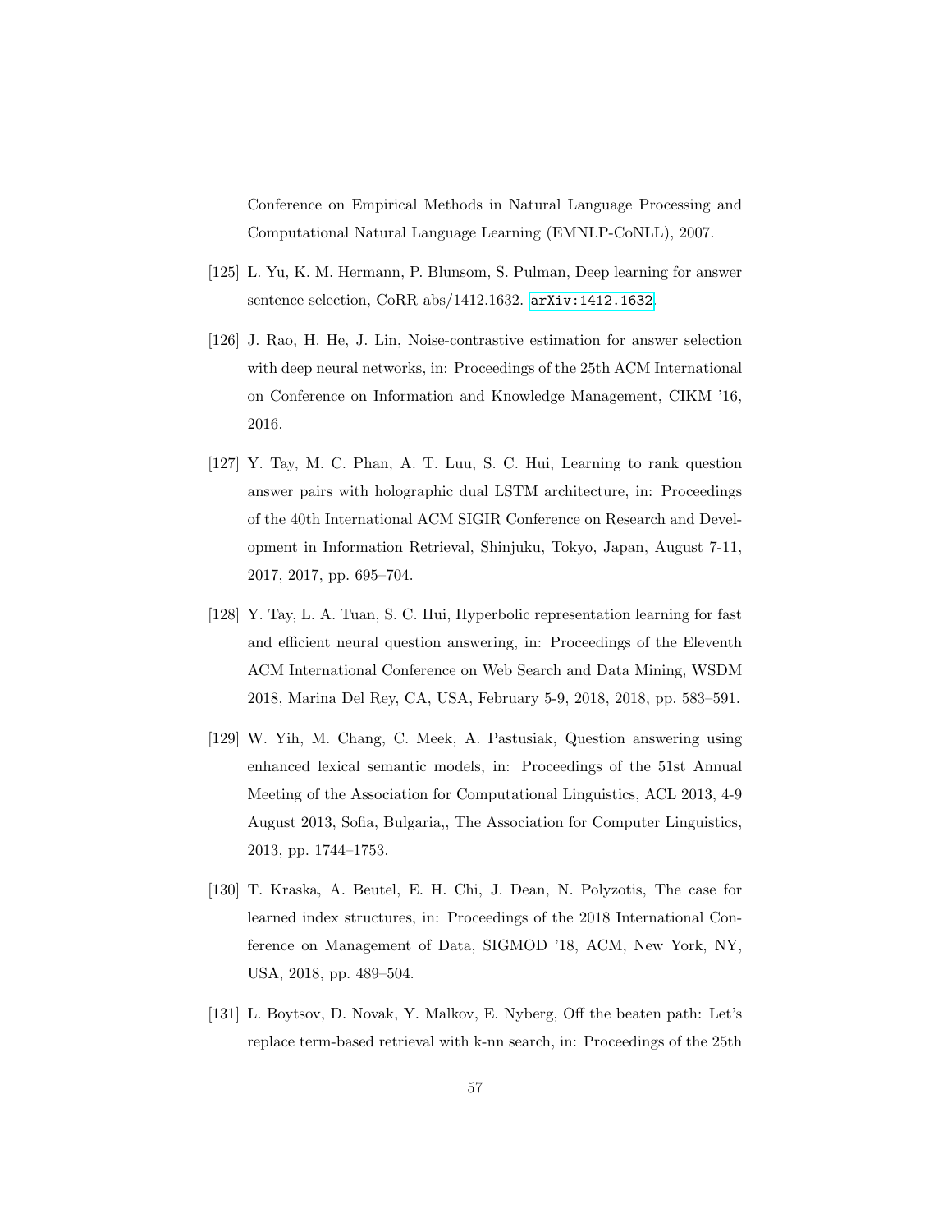Conference on Empirical Methods in Natural Language Processing and Computational Natural Language Learning (EMNLP-CoNLL), 2007.

[125] L. Yu, K. M. Hermann, P. Blunsom, S. Pulman, Deep learning for answer sentence selection, CoRR abs/1412.1632. arXiv:1412.1632.

[126] J. Rao, H. He, J. Lin, Noise-contrastive estimation for answer selection with deep neural networks, in: Proceedings of the 25th ACM International on Conference on Information and Knowledge Management, CIKM '16, 2016.

[127] Y. Tay, M. C. Phan, A. T. Luu, S. C. Hui, Learning to rank question answer pairs with holographic dual LSTM architecture, in: Proceedings of the 40th International ACM SIGIR Conference on Research and Development in Information Retrieval, Shinjuku, Tokyo, Japan, August 7-11, 2017, 2017, pp. 695–704.

[128] Y. Tay, L. A. Tuan, S. C. Hui, Hyperbolic representation learning for fast and efficient neural question answering, in: Proceedings of the Eleventh ACM International Conference on Web Search and Data Mining, WSDM 2018, Marina Del Rey, CA, USA, February 5-9, 2018, 2018, pp. 583–591.

[129] W. Yih, M. Chang, C. Meek, A. Pastusiak, Question answering using enhanced lexical semantic models, in: Proceedings of the 51st Annual Meeting of the Association for Computational Linguistics, ACL 2013, 4-9 August 2013, Sofia, Bulgaria,, The Association for Computer Linguistics, 2013, pp. 1744–1753.

[130] T. Kraska, A. Beutel, E. H. Chi, J. Dean, N. Polyzotis, The case for learned index structures, in: Proceedings of the 2018 International Conference on Management of Data, SIGMOD '18, ACM, New York, NY, USA, 2018, pp. 489–504.

[131] L. Boytsov, D. Novak, Y. Malkov, E. Nyberg, Off the beaten path: Let's replace term-based retrieval with k-nn search, in: Proceedings of the 25th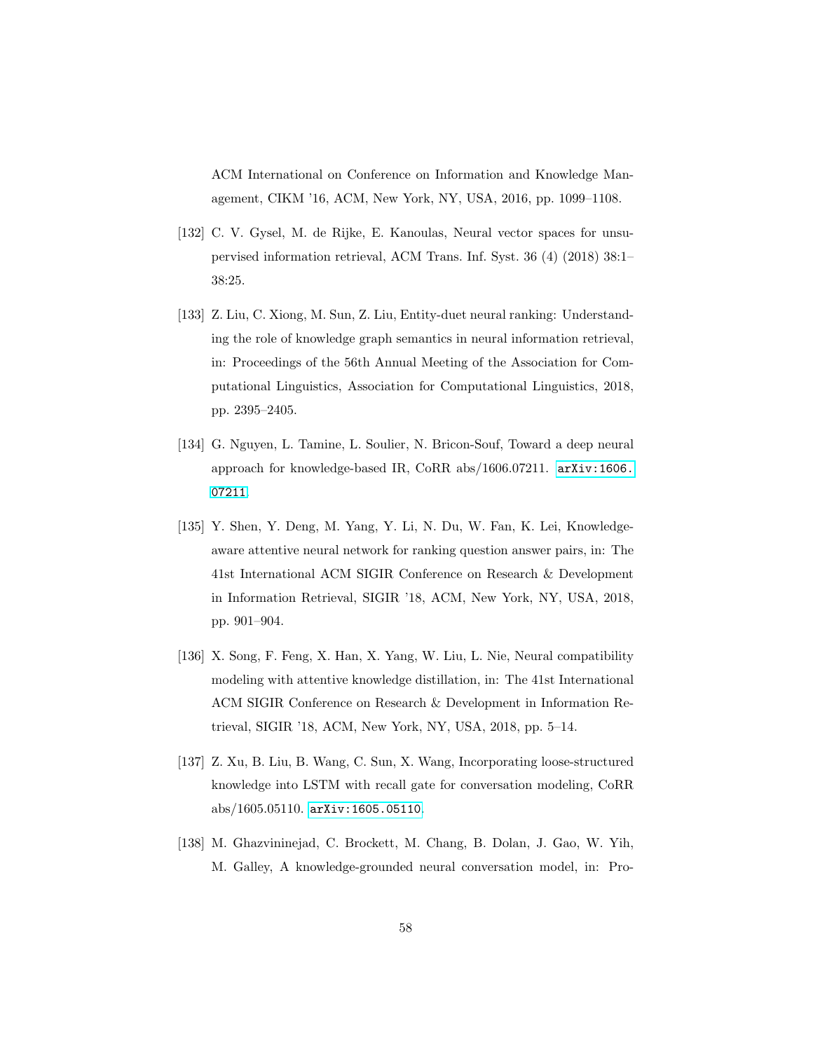ACM International on Conference on Information and Knowledge Management, CIKM '16, ACM, New York, NY, USA, 2016, pp. 1099–1108.

[132] C. V. Gysel, M. de Rijke, E. Kanoulas, Neural vector spaces for unsupervised information retrieval, ACM Trans. Inf. Syst. 36 (4) (2018) 38:1–38:25.

[133] Z. Liu, C. Xiong, M. Sun, Z. Liu, Entity-duet neural ranking: Understanding the role of knowledge graph semantics in neural information retrieval, in: Proceedings of the 56th Annual Meeting of the Association for Computational Linguistics, Association for Computational Linguistics, 2018, pp. 2395–2405.

[134] G. Nguyen, L. Tamine, L. Soulier, N. Bricon-Souf, Toward a deep neural approach for knowledge-based IR, CoRR abs/1606.07211. arXiv:1606.07211.

[135] Y. Shen, Y. Deng, M. Yang, Y. Li, N. Du, W. Fan, K. Lei, Knowledge-aware attentive neural network for ranking question answer pairs, in: The 41st International ACM SIGIR Conference on Research & Development in Information Retrieval, SIGIR '18, ACM, New York, NY, USA, 2018, pp. 901–904.

[136] X. Song, F. Feng, X. Han, X. Yang, W. Liu, L. Nie, Neural compatibility modeling with attentive knowledge distillation, in: The 41st International ACM SIGIR Conference on Research & Development in Information Retrieval, SIGIR '18, ACM, New York, NY, USA, 2018, pp. 5–14.

[137] Z. Xu, B. Liu, B. Wang, C. Sun, X. Wang, Incorporating loose-structured knowledge into LSTM with recall gate for conversation modeling, CoRR abs/1605.05110. arXiv:1605.05110.

[138] M. Ghazvininejad, C. Brockett, M. Chang, B. Dolan, J. Gao, W. Yih, M. Galley, A knowledge-grounded neural conversation model, in: Pro-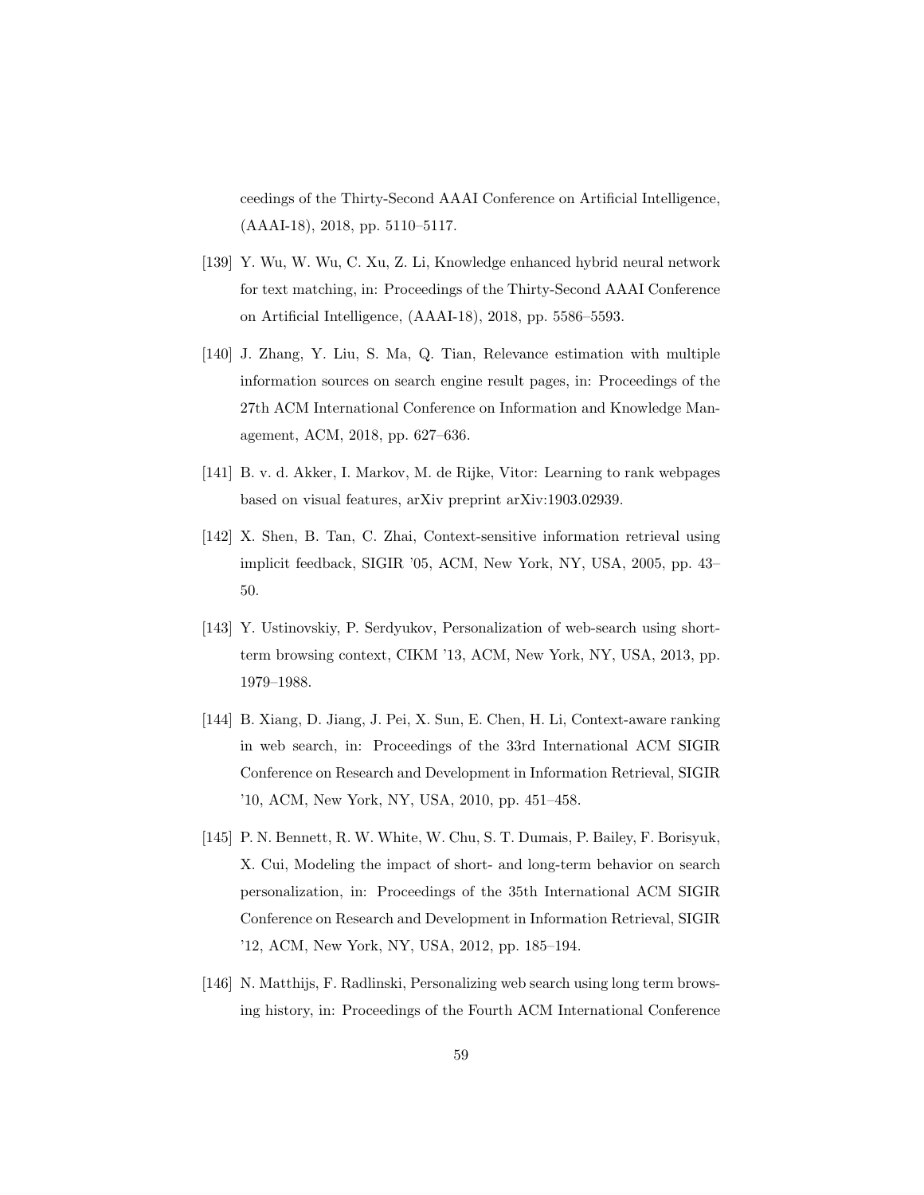ceedings of the Thirty-Second AAAI Conference on Artificial Intelligence, (AAAI-18), 2018, pp. 5110–5117.

[139] Y. Wu, W. Wu, C. Xu, Z. Li, Knowledge enhanced hybrid neural network for text matching, in: Proceedings of the Thirty-Second AAAI Conference on Artificial Intelligence, (AAAI-18), 2018, pp. 5586–5593.

[140] J. Zhang, Y. Liu, S. Ma, Q. Tian, Relevance estimation with multiple information sources on search engine result pages, in: Proceedings of the 27th ACM International Conference on Information and Knowledge Management, ACM, 2018, pp. 627–636.

[141] B. v. d. Akker, I. Markov, M. de Rijke, Vitor: Learning to rank webpages based on visual features, arXiv preprint arXiv:1903.02939.

[142] X. Shen, B. Tan, C. Zhai, Context-sensitive information retrieval using implicit feedback, SIGIR '05, ACM, New York, NY, USA, 2005, pp. 43–50.

[143] Y. Ustinovskiy, P. Serdyukov, Personalization of web-search using short-term browsing context, CIKM '13, ACM, New York, NY, USA, 2013, pp. 1979–1988.

[144] B. Xiang, D. Jiang, J. Pei, X. Sun, E. Chen, H. Li, Context-aware ranking in web search, in: Proceedings of the 33rd International ACM SIGIR Conference on Research and Development in Information Retrieval, SIGIR '10, ACM, New York, NY, USA, 2010, pp. 451–458.

[145] P. N. Bennett, R. W. White, W. Chu, S. T. Dumais, P. Bailey, F. Borisyuk, X. Cui, Modeling the impact of short- and long-term behavior on search personalization, in: Proceedings of the 35th International ACM SIGIR Conference on Research and Development in Information Retrieval, SIGIR '12, ACM, New York, NY, USA, 2012, pp. 185–194.

[146] N. Matthijs, F. Radlinski, Personalizing web search using long term browsing history, in: Proceedings of the Fourth ACM International Conference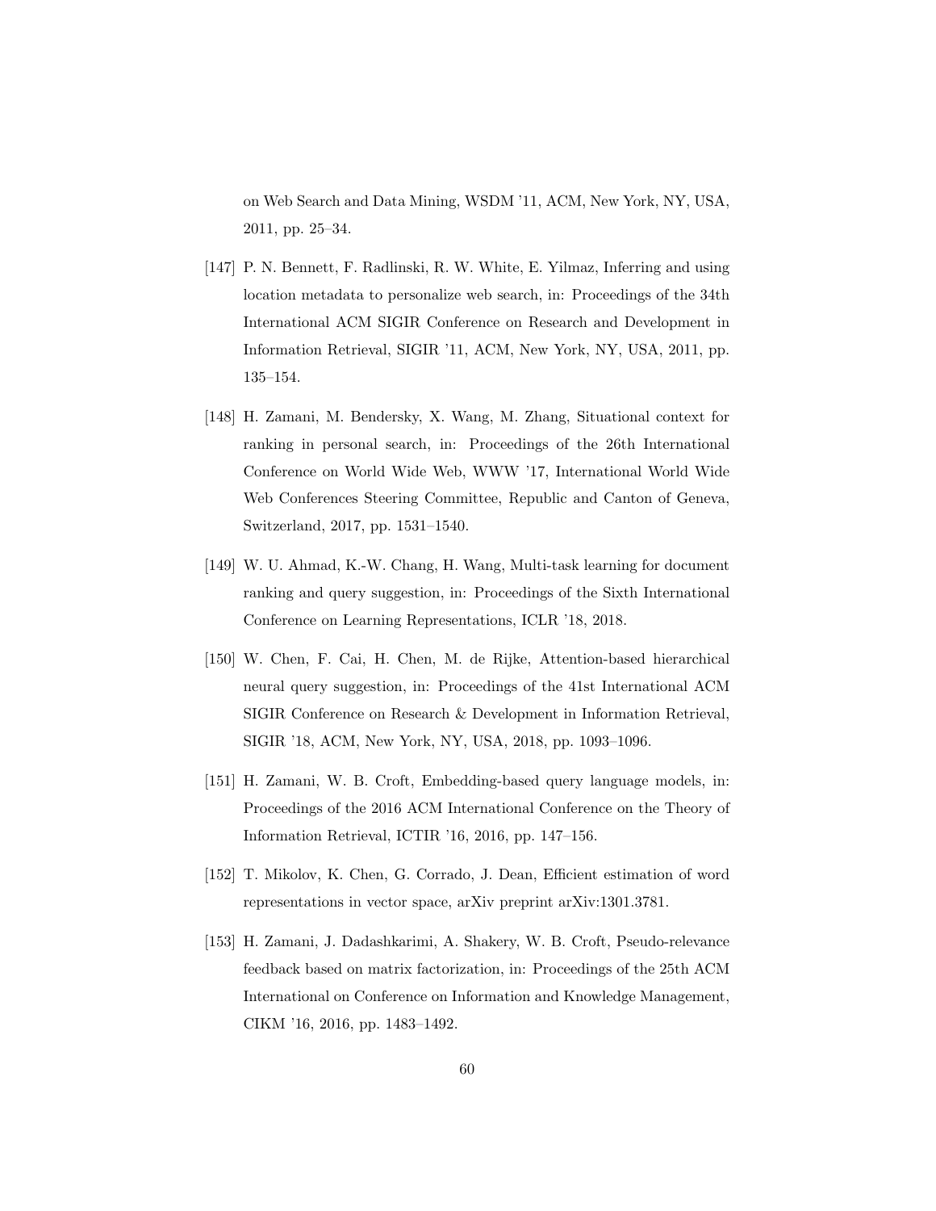on Web Search and Data Mining, WSDM '11, ACM, New York, NY, USA, 2011, pp. 25–34.

[147] P. N. Bennett, F. Radlinski, R. W. White, E. Yilmaz, Inferring and using location metadata to personalize web search, in: Proceedings of the 34th International ACM SIGIR Conference on Research and Development in Information Retrieval, SIGIR '11, ACM, New York, NY, USA, 2011, pp. 135–154.

[148] H. Zamani, M. Bendersky, X. Wang, M. Zhang, Situational context for ranking in personal search, in: Proceedings of the 26th International Conference on World Wide Web, WWW '17, International World Wide Web Conferences Steering Committee, Republic and Canton of Geneva, Switzerland, 2017, pp. 1531–1540.

[149] W. U. Ahmad, K.-W. Chang, H. Wang, Multi-task learning for document ranking and query suggestion, in: Proceedings of the Sixth International Conference on Learning Representations, ICLR '18, 2018.

[150] W. Chen, F. Cai, H. Chen, M. de Rijke, Attention-based hierarchical neural query suggestion, in: Proceedings of the 41st International ACM SIGIR Conference on Research & Development in Information Retrieval, SIGIR '18, ACM, New York, NY, USA, 2018, pp. 1093–1096.

[151] H. Zamani, W. B. Croft, Embedding-based query language models, in: Proceedings of the 2016 ACM International Conference on the Theory of Information Retrieval, ICTIR '16, 2016, pp. 147–156.

[152] T. Mikolov, K. Chen, G. Corrado, J. Dean, Efficient estimation of word representations in vector space, arXiv preprint arXiv:1301.3781.

[153] H. Zamani, J. Dadashkarimi, A. Shakery, W. B. Croft, Pseudo-relevance feedback based on matrix factorization, in: Proceedings of the 25th ACM International on Conference on Information and Knowledge Management, CIKM '16, 2016, pp. 1483–1492.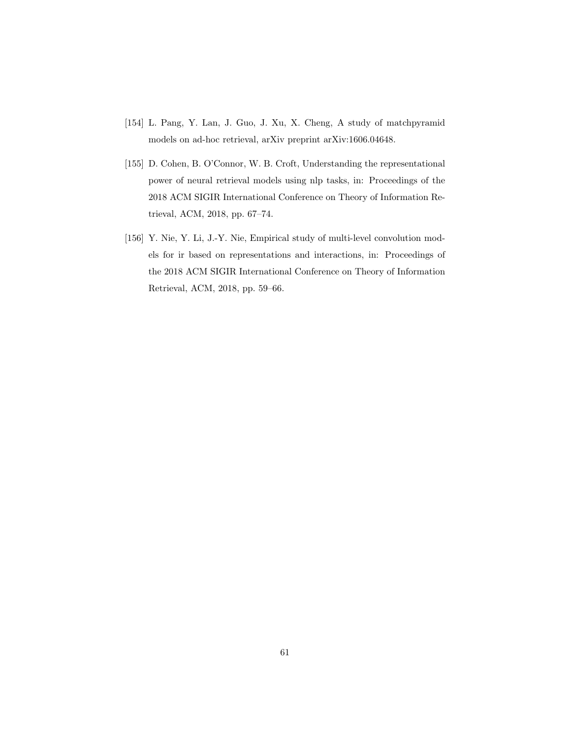[154] L. Pang, Y. Lan, J. Guo, J. Xu, X. Cheng, A study of matchpyramid models on ad-hoc retrieval, arXiv preprint arXiv:1606.04648.

[155] D. Cohen, B. O'Connor, W. B. Croft, Understanding the representational power of neural retrieval models using nlp tasks, in: Proceedings of the 2018 ACM SIGIR International Conference on Theory of Information Retrieval, ACM, 2018, pp. 67–74.

[156] Y. Nie, Y. Li, J.-Y. Nie, Empirical study of multi-level convolution models for ir based on representations and interactions, in: Proceedings of the 2018 ACM SIGIR International Conference on Theory of Information Retrieval, ACM, 2018, pp. 59–66.